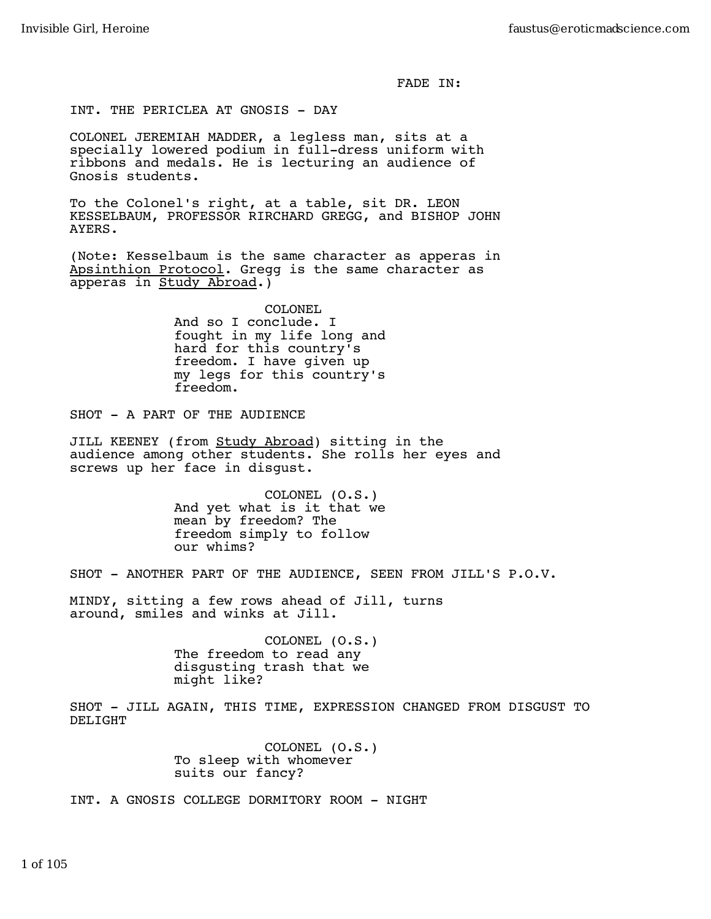FADE IN:

INT. THE PERICLEA AT GNOSIS - DAY

COLONEL JEREMIAH MADDER, a legless man, sits at a specially lowered podium in full-dress uniform with ribbons and medals. He is lecturing an audience of Gnosis students.

To the Colonel's right, at a table, sit DR. LEON KESSELBAUM, PROFESSOR RIRCHARD GREGG, and BISHOP JOHN AYERS.

(Note: Kesselbaum is the same character as apperas in <u>Apsinthion Protocol</u>. Gregg is the same character as apperas in <u>Study Abroad</u>.)

COLONEL
And so I conclude. I fought in my life long and hard for this country's freedom. I have given up my legs for this country's freedom.

SHOT - A PART OF THE AUDIENCE

JILL KEENEY (from <u>Study Abroad</u>) sitting in the audience among other students. She rolls her eyes and screws up her face in disgust.

COLONEL (O.S.)
And yet what is it that we mean by freedom? The freedom simply to follow our whims?

SHOT - ANOTHER PART OF THE AUDIENCE, SEEN FROM JILL'S P.O.V.

MINDY, sitting a few rows ahead of Jill, turns around, smiles and winks at Jill.

COLONEL (O.S.)
The freedom to read any disgusting trash that we might like?

SHOT - JILL AGAIN, THIS TIME, EXPRESSION CHANGED FROM DISGUST TO DELIGHT

COLONEL (O.S.)
To sleep with whomever suits our fancy?

INT. A GNOSIS COLLEGE DORMITORY ROOM - NIGHT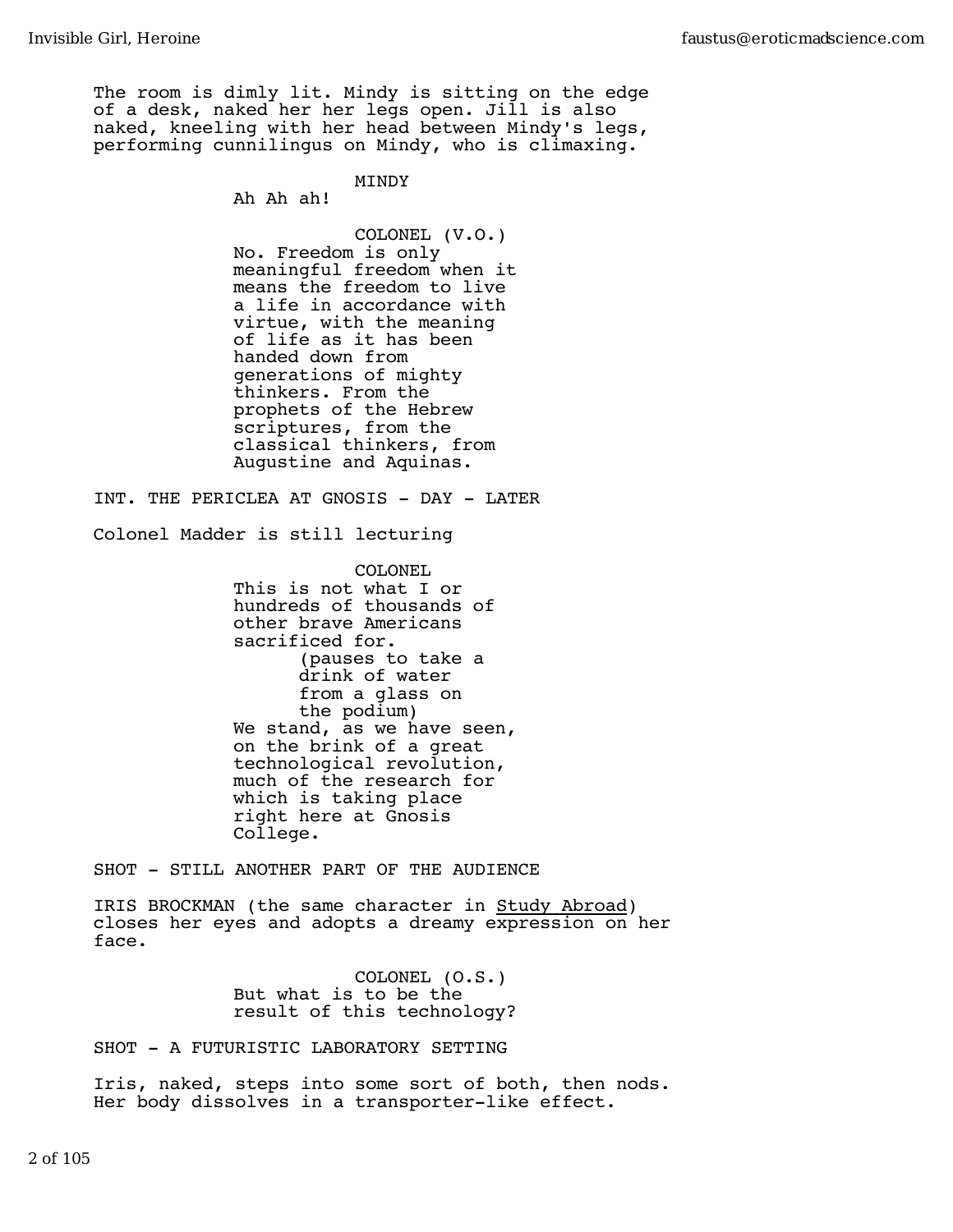The room is dimly lit. Mindy is sitting on the edge of a desk, naked her her legs open. Jill is also naked, kneeling with her head between Mindy's legs, performing cunnilingus on Mindy, who is climaxing.

MINDY
Ah Ah ah!

COLONEL (V.O.)
No. Freedom is only meaningful freedom when it means the freedom to live a life in accordance with virtue, with the meaning of life as it has been handed down from generations of mighty thinkers. From the prophets of the Hebrew scriptures, from the classical thinkers, from Augustine and Aquinas.

INT. THE PERICLEA AT GNOSIS - DAY - LATER

Colonel Madder is still lecturing

COLONEL
This is not what I or hundreds of thousands of other brave Americans sacrificed for.
(pauses to take a drink of water from a glass on the podium)
We stand, as we have seen, on the brink of a great technological revolution, much of the research for which is taking place right here at Gnosis College.

SHOT - STILL ANOTHER PART OF THE AUDIENCE

IRIS BROCKMAN (the same character in <u>Study Abroad</u>) closes her eyes and adopts a dreamy expression on her face.

COLONEL (O.S.)
But what is to be the result of this technology?

SHOT - A FUTURISTIC LABORATORY SETTING

Iris, naked, steps into some sort of both, then nods. Her body dissolves in a transporter-like effect.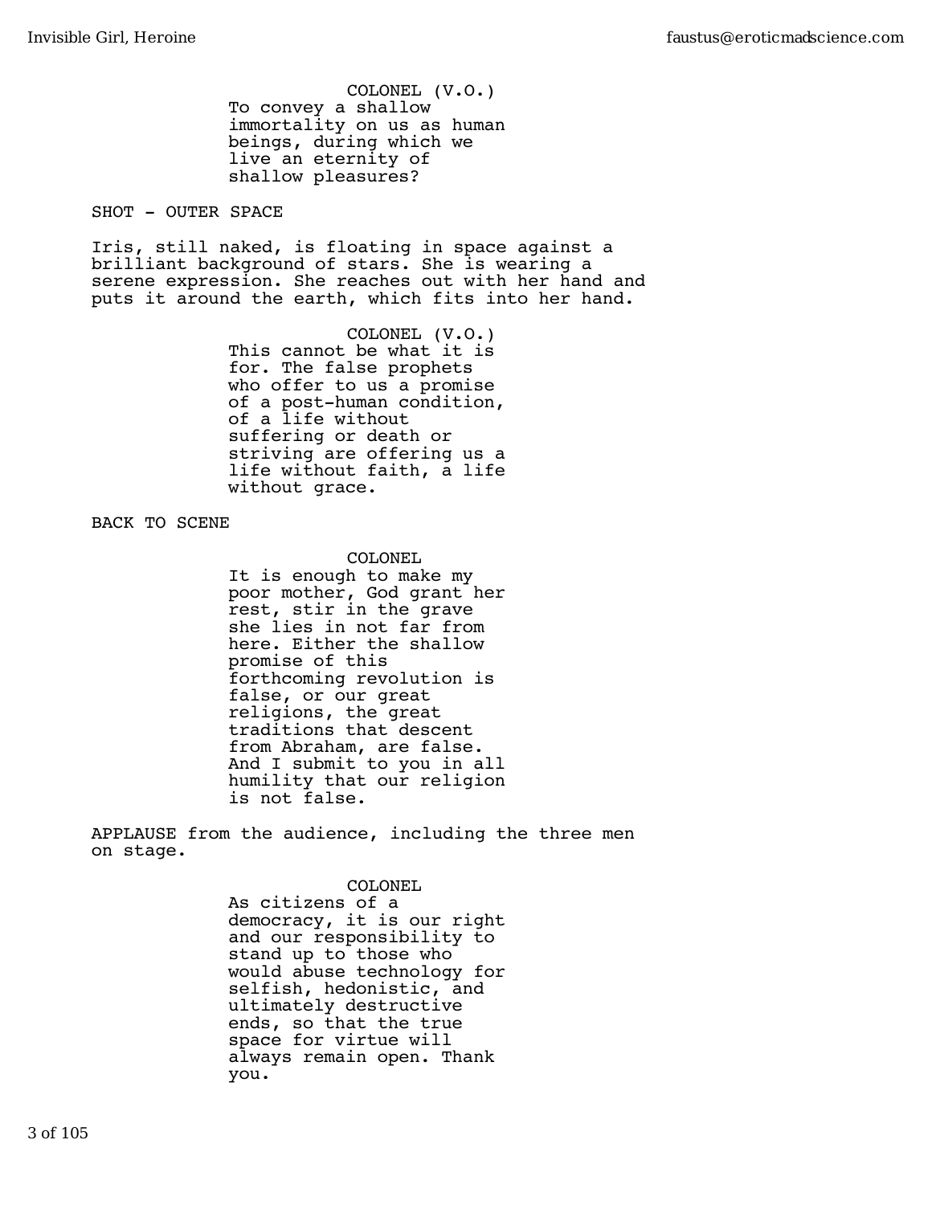COLONEL (V.O.)
To convey a shallow immortality on us as human beings, during which we live an eternity of shallow pleasures?

SHOT - OUTER SPACE

Iris, still naked, is floating in space against a brilliant background of stars. She is wearing a serene expression. She reaches out with her hand and puts it around the earth, which fits into her hand.

COLONEL (V.O.)
This cannot be what it is for. The false prophets who offer to us a promise of a post-human condition, of a life without suffering or death or striving are offering us a life without faith, a life without grace.

BACK TO SCENE

COLONEL
It is enough to make my poor mother, God grant her rest, stir in the grave she lies in not far from here. Either the shallow promise of this forthcoming revolution is false, or our great religions, the great traditions that descent from Abraham, are false. And I submit to you in all humility that our religion is not false.

APPLAUSE from the audience, including the three men on stage.

COLONEL
As citizens of a democracy, it is our right and our responsibility to stand up to those who would abuse technology for selfish, hedonistic, and ultimately destructive ends, so that the true space for virtue will always remain open. Thank you.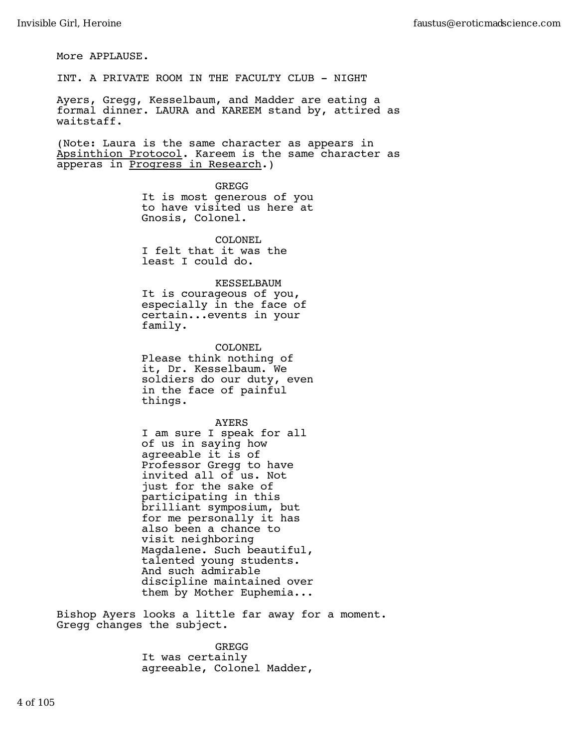More APPLAUSE.

INT. A PRIVATE ROOM IN THE FACULTY CLUB - NIGHT

Ayers, Gregg, Kesselbaum, and Madder are eating a formal dinner. LAURA and KAREEM stand by, attired as waitstaff.

(Note: Laura is the same character as appears in Apsinthion Protocol. Kareem is the same character as apperas in Progress in Research.)

GREGG
It is most generous of you to have visited us here at Gnosis, Colonel.

COLONEL
I felt that it was the least I could do.

KESSELBAUM
It is courageous of you, especially in the face of certain...events in your family.

COLONEL
Please think nothing of it, Dr. Kesselbaum. We soldiers do our duty, even in the face of painful things.

AYERS
I am sure I speak for all of us in saying how agreeable it is of Professor Gregg to have invited all of us. Not just for the sake of participating in this brilliant symposium, but for me personally it has also been a chance to visit neighboring Magdalene. Such beautiful, talented young students. And such admirable discipline maintained over them by Mother Euphemia...

Bishop Ayers looks a little far away for a moment. Gregg changes the subject.

GREGG
It was certainly agreeable, Colonel Madder,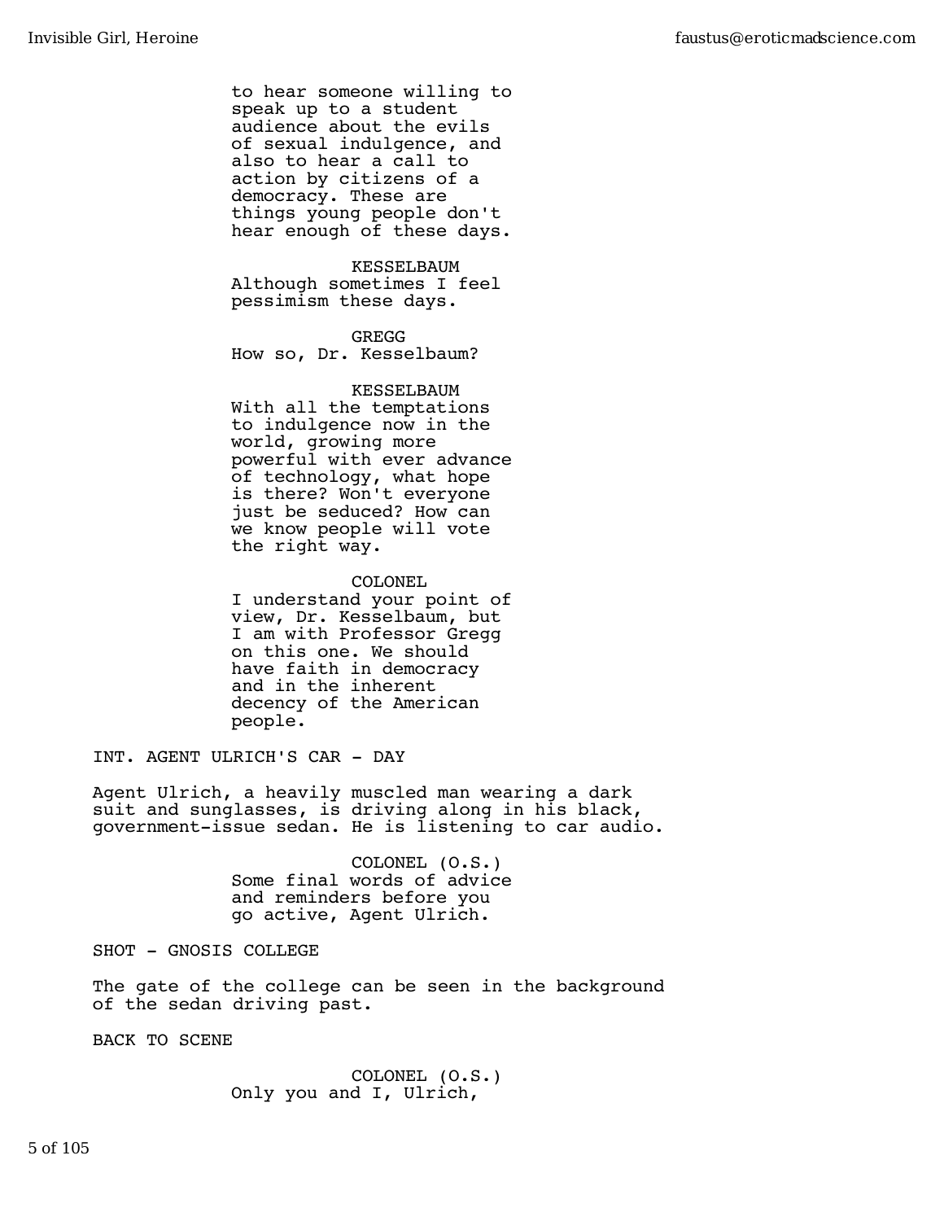to hear someone willing to speak up to a student audience about the evils of sexual indulgence, and also to hear a call to action by citizens of a democracy. These are things young people don't hear enough of these days.

KESSELBAUM
Although sometimes I feel pessimism these days.

GREGG
How so, Dr. Kesselbaum?

KESSELBAUM
With all the temptations to indulgence now in the world, growing more powerful with ever advance of technology, what hope is there? Won't everyone just be seduced? How can we know people will vote the right way.

COLONEL
I understand your point of view, Dr. Kesselbaum, but I am with Professor Gregg on this one. We should have faith in democracy and in the inherent decency of the American people.

INT. AGENT ULRICH'S CAR - DAY

Agent Ulrich, a heavily muscled man wearing a dark suit and sunglasses, is driving along in his black, government-issue sedan. He is listening to car audio.

COLONEL (O.S.)
Some final words of advice and reminders before you go active, Agent Ulrich.

SHOT - GNOSIS COLLEGE

The gate of the college can be seen in the background of the sedan driving past.

BACK TO SCENE

COLONEL (O.S.)
Only you and I, Ulrich,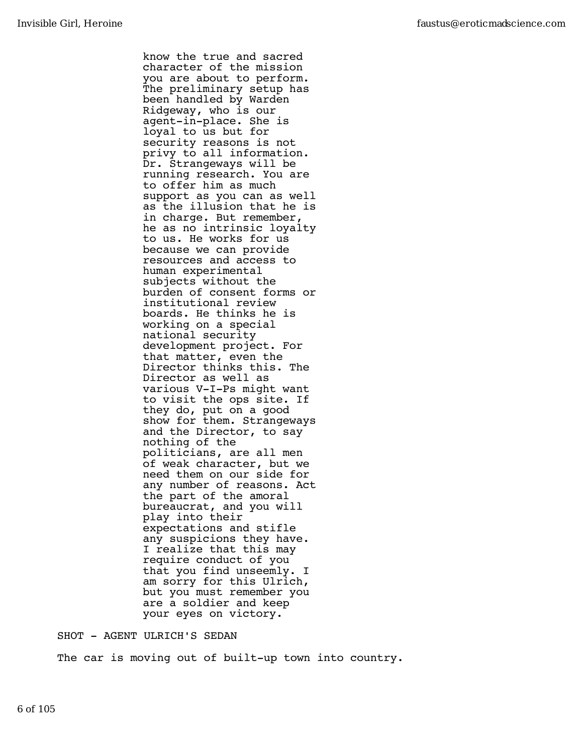know the true and sacred character of the mission you are about to perform. The preliminary setup has been handled by Warden Ridgeway, who is our agent-in-place. She is loyal to us but for security reasons is not privy to all information. Dr. Strangeways will be running research. You are to offer him as much support as you can as well as the illusion that he is in charge. But remember, he as no intrinsic loyalty to us. He works for us because we can provide resources and access to human experimental subjects without the burden of consent forms or institutional review boards. He thinks he is working on a special national security development project. For that matter, even the Director thinks this. The Director as well as various V-I-Ps might want to visit the ops site. If they do, put on a good show for them. Strangeways and the Director, to say nothing of the politicians, are all men of weak character, but we need them on our side for any number of reasons. Act the part of the amoral bureaucrat, and you will play into their expectations and stifle any suspicions they have. I realize that this may require conduct of you that you find unseemly. I am sorry for this Ulrich, but you must remember you are a soldier and keep your eyes on victory.

SHOT - AGENT ULRICH'S SEDAN

The car is moving out of built-up town into country.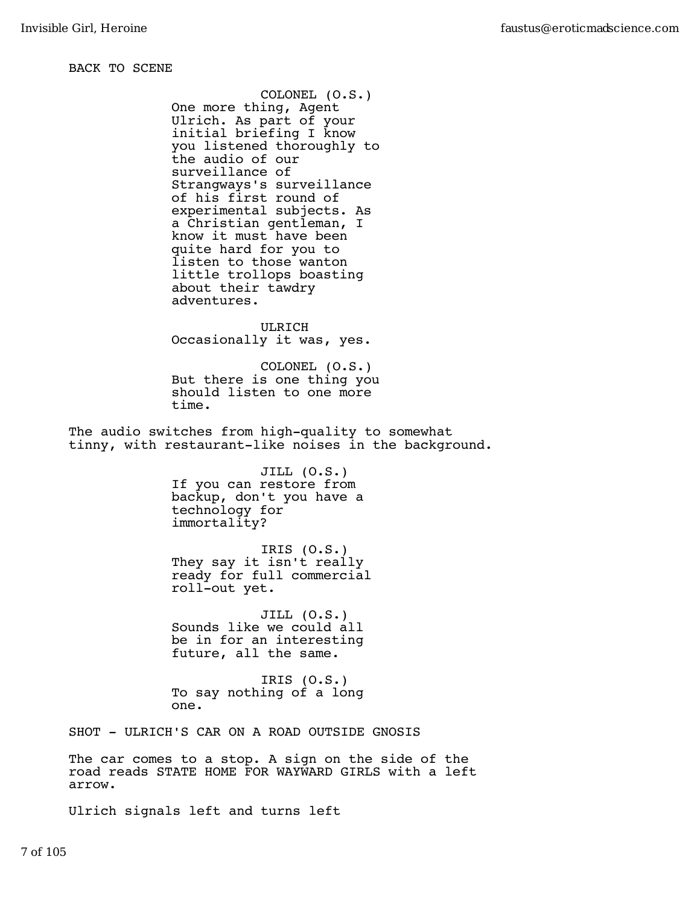BACK TO SCENE

COLONEL (O.S.)
One more thing, Agent Ulrich. As part of your initial briefing I know you listened thoroughly to the audio of our surveillance of Strangways's surveillance of his first round of experimental subjects. As a Christian gentleman, I know it must have been quite hard for you to listen to those wanton little trollops boasting about their tawdry adventures.

ULRICH
Occasionally it was, yes.

COLONEL (O.S.)
But there is one thing you should listen to one more time.

The audio switches from high-quality to somewhat tinny, with restaurant-like noises in the background.

JILL (O.S.)
If you can restore from backup, don't you have a technology for immortality?

IRIS (O.S.)
They say it isn't really ready for full commercial roll-out yet.

JILL (O.S.)
Sounds like we could all be in for an interesting future, all the same.

IRIS (O.S.)
To say nothing of a long one.

SHOT - ULRICH'S CAR ON A ROAD OUTSIDE GNOSIS

The car comes to a stop. A sign on the side of the road reads STATE HOME FOR WAYWARD GIRLS with a left arrow.

Ulrich signals left and turns left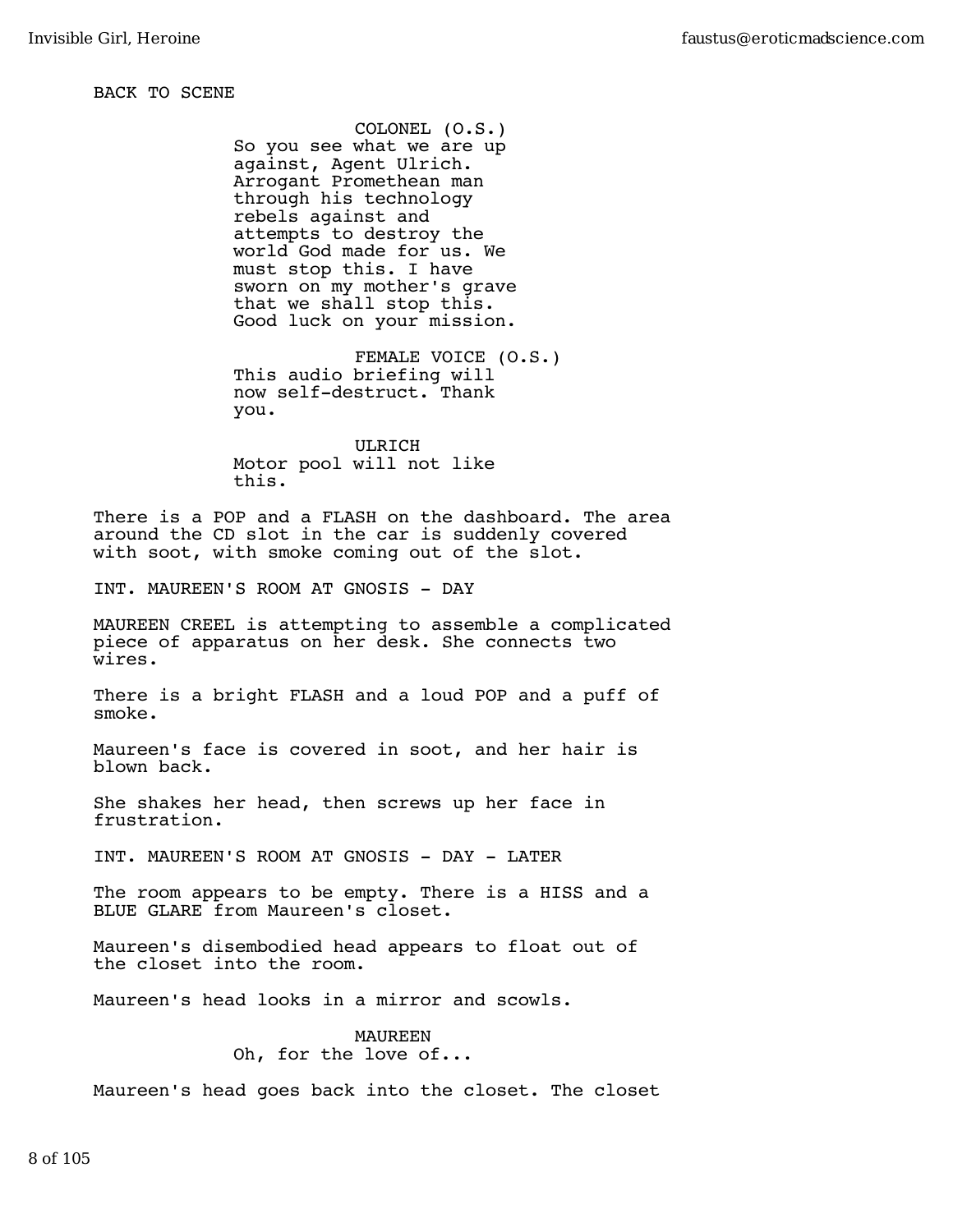BACK TO SCENE

COLONEL (O.S.)
So you see what we are up against, Agent Ulrich. Arrogant Promethean man through his technology rebels against and attempts to destroy the world God made for us. We must stop this. I have sworn on my mother's grave that we shall stop this. Good luck on your mission.

FEMALE VOICE (O.S.)
This audio briefing will now self-destruct. Thank you.

ULRICH
Motor pool will not like this.

There is a POP and a FLASH on the dashboard. The area around the CD slot in the car is suddenly covered with soot, with smoke coming out of the slot.

INT. MAUREEN'S ROOM AT GNOSIS - DAY

MAUREEN CREEL is attempting to assemble a complicated piece of apparatus on her desk. She connects two wires.

There is a bright FLASH and a loud POP and a puff of smoke.

Maureen's face is covered in soot, and her hair is blown back.

She shakes her head, then screws up her face in frustration.

INT. MAUREEN'S ROOM AT GNOSIS - DAY - LATER

The room appears to be empty. There is a HISS and a BLUE GLARE from Maureen's closet.

Maureen's disembodied head appears to float out of the closet into the room.

Maureen's head looks in a mirror and scowls.

MAUREEN
Oh, for the love of...

Maureen's head goes back into the closet. The closet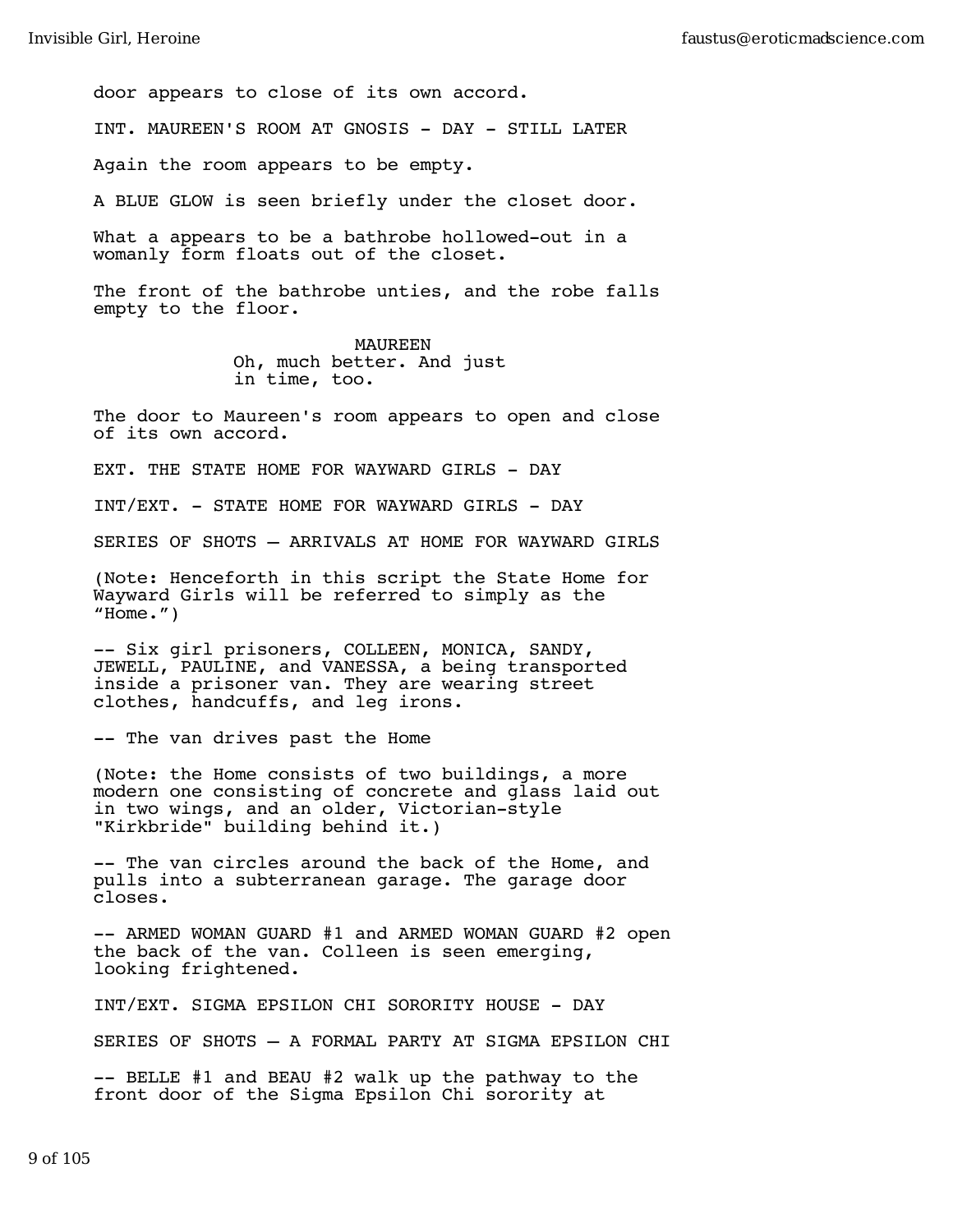door appears to close of its own accord.

INT. MAUREEN'S ROOM AT GNOSIS - DAY - STILL LATER

Again the room appears to be empty.

A BLUE GLOW is seen briefly under the closet door.

What a appears to be a bathrobe hollowed-out in a womanly form floats out of the closet.

The front of the bathrobe unties, and the robe falls empty to the floor.

MAUREEN
Oh, much better. And just in time, too.

The door to Maureen's room appears to open and close of its own accord.

EXT. THE STATE HOME FOR WAYWARD GIRLS - DAY

INT/EXT. - STATE HOME FOR WAYWARD GIRLS - DAY

SERIES OF SHOTS — ARRIVALS AT HOME FOR WAYWARD GIRLS

(Note: Henceforth in this script the State Home for Wayward Girls will be referred to simply as the "Home.")

-- Six girl prisoners, COLLEEN, MONICA, SANDY, JEWELL, PAULINE, and VANESSA, a being transported inside a prisoner van. They are wearing street clothes, handcuffs, and leg irons.

-- The van drives past the Home

(Note: the Home consists of two buildings, a more modern one consisting of concrete and glass laid out in two wings, and an older, Victorian-style "Kirkbride" building behind it.)

-- The van circles around the back of the Home, and pulls into a subterranean garage. The garage door closes.

-- ARMED WOMAN GUARD #1 and ARMED WOMAN GUARD #2 open the back of the van. Colleen is seen emerging, looking frightened.

INT/EXT. SIGMA EPSILON CHI SORORITY HOUSE - DAY

SERIES OF SHOTS — A FORMAL PARTY AT SIGMA EPSILON CHI

-- BELLE #1 and BEAU #2 walk up the pathway to the front door of the Sigma Epsilon Chi sorority at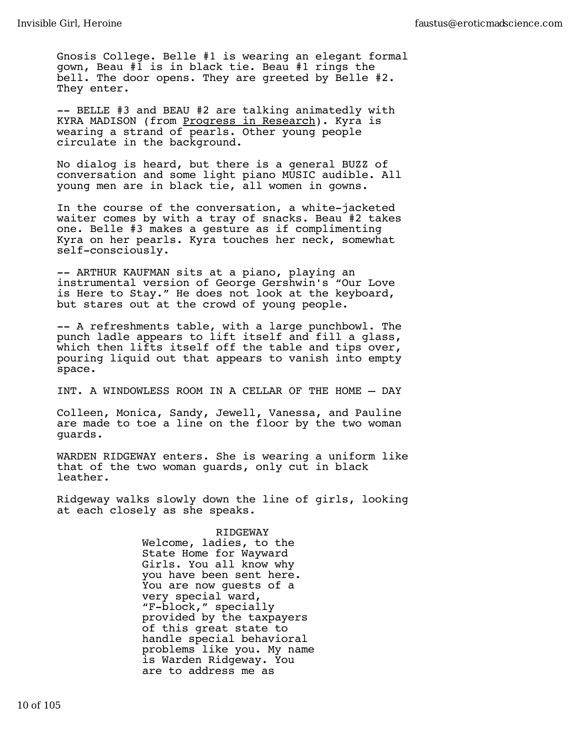Gnosis College. Belle #1 is wearing an elegant formal gown, Beau #1 is in black tie. Beau #1 rings the bell. The door opens. They are greeted by Belle #2. They enter.

-- BELLE #3 and BEAU #2 are talking animatedly with KYRA MADISON (from Progress in Research). Kyra is wearing a strand of pearls. Other young people circulate in the background.

No dialog is heard, but there is a general BUZZ of conversation and some light piano MUSIC audible. All young men are in black tie, all women in gowns.

In the course of the conversation, a white-jacketed waiter comes by with a tray of snacks. Beau #2 takes one. Belle #3 makes a gesture as if complimenting Kyra on her pearls. Kyra touches her neck, somewhat self-consciously.

-- ARTHUR KAUFMAN sits at a piano, playing an instrumental version of George Gershwin's "Our Love is Here to Stay." He does not look at the keyboard, but stares out at the crowd of young people.

-- A refreshments table, with a large punchbowl. The punch ladle appears to lift itself and fill a glass, which then lifts itself off the table and tips over, pouring liquid out that appears to vanish into empty space.

INT. A WINDOWLESS ROOM IN A CELLAR OF THE HOME — DAY

Colleen, Monica, Sandy, Jewell, Vanessa, and Pauline are made to toe a line on the floor by the two woman guards.

WARDEN RIDGEWAY enters. She is wearing a uniform like that of the two woman guards, only cut in black leather.

Ridgeway walks slowly down the line of girls, looking at each closely as she speaks.

RIDGEWAY
Welcome, ladies, to the State Home for Wayward Girls. You all know why you have been sent here. You are now guests of a very special ward, "F-block," specially provided by the taxpayers of this great state to handle special behavioral problems like you. My name is Warden Ridgeway. You are to address me as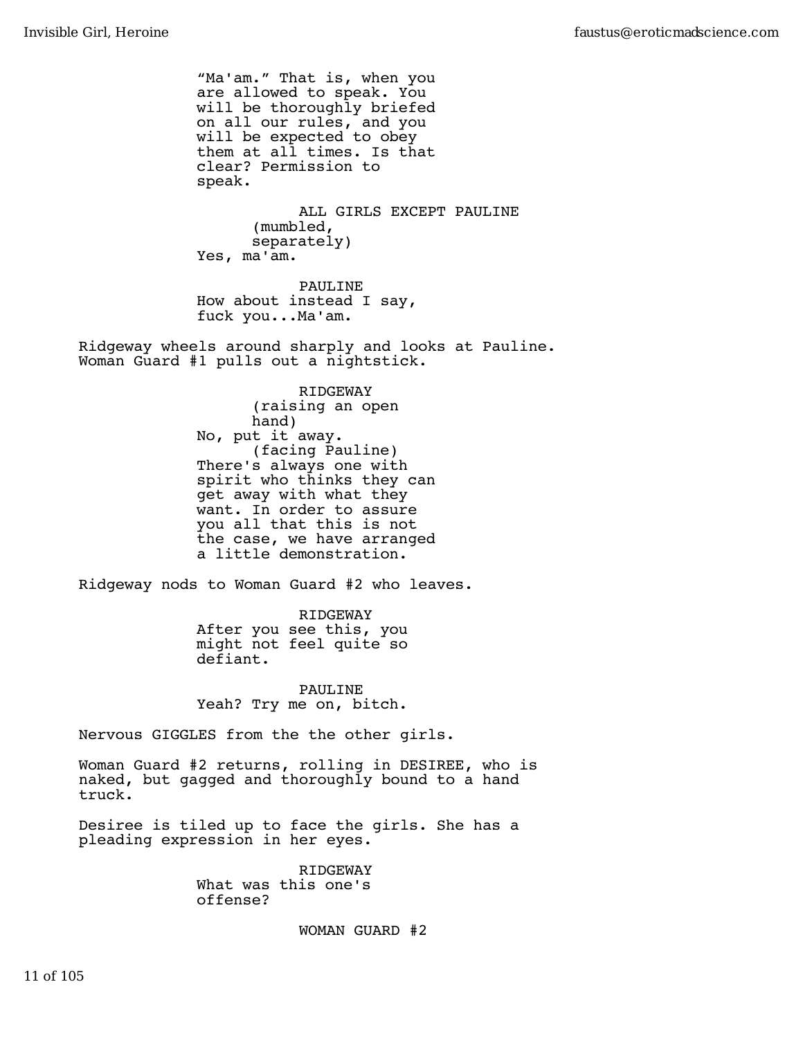"Ma'am." That is, when you are allowed to speak. You will be thoroughly briefed on all our rules, and you will be expected to obey them at all times. Is that clear? Permission to speak.

ALL GIRLS EXCEPT PAULINE
(mumbled, separately)
Yes, ma'am.

PAULINE
How about instead I say, fuck you...Ma'am.

Ridgeway wheels around sharply and looks at Pauline. Woman Guard #1 pulls out a nightstick.

RIDGEWAY
(raising an open hand)
No, put it away.
(facing Pauline)
There's always one with spirit who thinks they can get away with what they want. In order to assure you all that this is not the case, we have arranged a little demonstration.

Ridgeway nods to Woman Guard #2 who leaves.

RIDGEWAY
After you see this, you might not feel quite so defiant.

PAULINE
Yeah? Try me on, bitch.

Nervous GIGGLES from the the other girls.

Woman Guard #2 returns, rolling in DESIREE, who is naked, but gagged and thoroughly bound to a hand truck.

Desiree is tiled up to face the girls. She has a pleading expression in her eyes.

RIDGEWAY
What was this one's offense?

WOMAN GUARD #2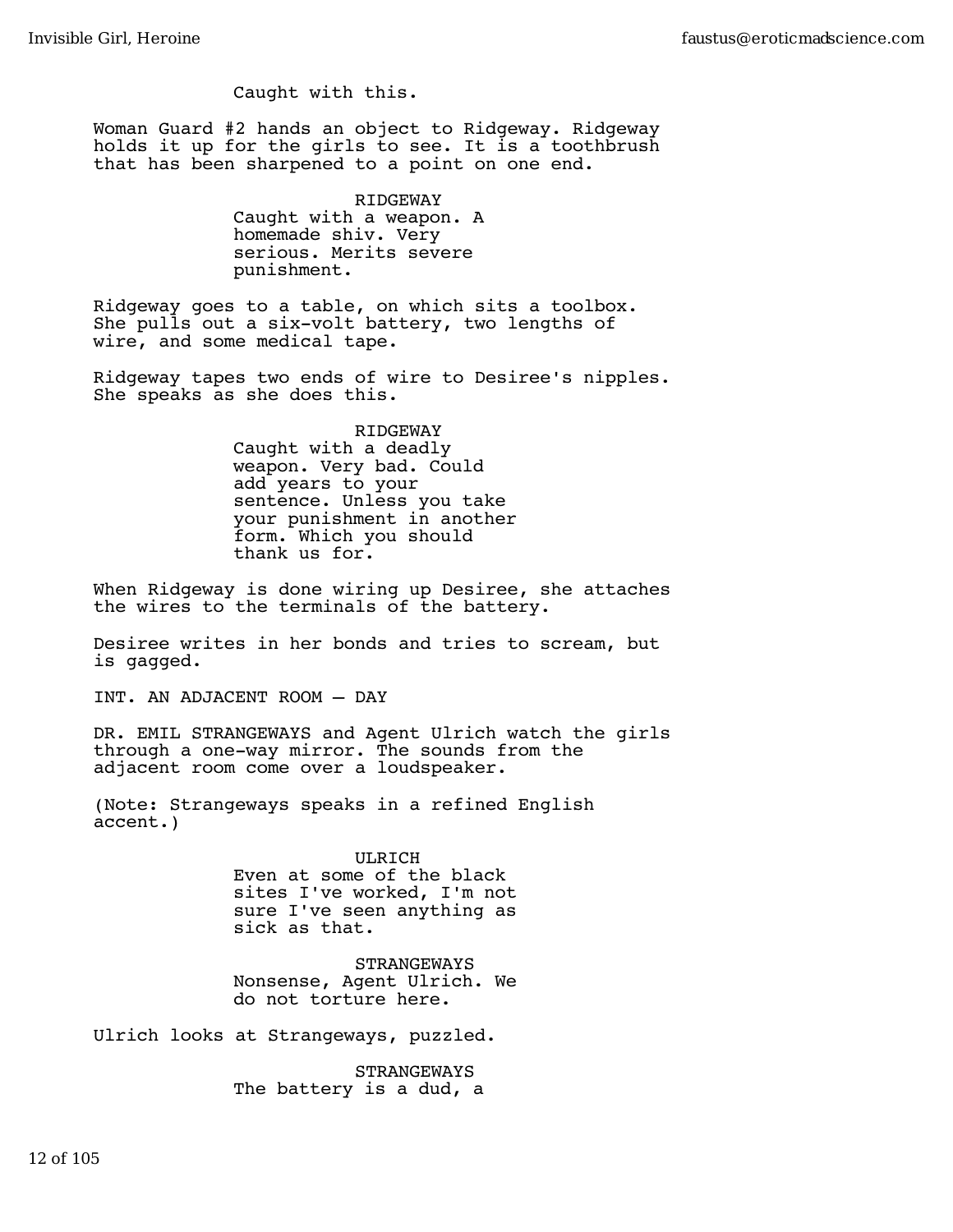Caught with this.

Woman Guard #2 hands an object to Ridgeway. Ridgeway holds it up for the girls to see. It is a toothbrush that has been sharpened to a point on one end.

RIDGEWAY
Caught with a weapon. A homemade shiv. Very serious. Merits severe punishment.

Ridgeway goes to a table, on which sits a toolbox. She pulls out a six-volt battery, two lengths of wire, and some medical tape.

Ridgeway tapes two ends of wire to Desiree's nipples. She speaks as she does this.

RIDGEWAY
Caught with a deadly weapon. Very bad. Could add years to your sentence. Unless you take your punishment in another form. Which you should thank us for.

When Ridgeway is done wiring up Desiree, she attaches the wires to the terminals of the battery.

Desiree writes in her bonds and tries to scream, but is gagged.

INT. AN ADJACENT ROOM – DAY

DR. EMIL STRANGEWAYS and Agent Ulrich watch the girls through a one-way mirror. The sounds from the adjacent room come over a loudspeaker.

(Note: Strangeways speaks in a refined English accent.)

ULRICH
Even at some of the black sites I've worked, I'm not sure I've seen anything as sick as that.

STRANGEWAYS
Nonsense, Agent Ulrich. We do not torture here.

Ulrich looks at Strangeways, puzzled.

STRANGEWAYS
The battery is a dud, a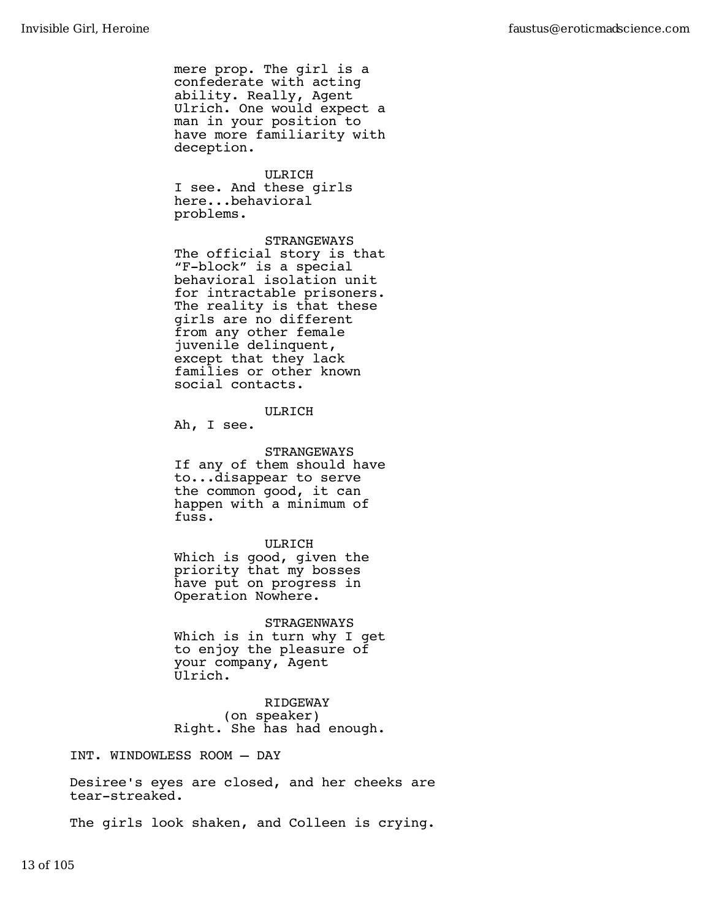mere prop. The girl is a confederate with acting ability. Really, Agent Ulrich. One would expect a man in your position to have more familiarity with deception.

ULRICH
I see. And these girls here...behavioral problems.

STRANGEWAYS
The official story is that "F-block" is a special behavioral isolation unit for intractable prisoners. The reality is that these girls are no different from any other female juvenile delinquent, except that they lack families or other known social contacts.

ULRICH
Ah, I see.

STRANGEWAYS
If any of them should have to...disappear to serve the common good, it can happen with a minimum of fuss.

ULRICH
Which is good, given the priority that my bosses have put on progress in Operation Nowhere.

STRAGENWAYS
Which is in turn why I get to enjoy the pleasure of your company, Agent Ulrich.

RIDGEWAY
(on speaker)
Right. She has had enough.

INT. WINDOWLESS ROOM – DAY

Desiree's eyes are closed, and her cheeks are tear-streaked.

The girls look shaken, and Colleen is crying.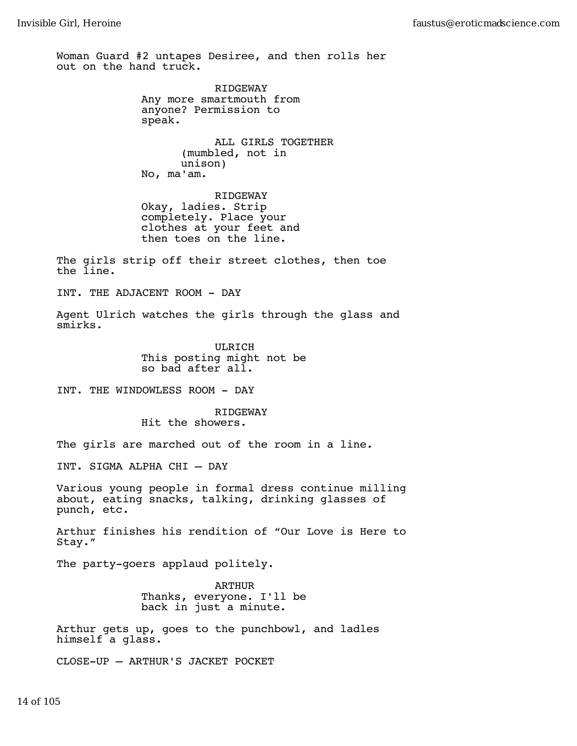Woman Guard #2 untapes Desiree, and then rolls her out on the hand truck.

RIDGEWAY
Any more smartmouth from anyone? Permission to speak.

ALL GIRLS TOGETHER
(mumbled, not in unison)
No, ma'am.

RIDGEWAY
Okay, ladies. Strip completely. Place your clothes at your feet and then toes on the line.

The girls strip off their street clothes, then toe the line.

INT. THE ADJACENT ROOM - DAY

Agent Ulrich watches the girls through the glass and smirks.

ULRICH
This posting might not be so bad after all.

INT. THE WINDOWLESS ROOM - DAY

RIDGEWAY
Hit the showers.

The girls are marched out of the room in a line.

INT. SIGMA ALPHA CHI – DAY

Various young people in formal dress continue milling about, eating snacks, talking, drinking glasses of punch, etc.

Arthur finishes his rendition of “Our Love is Here to Stay.”

The party-goers applaud politely.

ARTHUR
Thanks, everyone. I'll be back in just a minute.

Arthur gets up, goes to the punchbowl, and ladles himself a glass.

CLOSE-UP – ARTHUR'S JACKET POCKET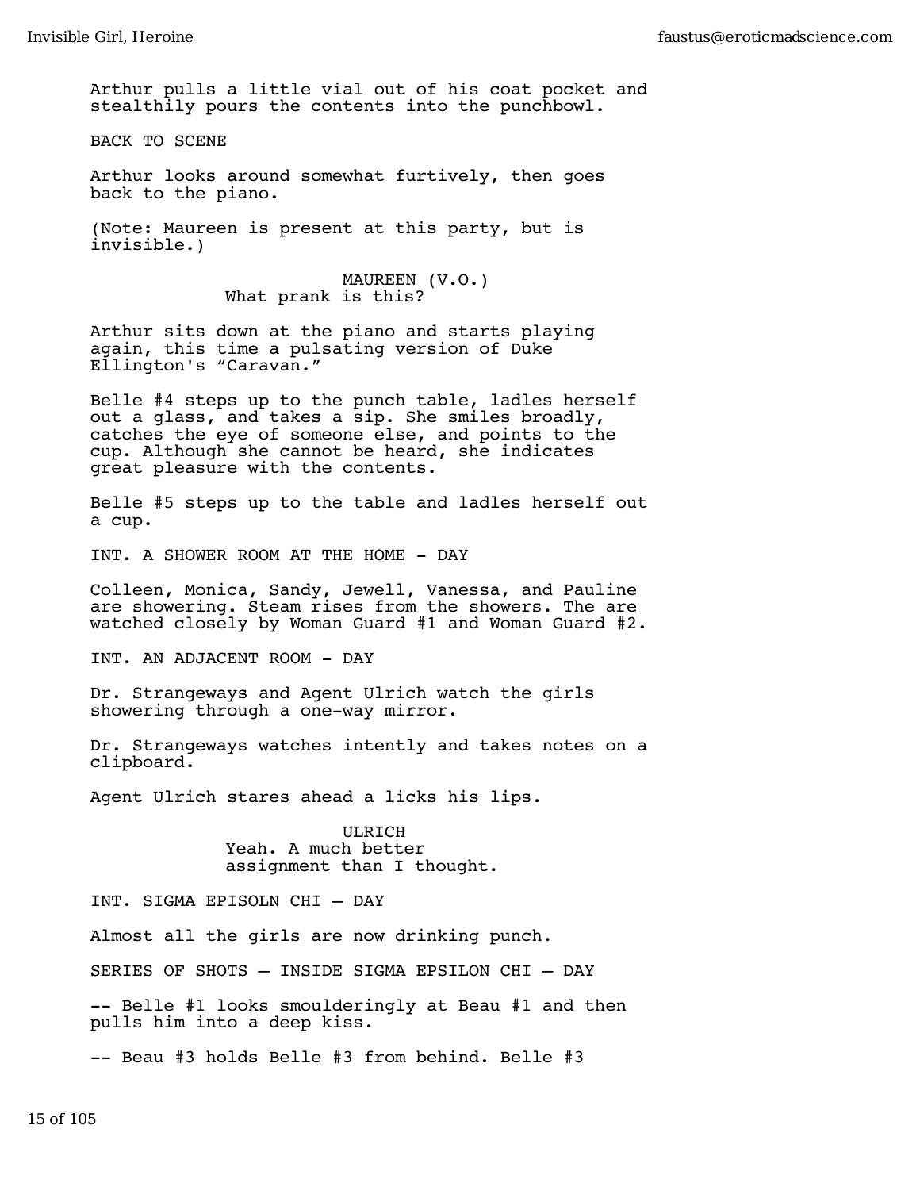Arthur pulls a little vial out of his coat pocket and stealthily pours the contents into the punchbowl.

BACK TO SCENE

Arthur looks around somewhat furtively, then goes back to the piano.

(Note: Maureen is present at this party, but is invisible.)

MAUREEN (V.O.)
What prank is this?

Arthur sits down at the piano and starts playing again, this time a pulsating version of Duke Ellington's "Caravan."

Belle #4 steps up to the punch table, ladles herself out a glass, and takes a sip. She smiles broadly, catches the eye of someone else, and points to the cup. Although she cannot be heard, she indicates great pleasure with the contents.

Belle #5 steps up to the table and ladles herself out a cup.

INT. A SHOWER ROOM AT THE HOME - DAY

Colleen, Monica, Sandy, Jewell, Vanessa, and Pauline are showering. Steam rises from the showers. The are watched closely by Woman Guard #1 and Woman Guard #2.

INT. AN ADJACENT ROOM - DAY

Dr. Strangeways and Agent Ulrich watch the girls showering through a one-way mirror.

Dr. Strangeways watches intently and takes notes on a clipboard.

Agent Ulrich stares ahead a licks his lips.

ULRICH
Yeah. A much better assignment than I thought.

INT. SIGMA EPISOLN CHI – DAY

Almost all the girls are now drinking punch.

SERIES OF SHOTS – INSIDE SIGMA EPSILON CHI – DAY

-- Belle #1 looks smoulderingly at Beau #1 and then pulls him into a deep kiss.

-- Beau #3 holds Belle #3 from behind. Belle #3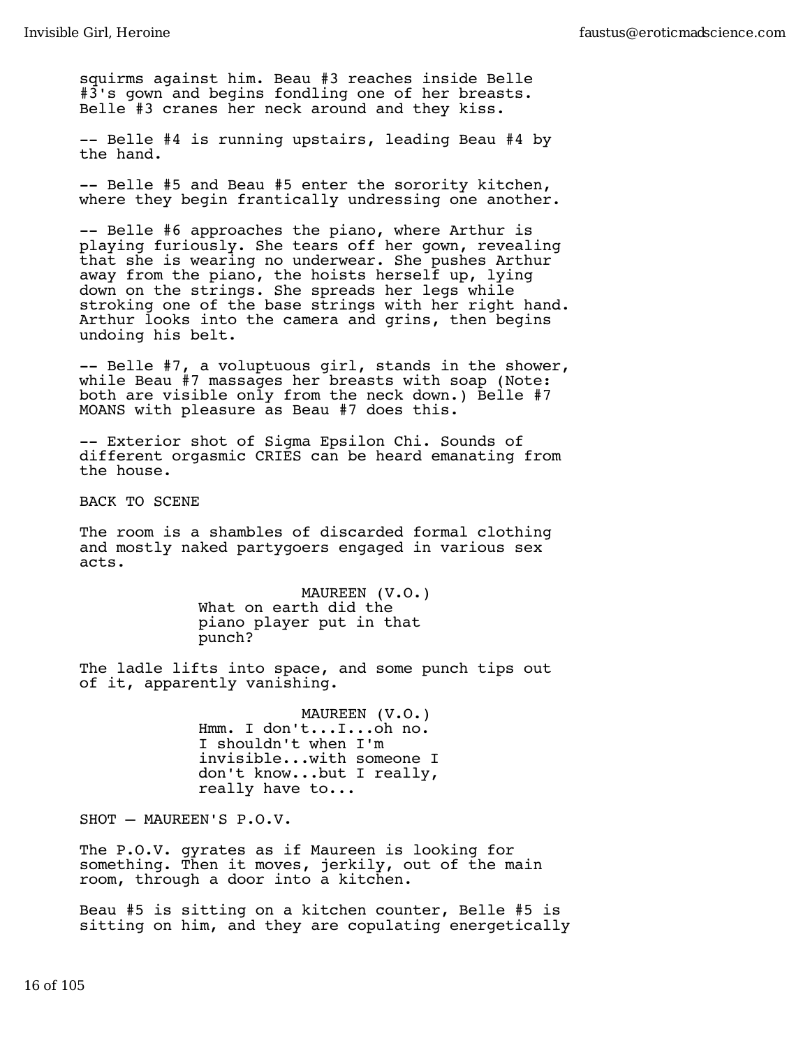squirms against him. Beau #3 reaches inside Belle #3's gown and begins fondling one of her breasts. Belle #3 cranes her neck around and they kiss.

-- Belle #4 is running upstairs, leading Beau #4 by the hand.

-- Belle #5 and Beau #5 enter the sorority kitchen, where they begin frantically undressing one another.

-- Belle #6 approaches the piano, where Arthur is playing furiously. She tears off her gown, revealing that she is wearing no underwear. She pushes Arthur away from the piano, the hoists herself up, lying down on the strings. She spreads her legs while stroking one of the base strings with her right hand. Arthur looks into the camera and grins, then begins undoing his belt.

-- Belle #7, a voluptuous girl, stands in the shower, while Beau #7 massages her breasts with soap (Note: both are visible only from the neck down.) Belle #7 MOANS with pleasure as Beau #7 does this.

-- Exterior shot of Sigma Epsilon Chi. Sounds of different orgasmic CRIES can be heard emanating from the house.

BACK TO SCENE

The room is a shambles of discarded formal clothing and mostly naked partygoers engaged in various sex acts.

MAUREEN (V.O.)
What on earth did the piano player put in that punch?

The ladle lifts into space, and some punch tips out of it, apparently vanishing.

MAUREEN (V.O.)
Hmm. I don't...I...oh no. I shouldn't when I'm invisible...with someone I don't know...but I really, really have to...

SHOT — MAUREEN'S P.O.V.

The P.O.V. gyrates as if Maureen is looking for something. Then it moves, jerkily, out of the main room, through a door into a kitchen.

Beau #5 is sitting on a kitchen counter, Belle #5 is sitting on him, and they are copulating energetically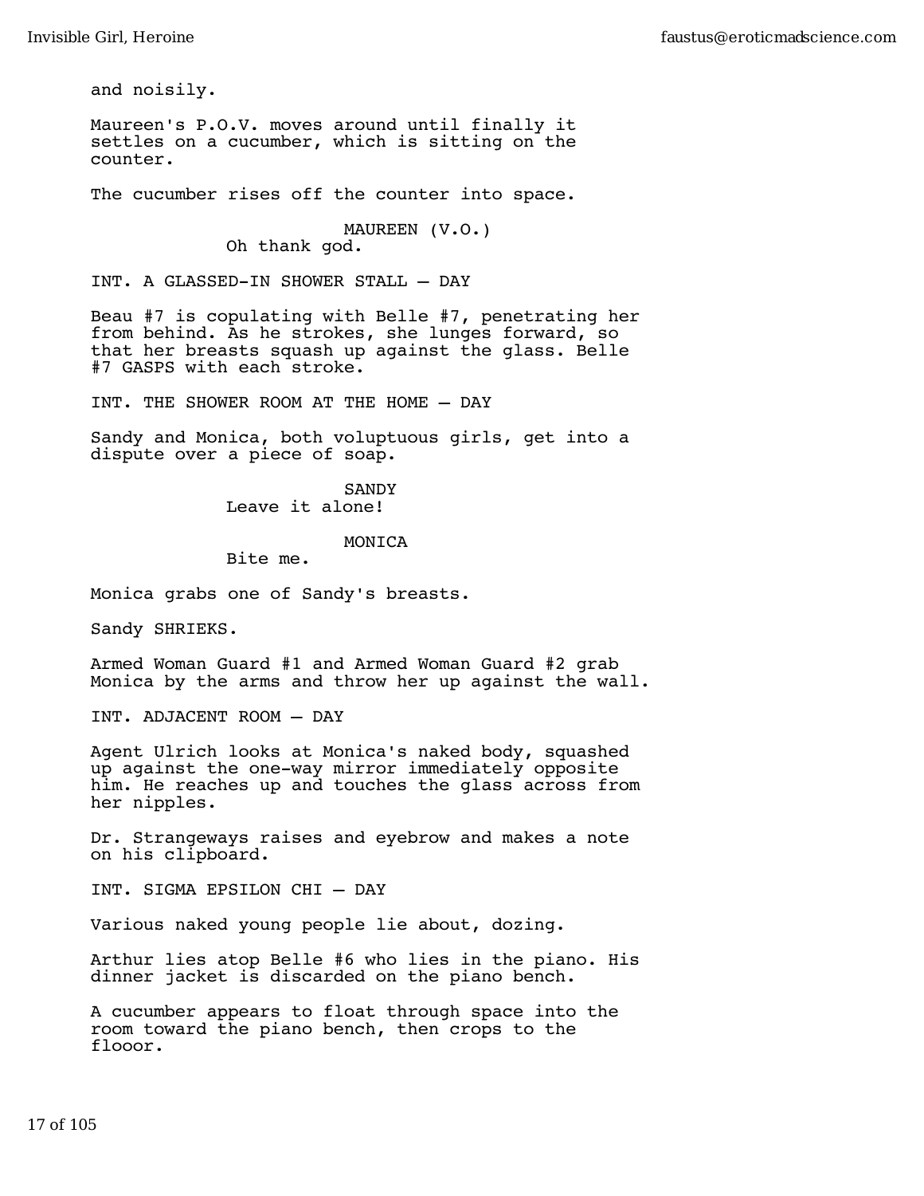and noisily.

Maureen's P.O.V. moves around until finally it settles on a cucumber, which is sitting on the counter.

The cucumber rises off the counter into space.

MAUREEN (V.O.)
Oh thank god.

INT. A GLASSED-IN SHOWER STALL — DAY

Beau #7 is copulating with Belle #7, penetrating her from behind. As he strokes, she lunges forward, so that her breasts squash up against the glass. Belle #7 GASPS with each stroke.

INT. THE SHOWER ROOM AT THE HOME — DAY

Sandy and Monica, both voluptuous girls, get into a dispute over a piece of soap.

SANDY
Leave it alone!

MONICA
Bite me.

Monica grabs one of Sandy's breasts.

Sandy SHRIEKS.

Armed Woman Guard #1 and Armed Woman Guard #2 grab Monica by the arms and throw her up against the wall.

INT. ADJACENT ROOM — DAY

Agent Ulrich looks at Monica's naked body, squashed up against the one-way mirror immediately opposite him. He reaches up and touches the glass across from her nipples.

Dr. Strangeways raises and eyebrow and makes a note on his clipboard.

INT. SIGMA EPSILON CHI — DAY

Various naked young people lie about, dozing.

Arthur lies atop Belle #6 who lies in the piano. His dinner jacket is discarded on the piano bench.

A cucumber appears to float through space into the room toward the piano bench, then crops to the flooor.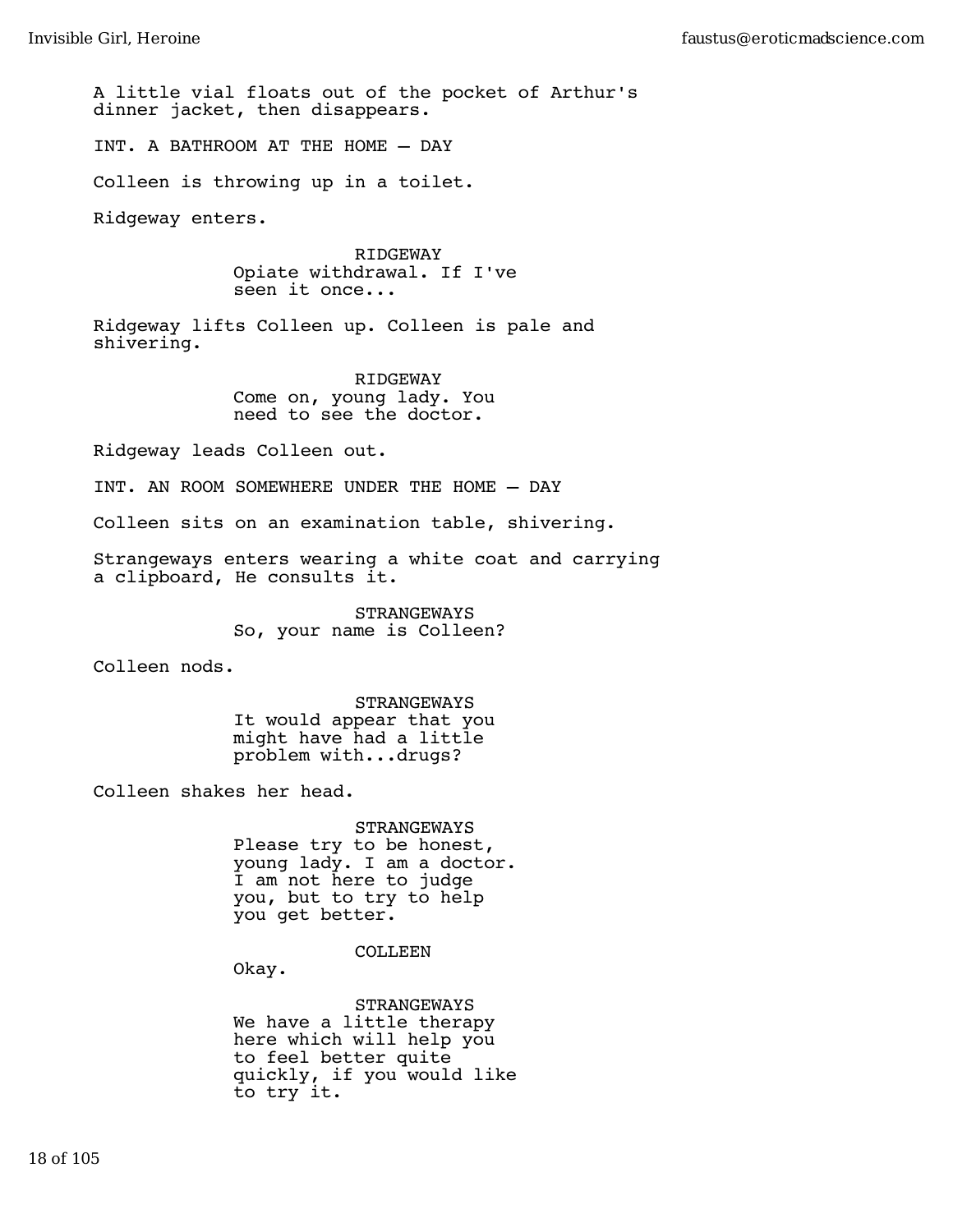A little vial floats out of the pocket of Arthur's dinner jacket, then disappears.

INT. A BATHROOM AT THE HOME – DAY

Colleen is throwing up in a toilet.

Ridgeway enters.

RIDGEWAY
Opiate withdrawal. If I've seen it once...

Ridgeway lifts Colleen up. Colleen is pale and shivering.

RIDGEWAY
Come on, young lady. You need to see the doctor.

Ridgeway leads Colleen out.

INT. AN ROOM SOMEWHERE UNDER THE HOME – DAY

Colleen sits on an examination table, shivering.

Strangeways enters wearing a white coat and carrying a clipboard, He consults it.

STRANGEWAYS
So, your name is Colleen?

Colleen nods.

STRANGEWAYS
It would appear that you might have had a little problem with...drugs?

Colleen shakes her head.

STRANGEWAYS
Please try to be honest, young lady. I am a doctor. I am not here to judge you, but to try to help you get better.

COLLEEN
Okay.

STRANGEWAYS
We have a little therapy here which will help you to feel better quite quickly, if you would like to try it.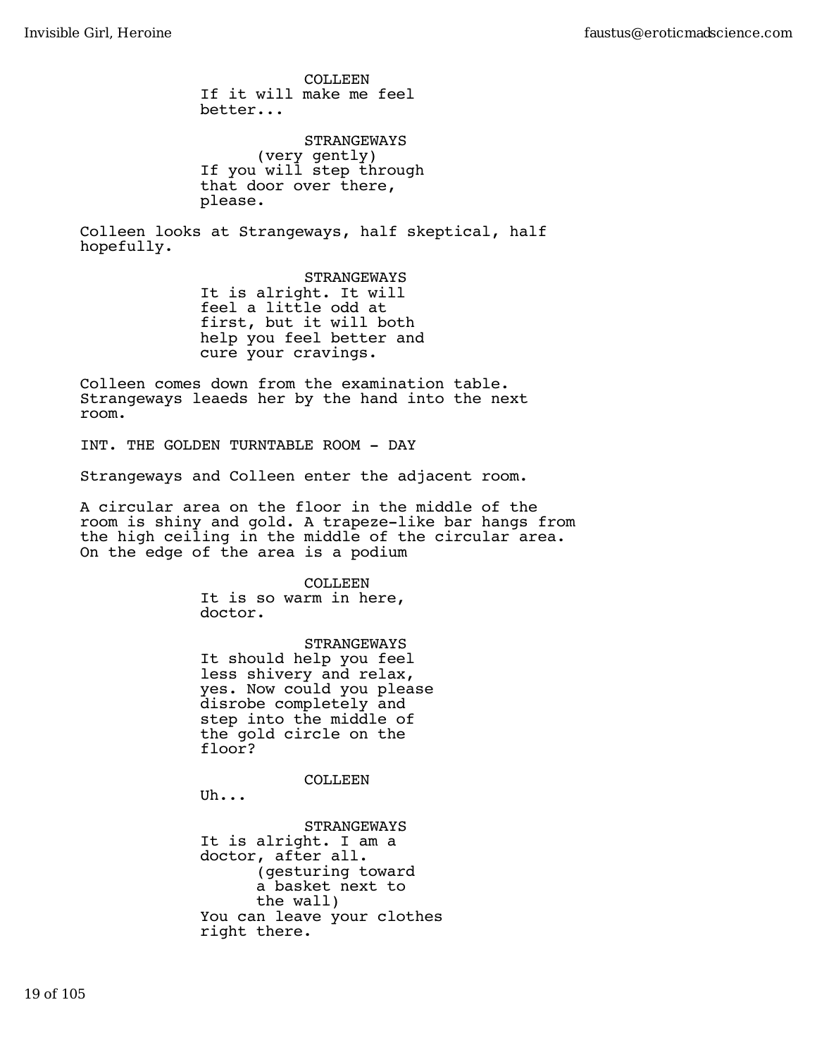COLLEEN
If it will make me feel better...

STRANGEWAYS
(very gently)
If you will step through that door over there, please.

Colleen looks at Strangeways, half skeptical, half hopefully.

STRANGEWAYS
It is alright. It will feel a little odd at first, but it will both help you feel better and cure your cravings.

Colleen comes down from the examination table. Strangeways leaeds her by the hand into the next room.

INT. THE GOLDEN TURNTABLE ROOM - DAY

Strangeways and Colleen enter the adjacent room.

A circular area on the floor in the middle of the room is shiny and gold. A trapeze-like bar hangs from the high ceiling in the middle of the circular area. On the edge of the area is a podium

COLLEEN
It is so warm in here, doctor.

STRANGEWAYS
It should help you feel less shivery and relax, yes. Now could you please disrobe completely and step into the middle of the gold circle on the floor?

COLLEEN
Uh...

STRANGEWAYS
It is alright. I am a doctor, after all.
(gesturing toward a basket next to the wall)
You can leave your clothes right there.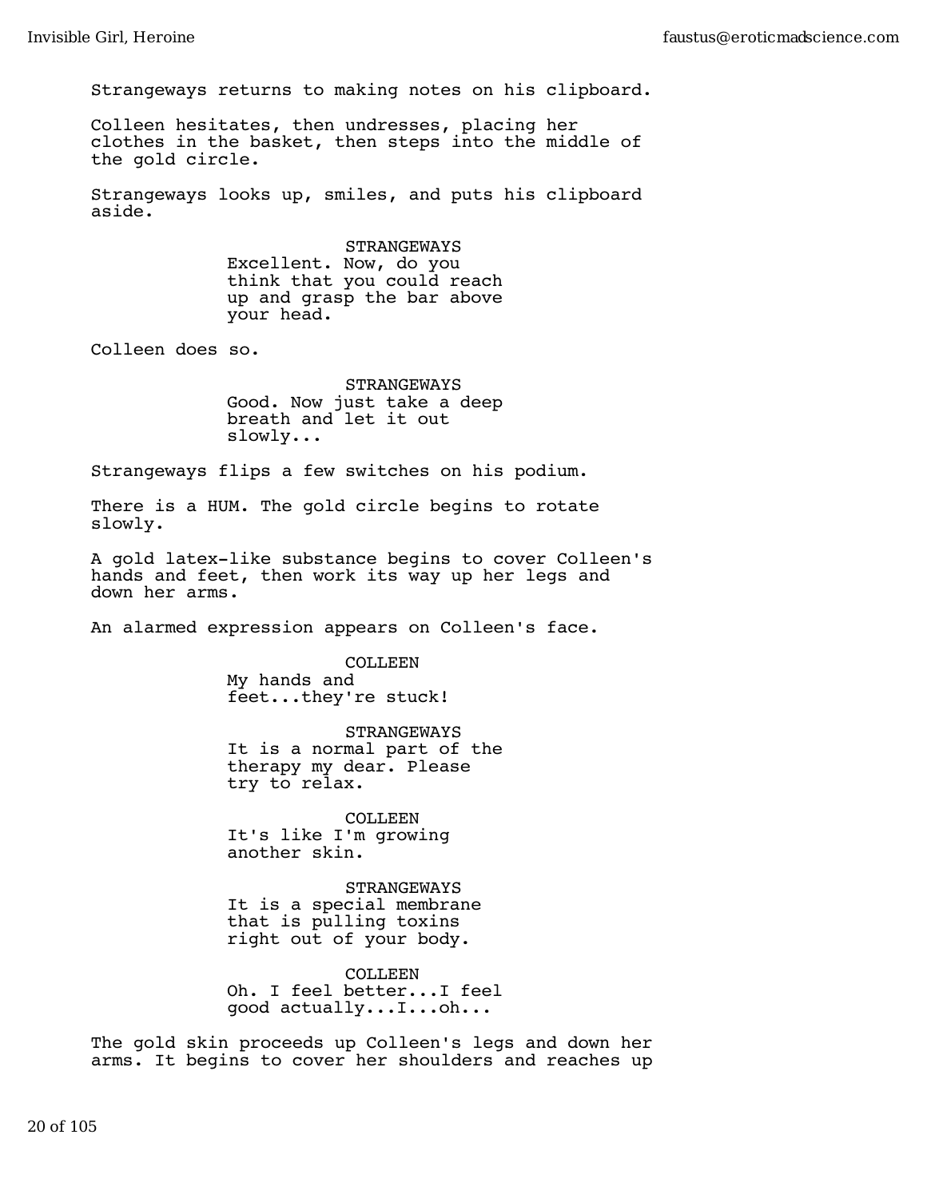Strangeways returns to making notes on his clipboard.

Colleen hesitates, then undresses, placing her clothes in the basket, then steps into the middle of the gold circle.

Strangeways looks up, smiles, and puts his clipboard aside.

STRANGEWAYS
Excellent. Now, do you think that you could reach up and grasp the bar above your head.

Colleen does so.

STRANGEWAYS
Good. Now just take a deep breath and let it out slowly...

Strangeways flips a few switches on his podium.

There is a HUM. The gold circle begins to rotate slowly.

A gold latex-like substance begins to cover Colleen's hands and feet, then work its way up her legs and down her arms.

An alarmed expression appears on Colleen's face.

COLLEEN
My hands and feet...they're stuck!

STRANGEWAYS
It is a normal part of the therapy my dear. Please try to relax.

COLLEEN
It's like I'm growing another skin.

STRANGEWAYS
It is a special membrane that is pulling toxins right out of your body.

COLLEEN
Oh. I feel better...I feel good actually...I...oh...

The gold skin proceeds up Colleen's legs and down her arms. It begins to cover her shoulders and reaches up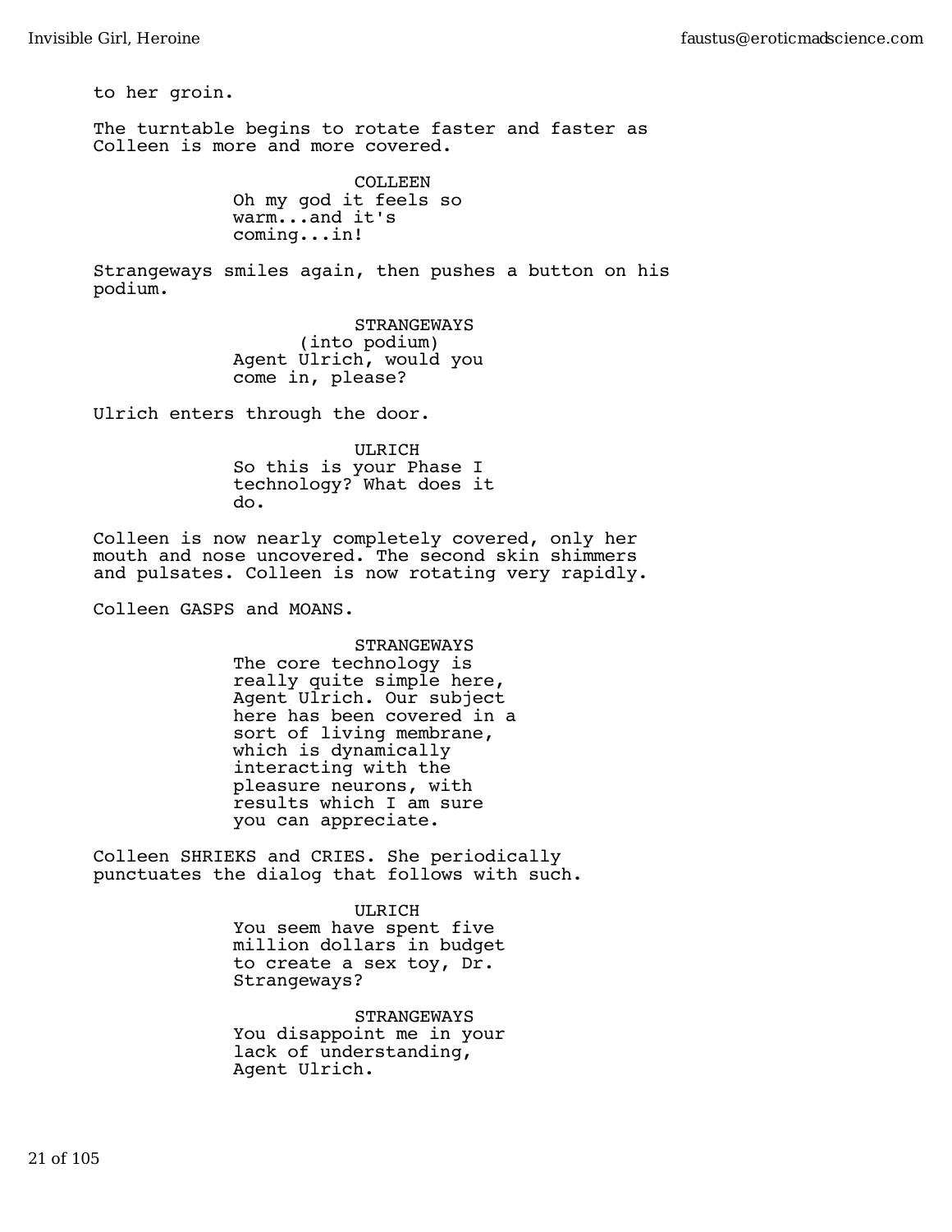to her groin.

The turntable begins to rotate faster and faster as Colleen is more and more covered.

COLLEEN
Oh my god it feels so warm...and it's coming...in!

Strangeways smiles again, then pushes a button on his podium.

STRANGEWAYS
(into podium)
Agent Ulrich, would you come in, please?

Ulrich enters through the door.

ULRICH
So this is your Phase I technology? What does it do.

Colleen is now nearly completely covered, only her mouth and nose uncovered. The second skin shimmers and pulsates. Colleen is now rotating very rapidly.

Colleen GASPS and MOANS.

STRANGEWAYS
The core technology is really quite simple here, Agent Ulrich. Our subject here has been covered in a sort of living membrane, which is dynamically interacting with the pleasure neurons, with results which I am sure you can appreciate.

Colleen SHRIEKS and CRIES. She periodically punctuates the dialog that follows with such.

ULRICH
You seem have spent five million dollars in budget to create a sex toy, Dr. Strangeways?

STRANGEWAYS
You disappoint me in your lack of understanding, Agent Ulrich.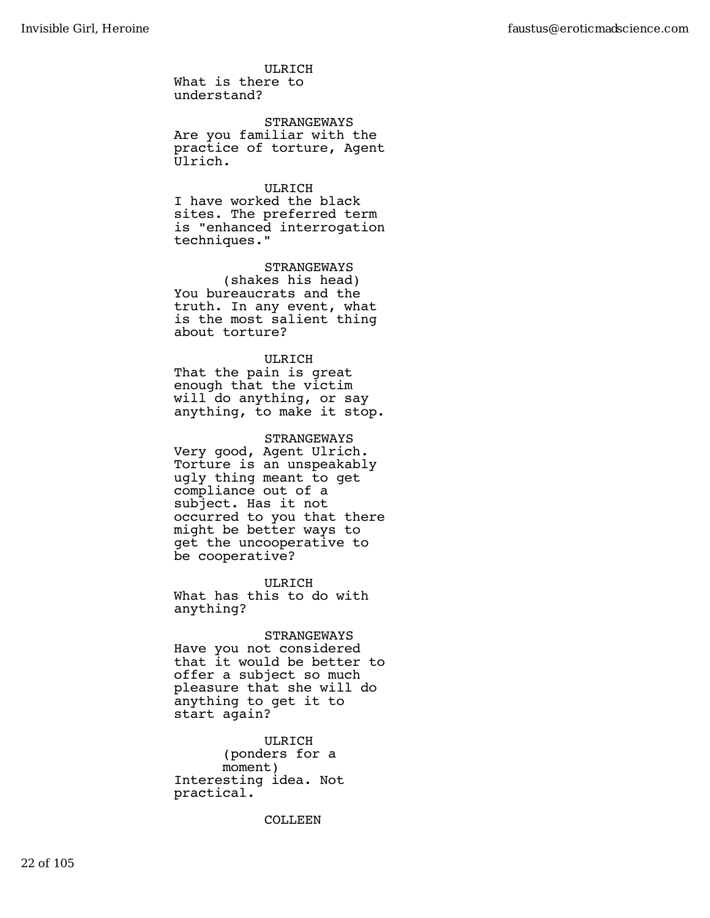ULRICH
What is there to understand?

STRANGEWAYS
Are you familiar with the practice of torture, Agent Ulrich.

ULRICH
I have worked the black sites. The preferred term is "enhanced interrogation techniques."

STRANGEWAYS
(shakes his head)
You bureaucrats and the truth. In any event, what is the most salient thing about torture?

ULRICH
That the pain is great enough that the victim will do anything, or say anything, to make it stop.

STRANGEWAYS
Very good, Agent Ulrich. Torture is an unspeakably ugly thing meant to get compliance out of a subject. Has it not occurred to you that there might be better ways to get the uncooperative to be cooperative?

ULRICH
What has this to do with anything?

STRANGEWAYS
Have you not considered that it would be better to offer a subject so much pleasure that she will do anything to get it to start again?

ULRICH
(ponders for a moment)
Interesting idea. Not practical.

COLLEEN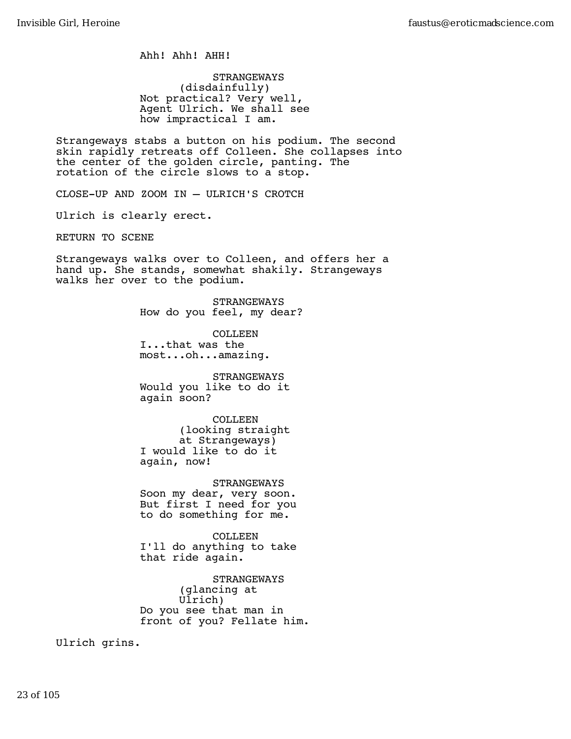Ahh! Ahh! AHH!

STRANGEWAYS
(disdainfully)
Not practical? Very well,
Agent Ulrich. We shall see
how impractical I am.

Strangeways stabs a button on his podium. The second skin rapidly retreats off Colleen. She collapses into the center of the golden circle, panting. The rotation of the circle slows to a stop.

CLOSE-UP AND ZOOM IN — ULRICH'S CROTCH

Ulrich is clearly erect.

RETURN TO SCENE

Strangeways walks over to Colleen, and offers her a hand up. She stands, somewhat shakily. Strangeways walks her over to the podium.

STRANGEWAYS
How do you feel, my dear?

COLLEEN
I...that was the
most...oh...amazing.

STRANGEWAYS
Would you like to do it
again soon?

COLLEEN
(looking straight
at Strangeways)
I would like to do it
again, now!

STRANGEWAYS
Soon my dear, very soon.
But first I need for you
to do something for me.

COLLEEN
I'll do anything to take
that ride again.

STRANGEWAYS
(glancing at
Ulrich)
Do you see that man in
front of you? Fellate him.

Ulrich grins.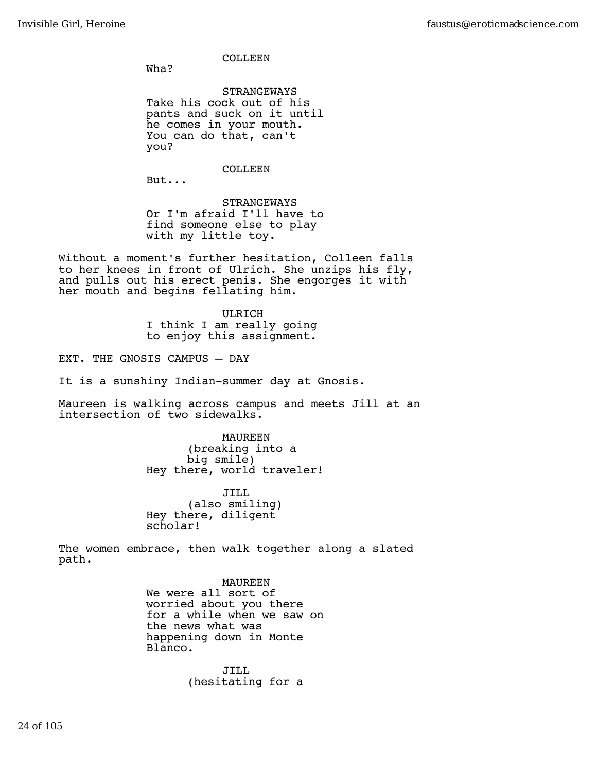COLLEEN
Wha?

STRANGEWAYS
Take his cock out of his pants and suck on it until he comes in your mouth. You can do that, can't you?

COLLEEN
But...

STRANGEWAYS
Or I'm afraid I'll have to find someone else to play with my little toy.

Without a moment's further hesitation, Colleen falls to her knees in front of Ulrich. She unzips his fly, and pulls out his erect penis. She engorges it with her mouth and begins fellating him.

ULRICH
I think I am really going to enjoy this assignment.

EXT. THE GNOSIS CAMPUS — DAY

It is a sunshiny Indian-summer day at Gnosis.

Maureen is walking across campus and meets Jill at an intersection of two sidewalks.

MAUREEN
(breaking into a big smile)
Hey there, world traveler!

JILL
(also smiling)
Hey there, diligent scholar!

The women embrace, then walk together along a slated path.

MAUREEN
We were all sort of worried about you there for a while when we saw on the news what was happening down in Monte Blanco.

JILL
(hesitating for a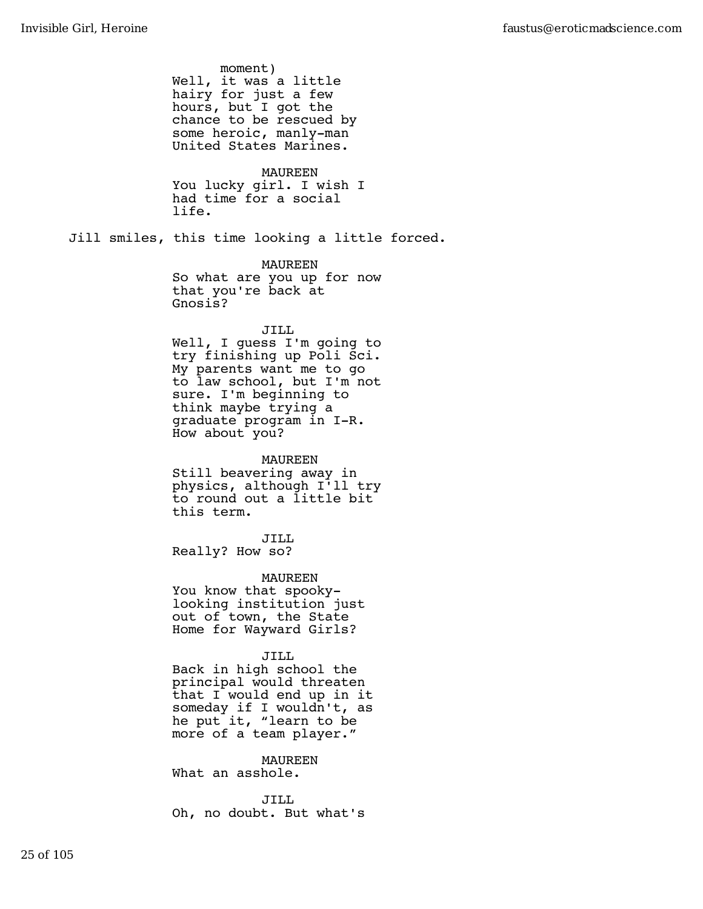moment)
Well, it was a little hairy for just a few hours, but I got the chance to be rescued by some heroic, manly-man United States Marines.

MAUREEN
You lucky girl. I wish I had time for a social life.

Jill smiles, this time looking a little forced.

MAUREEN
So what are you up for now that you're back at Gnosis?

JILL
Well, I guess I'm going to try finishing up Poli Sci. My parents want me to go to law school, but I'm not sure. I'm beginning to think maybe trying a graduate program in I-R. How about you?

MAUREEN
Still beavering away in physics, although I'll try to round out a little bit this term.

JILL
Really? How so?

MAUREEN
You know that spooky-looking institution just out of town, the State Home for Wayward Girls?

JILL
Back in high school the principal would threaten that I would end up in it someday if I wouldn't, as he put it, "learn to be more of a team player."

MAUREEN
What an asshole.

JILL
Oh, no doubt. But what's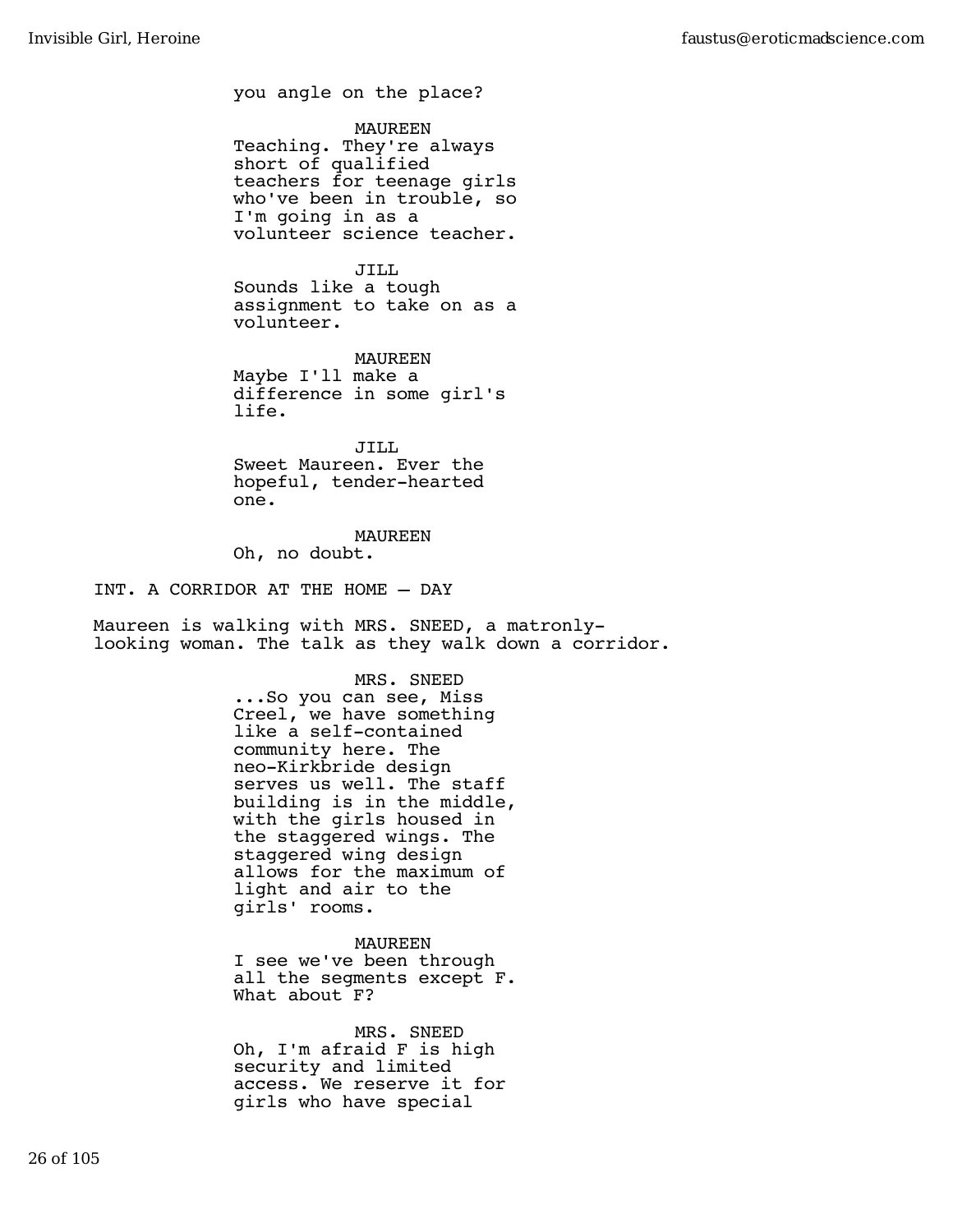you angle on the place?

MAUREEN
Teaching. They're always short of qualified teachers for teenage girls who've been in trouble, so I'm going in as a volunteer science teacher.

JILL
Sounds like a tough assignment to take on as a volunteer.

MAUREEN
Maybe I'll make a difference in some girl's life.

JILL
Sweet Maureen. Ever the hopeful, tender-hearted one.

MAUREEN
Oh, no doubt.

INT. A CORRIDOR AT THE HOME – DAY

Maureen is walking with MRS. SNEED, a matronly-looking woman. The talk as they walk down a corridor.

MRS. SNEED
...So you can see, Miss Creel, we have something like a self-contained community here. The neo-Kirkbride design serves us well. The staff building is in the middle, with the girls housed in the staggered wings. The staggered wing design allows for the maximum of light and air to the girls' rooms.

MAUREEN
I see we've been through all the segments except F. What about F?

MRS. SNEED
Oh, I'm afraid F is high security and limited access. We reserve it for girls who have special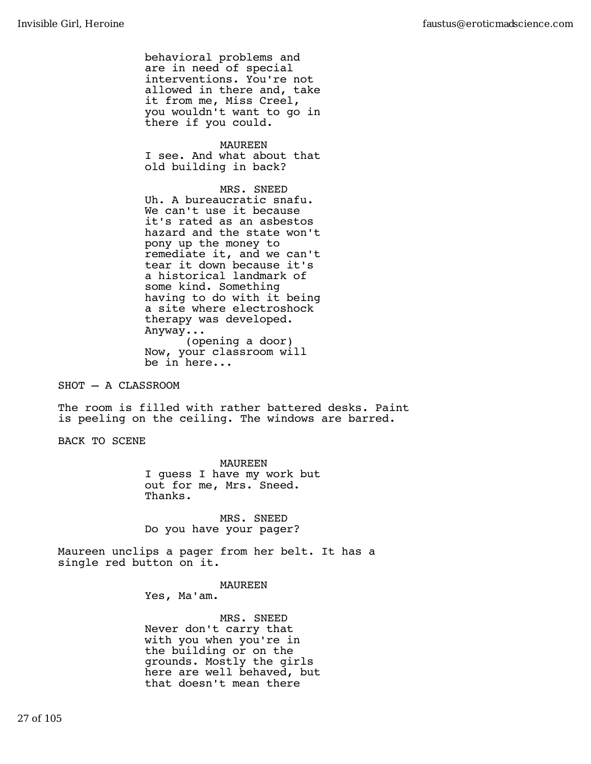behavioral problems and are in need of special interventions. You're not allowed in there and, take it from me, Miss Creel, you wouldn't want to go in there if you could.

MAUREEN
I see. And what about that old building in back?

MRS. SNEED
Uh. A bureaucratic snafu. We can't use it because it's rated as an asbestos hazard and the state won't pony up the money to remediate it, and we can't tear it down because it's a historical landmark of some kind. Something having to do with it being a site where electroshock therapy was developed. Anyway...
(opening a door)
Now, your classroom will be in here...

SHOT — A CLASSROOM

The room is filled with rather battered desks. Paint is peeling on the ceiling. The windows are barred.

BACK TO SCENE

MAUREEN
I guess I have my work but out for me, Mrs. Sneed. Thanks.

MRS. SNEED
Do you have your pager?

Maureen unclips a pager from her belt. It has a single red button on it.

MAUREEN
Yes, Ma'am.

MRS. SNEED
Never don't carry that with you when you're in the building or on the grounds. Mostly the girls here are well behaved, but that doesn't mean there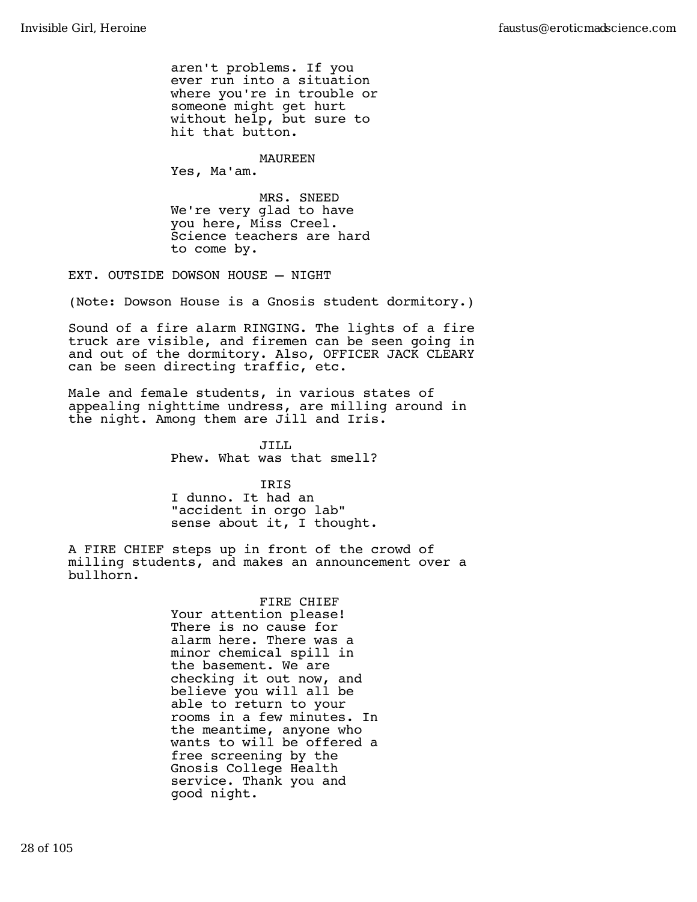aren't problems. If you ever run into a situation where you're in trouble or someone might get hurt without help, but sure to hit that button.

MAUREEN
Yes, Ma'am.

MRS. SNEED
We're very glad to have you here, Miss Creel. Science teachers are hard to come by.

EXT. OUTSIDE DOWSON HOUSE — NIGHT

(Note: Dowson House is a Gnosis student dormitory.)

Sound of a fire alarm RINGING. The lights of a fire truck are visible, and firemen can be seen going in and out of the dormitory. Also, OFFICER JACK CLEARY can be seen directing traffic, etc.

Male and female students, in various states of appealing nighttime undress, are milling around in the night. Among them are Jill and Iris.

JILL
Phew. What was that smell?

IRIS
I dunno. It had an "accident in orgo lab" sense about it, I thought.

A FIRE CHIEF steps up in front of the crowd of milling students, and makes an announcement over a bullhorn.

FIRE CHIEF
Your attention please! There is no cause for alarm here. There was a minor chemical spill in the basement. We are checking it out now, and believe you will all be able to return to your rooms in a few minutes. In the meantime, anyone who wants to will be offered a free screening by the Gnosis College Health service. Thank you and good night.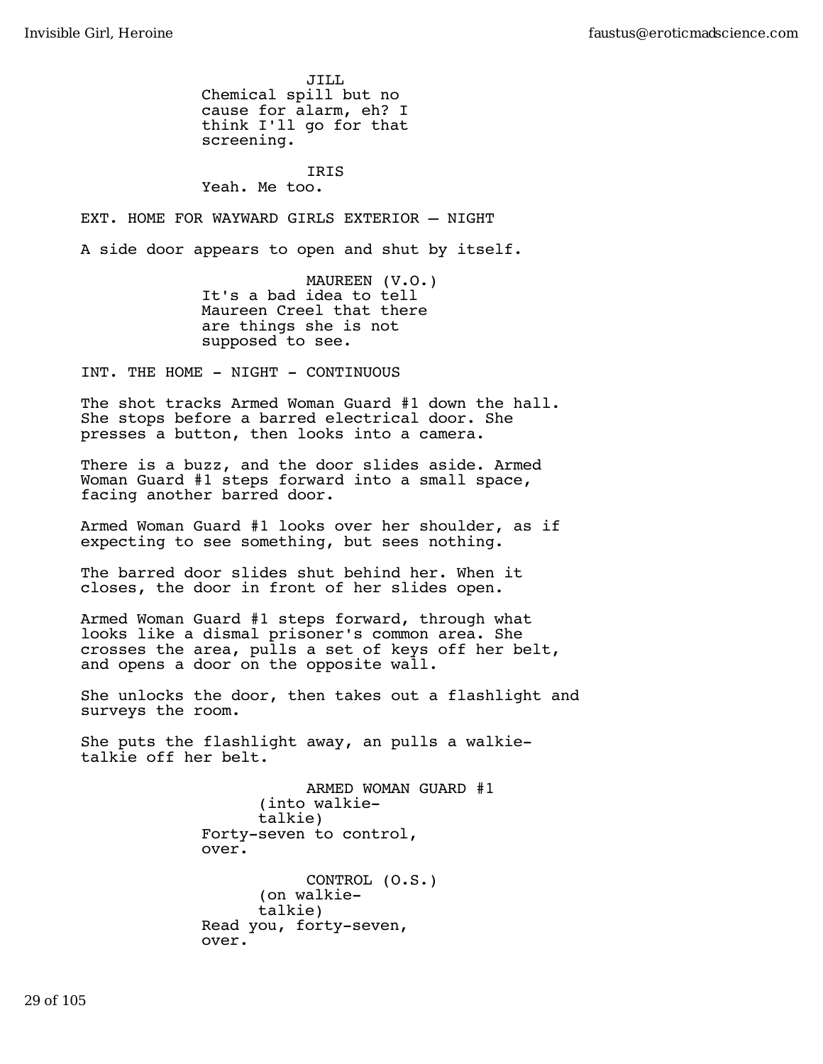JILL
Chemical spill but no cause for alarm, eh? I think I'll go for that screening.

IRIS
Yeah. Me too.

EXT. HOME FOR WAYWARD GIRLS EXTERIOR — NIGHT

A side door appears to open and shut by itself.

MAUREEN (V.O.)
It's a bad idea to tell Maureen Creel that there are things she is not supposed to see.

INT. THE HOME - NIGHT - CONTINUOUS

The shot tracks Armed Woman Guard #1 down the hall. She stops before a barred electrical door. She presses a button, then looks into a camera.

There is a buzz, and the door slides aside. Armed Woman Guard #1 steps forward into a small space, facing another barred door.

Armed Woman Guard #1 looks over her shoulder, as if expecting to see something, but sees nothing.

The barred door slides shut behind her. When it closes, the door in front of her slides open.

Armed Woman Guard #1 steps forward, through what looks like a dismal prisoner's common area. She crosses the area, pulls a set of keys off her belt, and opens a door on the opposite wall.

She unlocks the door, then takes out a flashlight and surveys the room.

She puts the flashlight away, an pulls a walkie-talkie off her belt.

ARMED WOMAN GUARD #1
(into walkie-talkie)
Forty-seven to control, over.

CONTROL (O.S.)
(on walkie-talkie)
Read you, forty-seven, over.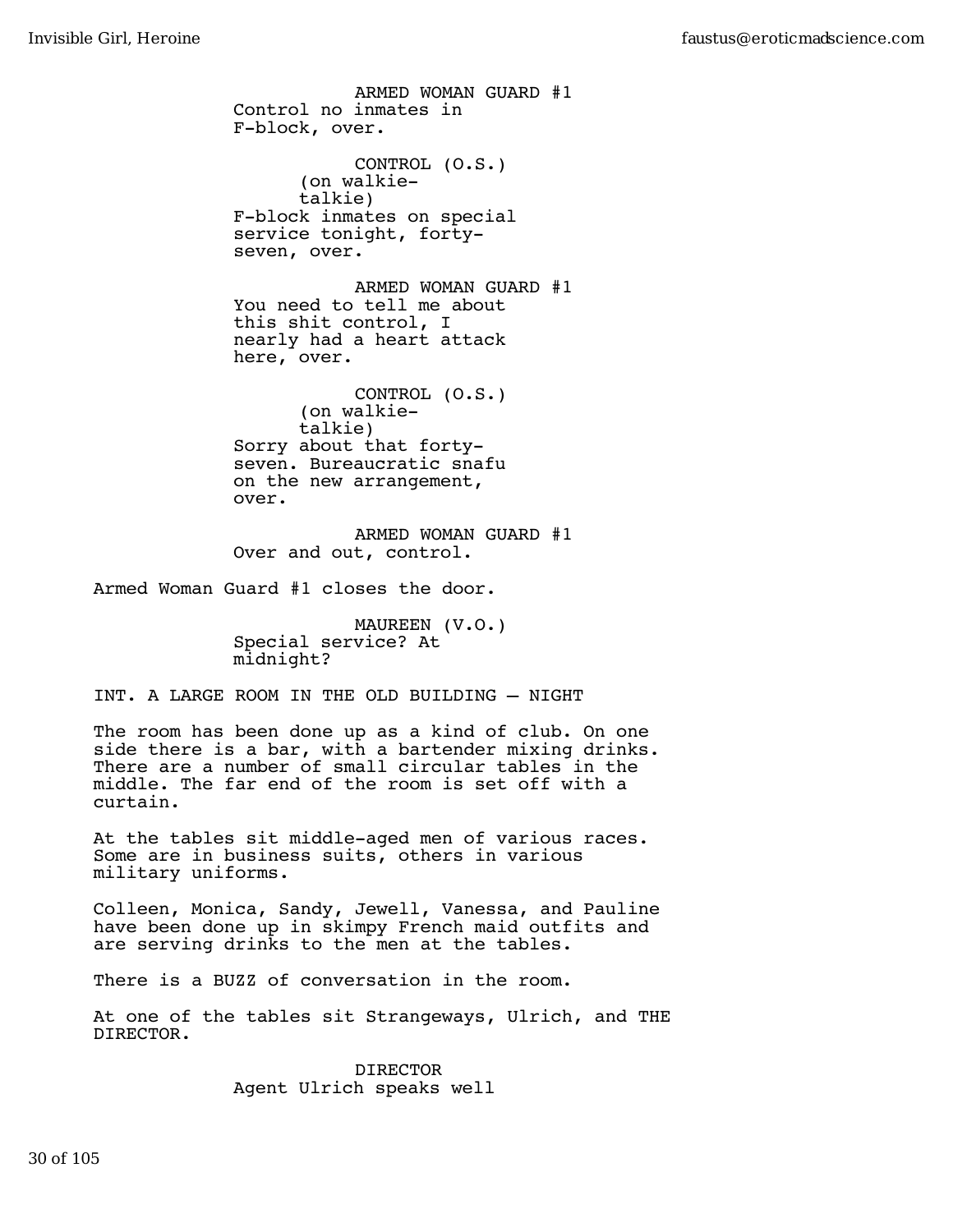ARMED WOMAN GUARD #1
Control no inmates in F-block, over.

CONTROL (O.S.)
(on walkie-talkie)
F-block inmates on special service tonight, forty-seven, over.

ARMED WOMAN GUARD #1
You need to tell me about this shit control, I nearly had a heart attack here, over.

CONTROL (O.S.)
(on walkie-talkie)
Sorry about that forty-seven. Bureaucratic snafu on the new arrangement, over.

ARMED WOMAN GUARD #1
Over and out, control.

Armed Woman Guard #1 closes the door.

MAUREEN (V.O.)
Special service? At midnight?

INT. A LARGE ROOM IN THE OLD BUILDING – NIGHT

The room has been done up as a kind of club. On one side there is a bar, with a bartender mixing drinks. There are a number of small circular tables in the middle. The far end of the room is set off with a curtain.

At the tables sit middle-aged men of various races. Some are in business suits, others in various military uniforms.

Colleen, Monica, Sandy, Jewell, Vanessa, and Pauline have been done up in skimpy French maid outfits and are serving drinks to the men at the tables.

There is a BUZZ of conversation in the room.

At one of the tables sit Strangeways, Ulrich, and THE DIRECTOR.

DIRECTOR
Agent Ulrich speaks well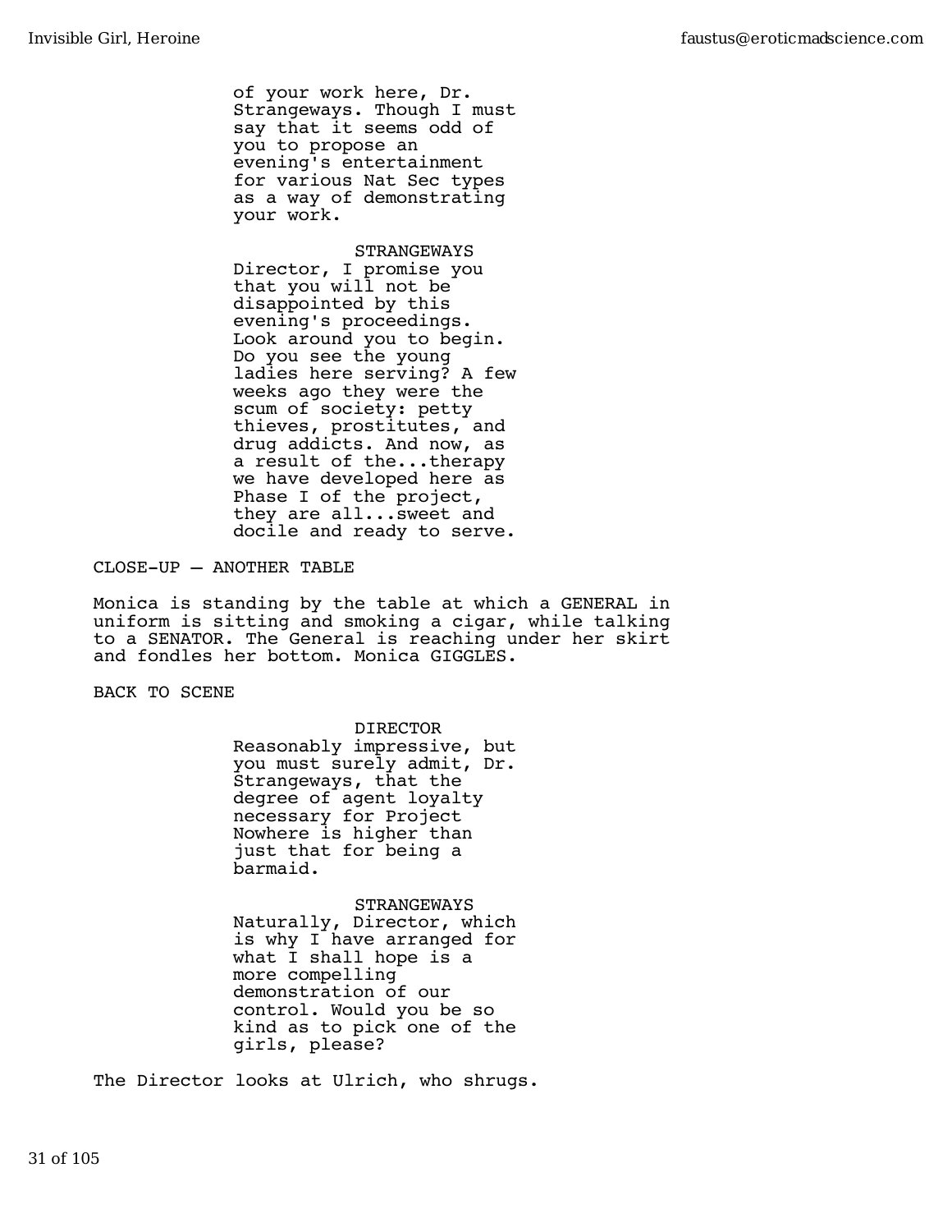of your work here, Dr. Strangeways. Though I must say that it seems odd of you to propose an evening's entertainment for various Nat Sec types as a way of demonstrating your work.

STRANGEWAYS
Director, I promise you that you will not be disappointed by this evening's proceedings. Look around you to begin. Do you see the young ladies here serving? A few weeks ago they were the scum of society: petty thieves, prostitutes, and drug addicts. And now, as a result of the...therapy we have developed here as Phase I of the project, they are all...sweet and docile and ready to serve.

CLOSE-UP — ANOTHER TABLE

Monica is standing by the table at which a GENERAL in uniform is sitting and smoking a cigar, while talking to a SENATOR. The General is reaching under her skirt and fondles her bottom. Monica GIGGLES.

BACK TO SCENE

DIRECTOR
Reasonably impressive, but you must surely admit, Dr. Strangeways, that the degree of agent loyalty necessary for Project Nowhere is higher than just that for being a barmaid.

STRANGEWAYS
Naturally, Director, which is why I have arranged for what I shall hope is a more compelling demonstration of our control. Would you be so kind as to pick one of the girls, please?

The Director looks at Ulrich, who shrugs.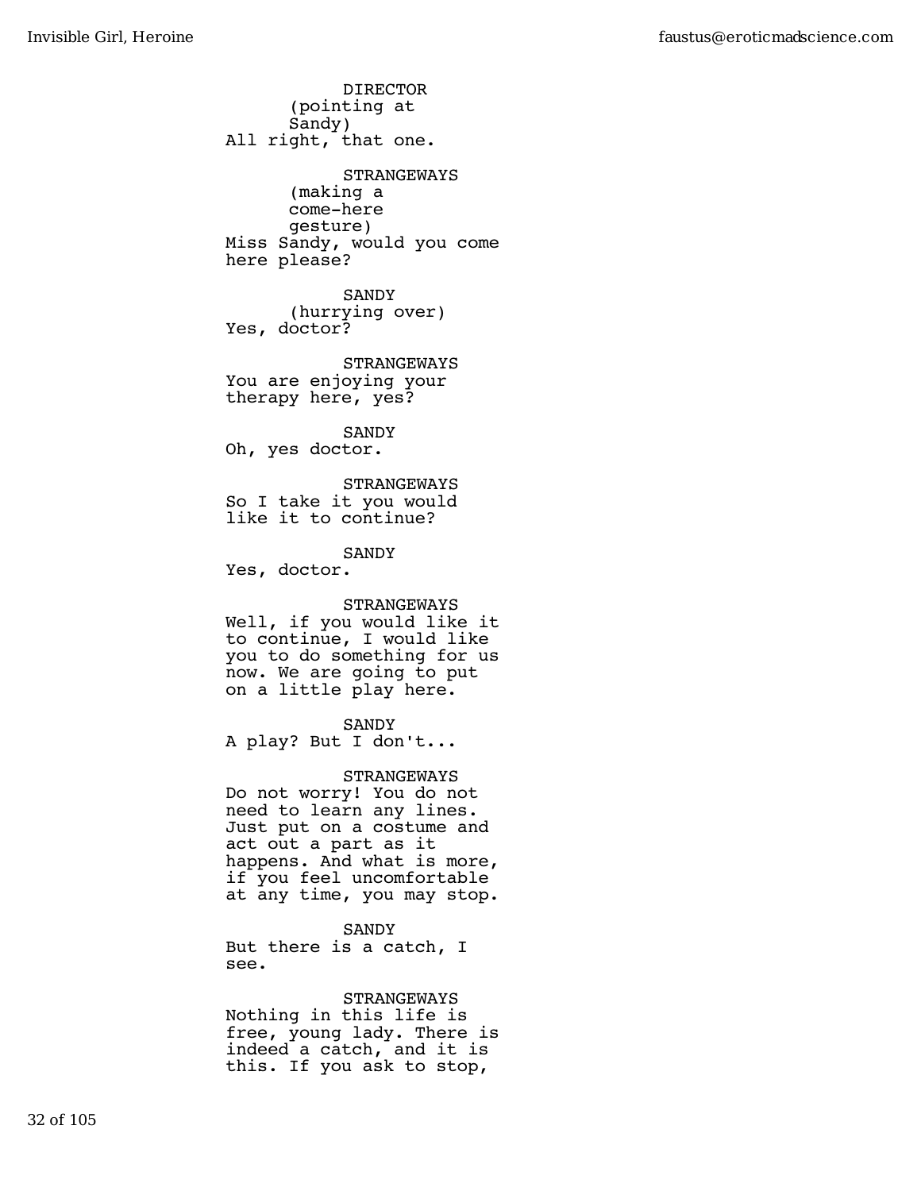DIRECTOR
(pointing at Sandy)
All right, that one.

STRANGEWAYS
(making a come-here gesture)
Miss Sandy, would you come here please?

SANDY
(hurrying over)
Yes, doctor?

STRANGEWAYS
You are enjoying your therapy here, yes?

SANDY
Oh, yes doctor.

STRANGEWAYS
So I take it you would like it to continue?

SANDY
Yes, doctor.

STRANGEWAYS
Well, if you would like it to continue, I would like you to do something for us now. We are going to put on a little play here.

SANDY
A play? But I don't...

STRANGEWAYS
Do not worry! You do not need to learn any lines. Just put on a costume and act out a part as it happens. And what is more, if you feel uncomfortable at any time, you may stop.

SANDY
But there is a catch, I see.

STRANGEWAYS
Nothing in this life is free, young lady. There is indeed a catch, and it is this. If you ask to stop,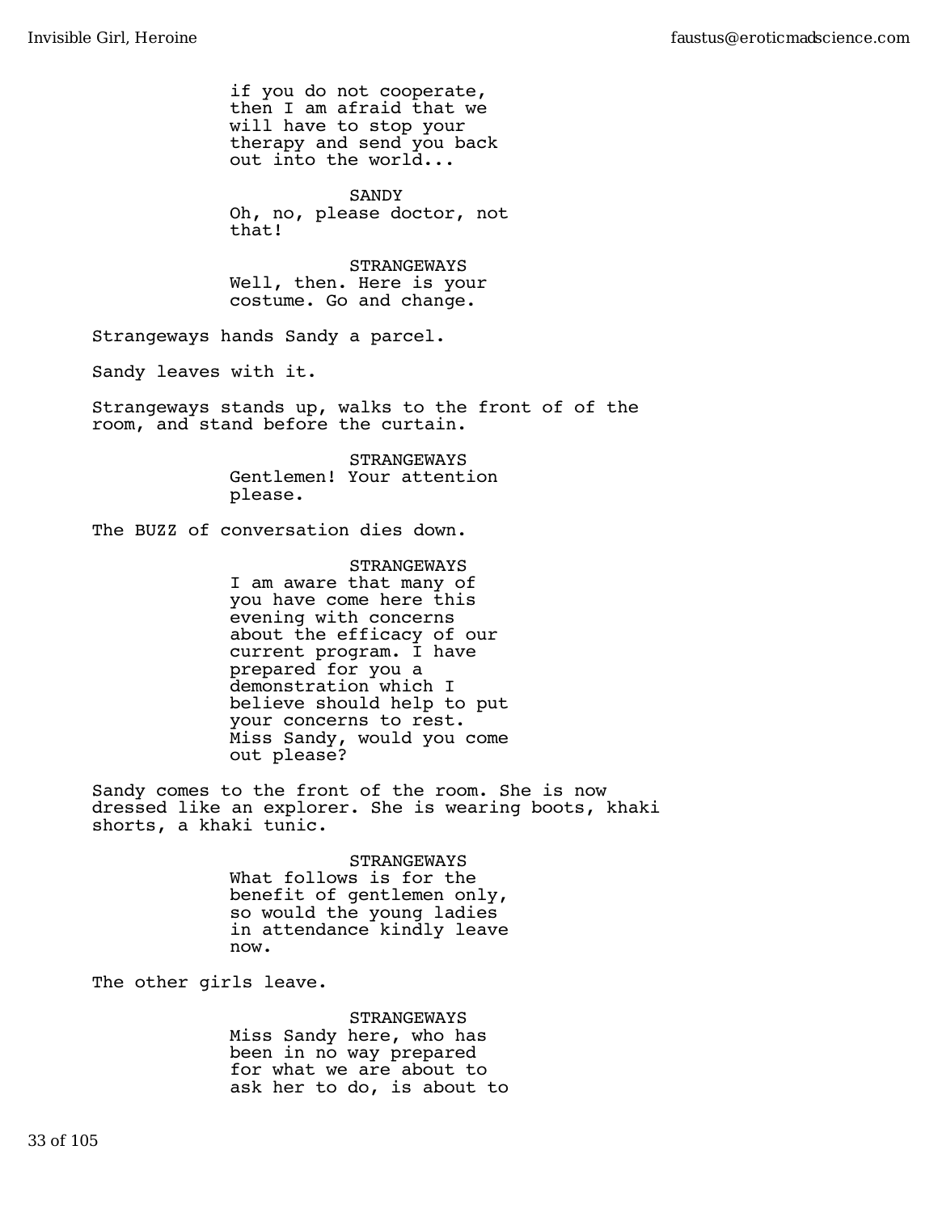if you do not cooperate, then I am afraid that we will have to stop your therapy and send you back out into the world...

SANDY
Oh, no, please doctor, not that!

STRANGEWAYS
Well, then. Here is your costume. Go and change.

Strangeways hands Sandy a parcel.

Sandy leaves with it.

Strangeways stands up, walks to the front of of the room, and stand before the curtain.

STRANGEWAYS
Gentlemen! Your attention please.

The BUZZ of conversation dies down.

STRANGEWAYS
I am aware that many of you have come here this evening with concerns about the efficacy of our current program. I have prepared for you a demonstration which I believe should help to put your concerns to rest. Miss Sandy, would you come out please?

Sandy comes to the front of the room. She is now dressed like an explorer. She is wearing boots, khaki shorts, a khaki tunic.

STRANGEWAYS
What follows is for the benefit of gentlemen only, so would the young ladies in attendance kindly leave now.

The other girls leave.

STRANGEWAYS
Miss Sandy here, who has been in no way prepared for what we are about to ask her to do, is about to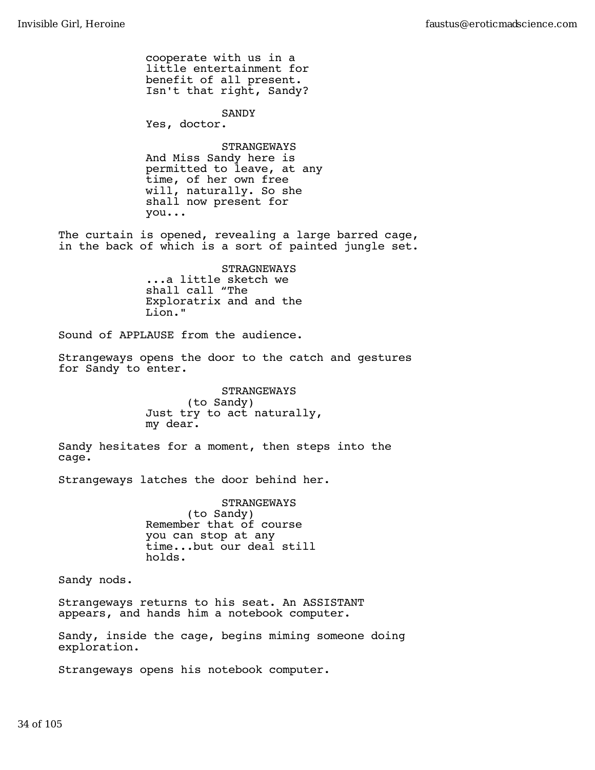cooperate with us in a little entertainment for benefit of all present. Isn't that right, Sandy?

SANDY
Yes, doctor.

STRANGEWAYS
And Miss Sandy here is permitted to leave, at any time, of her own free will, naturally. So she shall now present for you...

The curtain is opened, revealing a large barred cage, in the back of which is a sort of painted jungle set.

STRAGNEWAYS
...a little sketch we shall call “The Exploratrix and and the Lion."

Sound of APPLAUSE from the audience.

Strangeways opens the door to the catch and gestures for Sandy to enter.

STRANGEWAYS
(to Sandy)
Just try to act naturally, my dear.

Sandy hesitates for a moment, then steps into the cage.

Strangeways latches the door behind her.

STRANGEWAYS
(to Sandy)
Remember that of course you can stop at any time...but our deal still holds.

Sandy nods.

Strangeways returns to his seat. An ASSISTANT appears, and hands him a notebook computer.

Sandy, inside the cage, begins miming someone doing exploration.

Strangeways opens his notebook computer.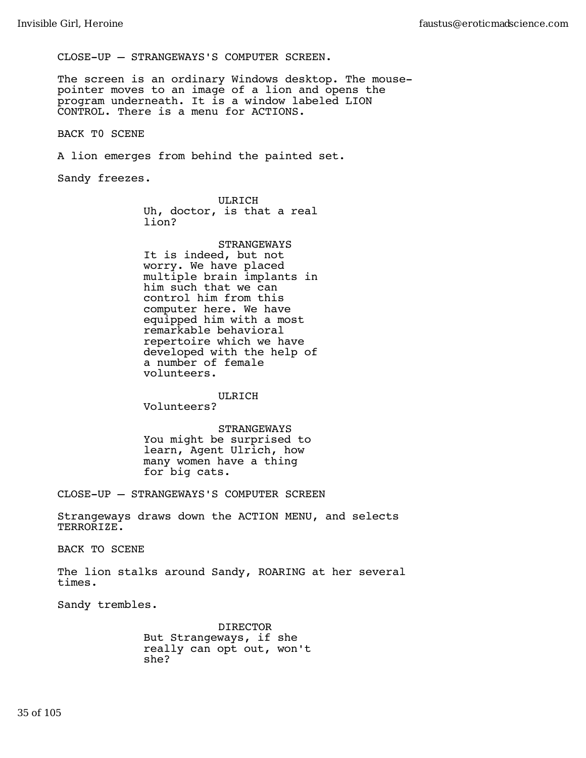CLOSE-UP — STRANGEWAYS'S COMPUTER SCREEN.

The screen is an ordinary Windows desktop. The mouse-pointer moves to an image of a lion and opens the program underneath. It is a window labeled LION CONTROL. There is a menu for ACTIONS.

BACK T0 SCENE

A lion emerges from behind the painted set.

Sandy freezes.

ULRICH
Uh, doctor, is that a real lion?

STRANGEWAYS
It is indeed, but not worry. We have placed multiple brain implants in him such that we can control him from this computer here. We have equipped him with a most remarkable behavioral repertoire which we have developed with the help of a number of female volunteers.

ULRICH
Volunteers?

STRANGEWAYS
You might be surprised to learn, Agent Ulrich, how many women have a thing for big cats.

CLOSE-UP — STRANGEWAYS'S COMPUTER SCREEN

Strangeways draws down the ACTION MENU, and selects TERRORIZE.

BACK TO SCENE

The lion stalks around Sandy, ROARING at her several times.

Sandy trembles.

DIRECTOR
But Strangeways, if she really can opt out, won't she?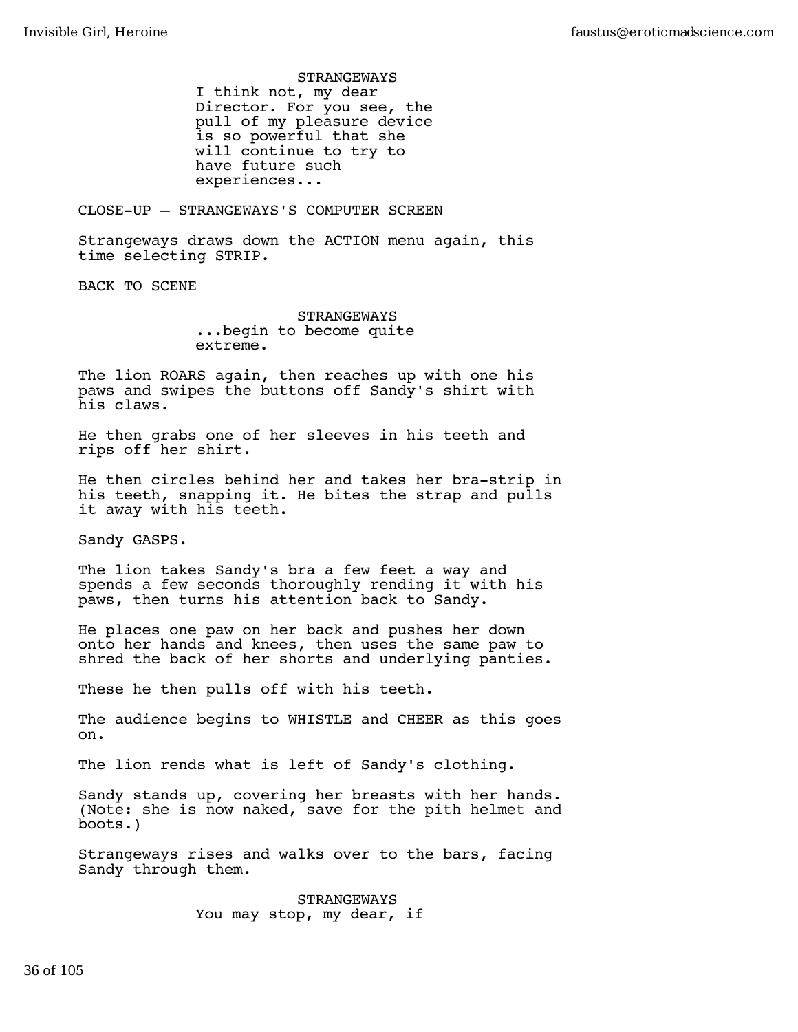STRANGEWAYS
I think not, my dear Director. For you see, the pull of my pleasure device is so powerful that she will continue to try to have future such experiences...

CLOSE-UP — STRANGEWAYS'S COMPUTER SCREEN

Strangeways draws down the ACTION menu again, this time selecting STRIP.

BACK TO SCENE

STRANGEWAYS
...begin to become quite extreme.

The lion ROARS again, then reaches up with one his paws and swipes the buttons off Sandy's shirt with his claws.

He then grabs one of her sleeves in his teeth and rips off her shirt.

He then circles behind her and takes her bra-strip in his teeth, snapping it. He bites the strap and pulls it away with his teeth.

Sandy GASPS.

The lion takes Sandy's bra a few feet a way and spends a few seconds thoroughly rending it with his paws, then turns his attention back to Sandy.

He places one paw on her back and pushes her down onto her hands and knees, then uses the same paw to shred the back of her shorts and underlying panties.

These he then pulls off with his teeth.

The audience begins to WHISTLE and CHEER as this goes on.

The lion rends what is left of Sandy's clothing.

Sandy stands up, covering her breasts with her hands. (Note: she is now naked, save for the pith helmet and boots.)

Strangeways rises and walks over to the bars, facing Sandy through them.

STRANGEWAYS
You may stop, my dear, if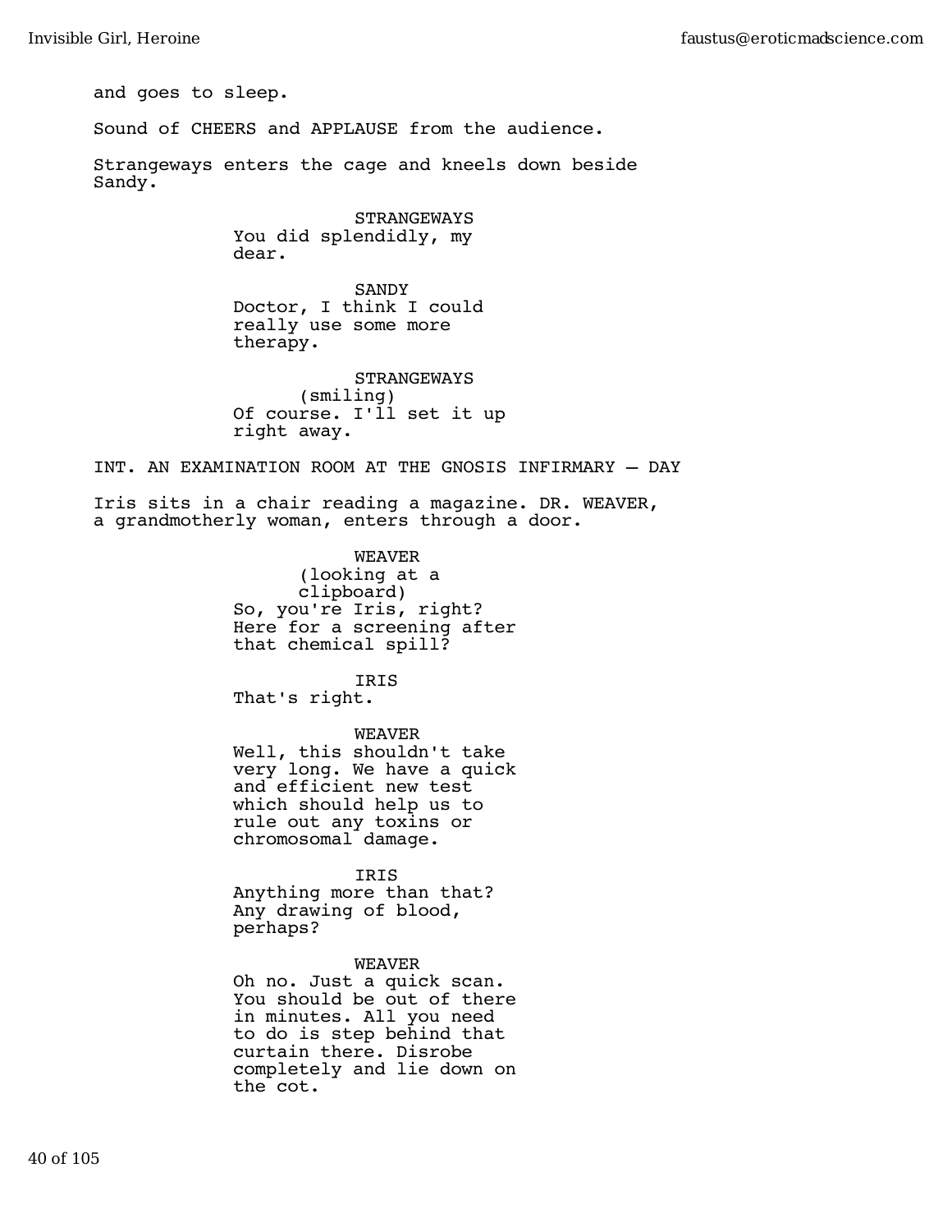and goes to sleep.

Sound of CHEERS and APPLAUSE from the audience.

Strangeways enters the cage and kneels down beside Sandy.

STRANGEWAYS
You did splendidly, my dear.

SANDY
Doctor, I think I could really use some more therapy.

STRANGEWAYS
(smiling)
Of course. I'll set it up right away.

INT. AN EXAMINATION ROOM AT THE GNOSIS INFIRMARY – DAY

Iris sits in a chair reading a magazine. DR. WEAVER, a grandmotherly woman, enters through a door.

WEAVER
(looking at a clipboard)
So, you're Iris, right? Here for a screening after that chemical spill?

IRIS
That's right.

WEAVER
Well, this shouldn't take very long. We have a quick and efficient new test which should help us to rule out any toxins or chromosomal damage.

IRIS
Anything more than that? Any drawing of blood, perhaps?

WEAVER
Oh no. Just a quick scan. You should be out of there in minutes. All you need to do is step behind that curtain there. Disrobe completely and lie down on the cot.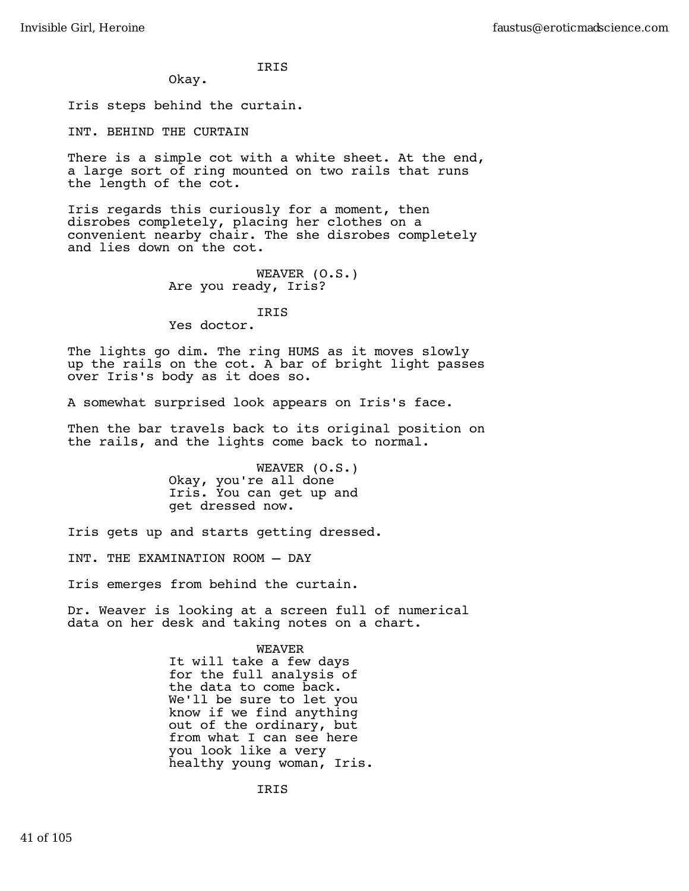IRIS
Okay.

Iris steps behind the curtain.

INT. BEHIND THE CURTAIN

There is a simple cot with a white sheet. At the end, a large sort of ring mounted on two rails that runs the length of the cot.

Iris regards this curiously for a moment, then disrobes completely, placing her clothes on a convenient nearby chair. The she disrobes completely and lies down on the cot.

WEAVER (O.S.)
Are you ready, Iris?

IRIS
Yes doctor.

The lights go dim. The ring HUMS as it moves slowly up the rails on the cot. A bar of bright light passes over Iris's body as it does so.

A somewhat surprised look appears on Iris's face.

Then the bar travels back to its original position on the rails, and the lights come back to normal.

WEAVER (O.S.)
Okay, you're all done Iris. You can get up and get dressed now.

Iris gets up and starts getting dressed.

INT. THE EXAMINATION ROOM – DAY

Iris emerges from behind the curtain.

Dr. Weaver is looking at a screen full of numerical data on her desk and taking notes on a chart.

WEAVER
It will take a few days for the full analysis of the data to come back. We'll be sure to let you know if we find anything out of the ordinary, but from what I can see here you look like a very healthy young woman, Iris.

IRIS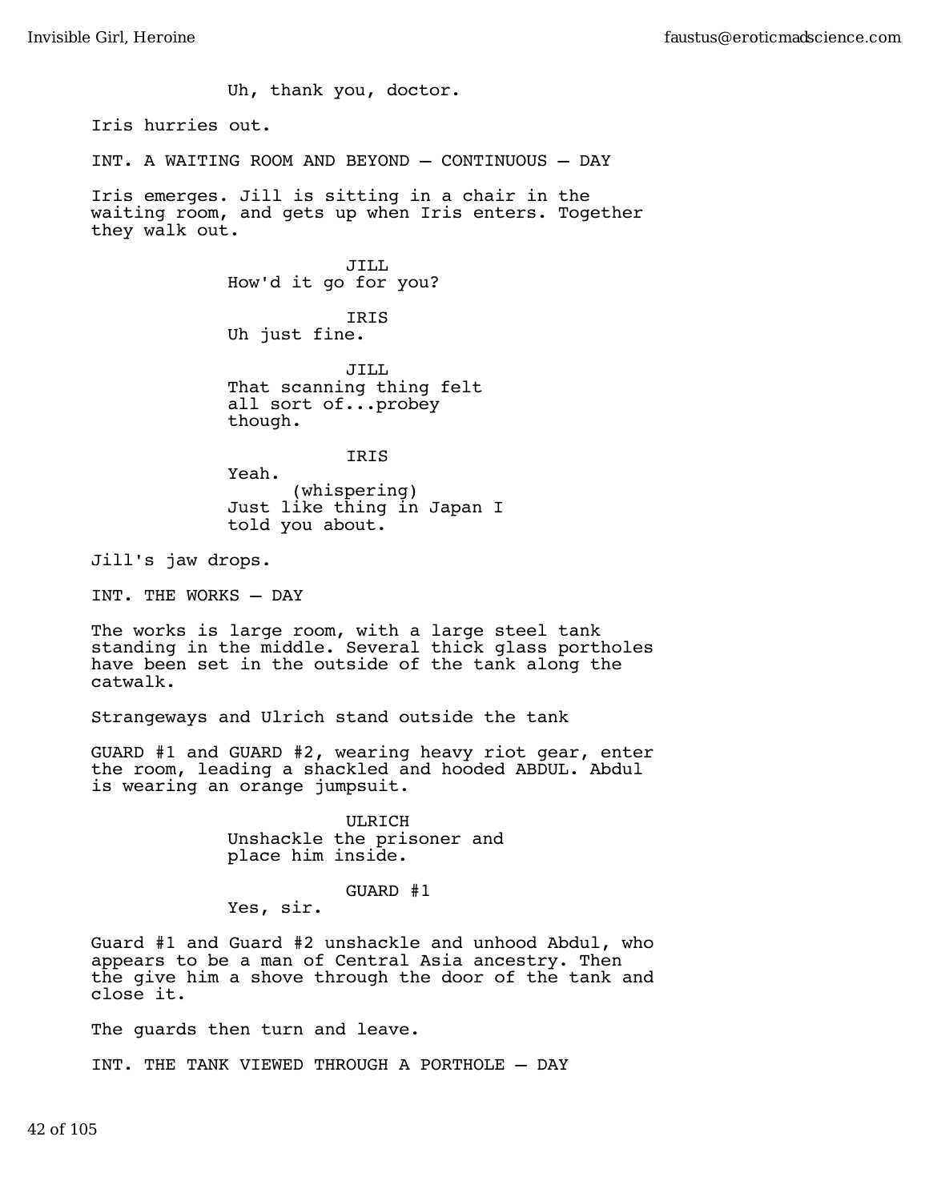Uh, thank you, doctor.

Iris hurries out.

INT. A WAITING ROOM AND BEYOND — CONTINUOUS — DAY

Iris emerges. Jill is sitting in a chair in the waiting room, and gets up when Iris enters. Together they walk out.

JILL
How'd it go for you?

IRIS
Uh just fine.

JILL
That scanning thing felt all sort of...probey though.

IRIS
Yeah.
(whispering)
Just like thing in Japan I told you about.

Jill's jaw drops.

INT. THE WORKS — DAY

The works is large room, with a large steel tank standing in the middle. Several thick glass portholes have been set in the outside of the tank along the catwalk.

Strangeways and Ulrich stand outside the tank

GUARD #1 and GUARD #2, wearing heavy riot gear, enter the room, leading a shackled and hooded ABDUL. Abdul is wearing an orange jumpsuit.

ULRICH
Unshackle the prisoner and place him inside.

GUARD #1
Yes, sir.

Guard #1 and Guard #2 unshackle and unhood Abdul, who appears to be a man of Central Asia ancestry. Then the give him a shove through the door of the tank and close it.

The guards then turn and leave.

INT. THE TANK VIEWED THROUGH A PORTHOLE — DAY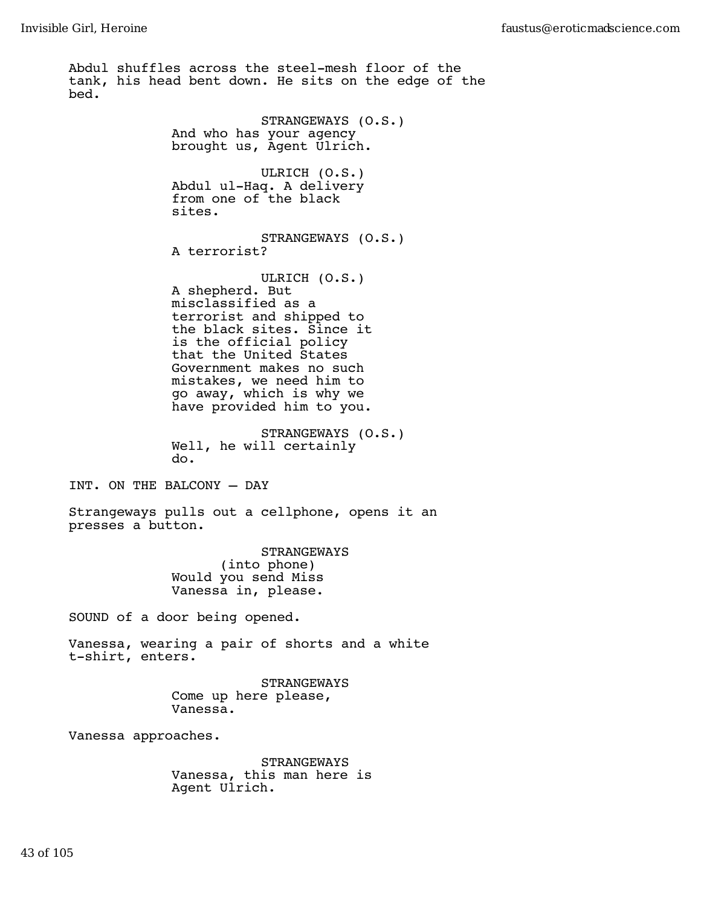Abdul shuffles across the steel-mesh floor of the tank, his head bent down. He sits on the edge of the bed.

STRANGEWAYS (O.S.)
And who has your agency brought us, Agent Ulrich.

ULRICH (O.S.)
Abdul ul-Haq. A delivery from one of the black sites.

STRANGEWAYS (O.S.)
A terrorist?

ULRICH (O.S.)
A shepherd. But misclassified as a terrorist and shipped to the black sites. Since it is the official policy that the United States Government makes no such mistakes, we need him to go away, which is why we have provided him to you.

STRANGEWAYS (O.S.)
Well, he will certainly do.

INT. ON THE BALCONY – DAY

Strangeways pulls out a cellphone, opens it an presses a button.

STRANGEWAYS
(into phone)
Would you send Miss Vanessa in, please.

SOUND of a door being opened.

Vanessa, wearing a pair of shorts and a white t-shirt, enters.

STRANGEWAYS
Come up here please, Vanessa.

Vanessa approaches.

STRANGEWAYS
Vanessa, this man here is Agent Ulrich.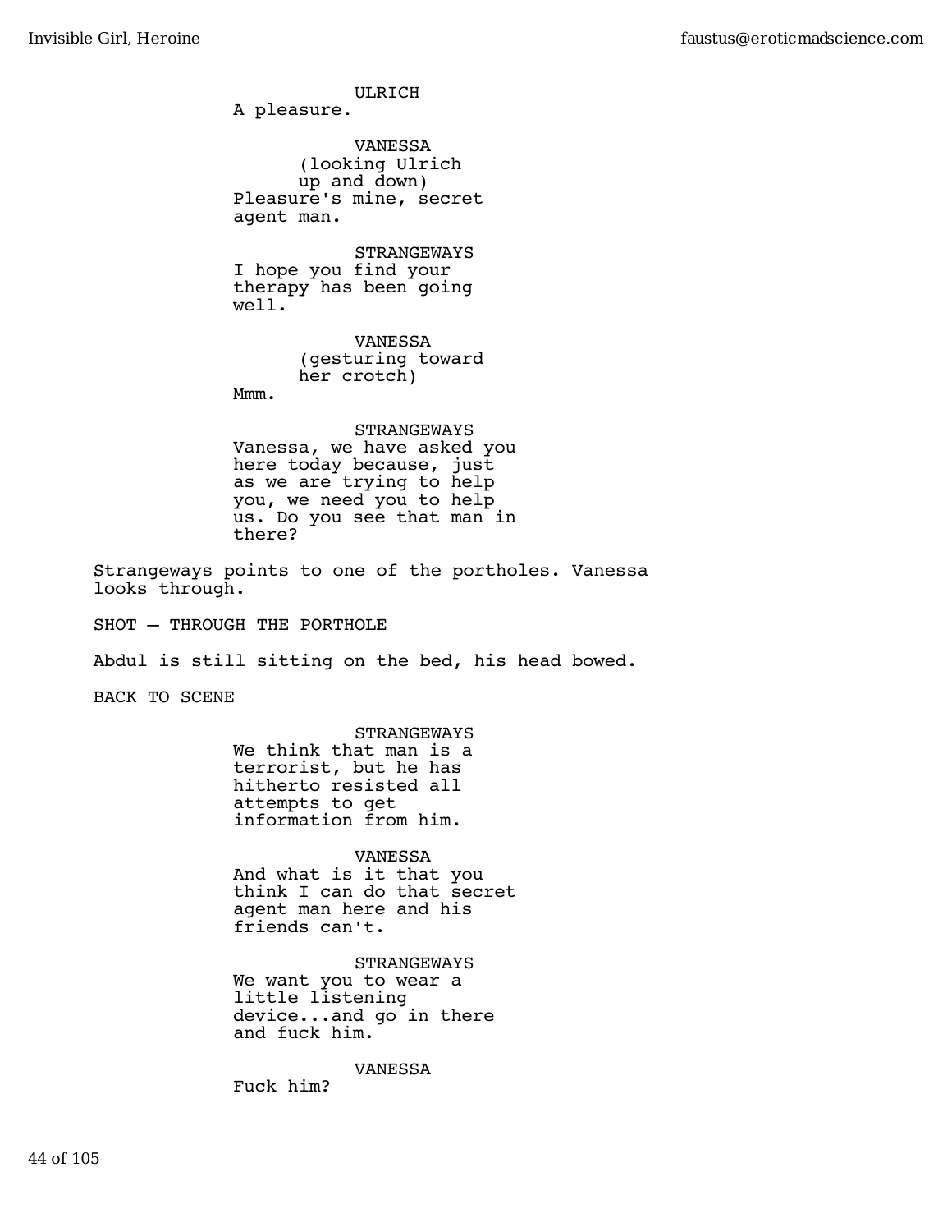ULRICH
A pleasure.

VANESSA
(looking Ulrich up and down)
Pleasure's mine, secret agent man.

STRANGEWAYS
I hope you find your therapy has been going well.

VANESSA
(gesturing toward her crotch)
Mmm.

STRANGEWAYS
Vanessa, we have asked you here today because, just as we are trying to help you, we need you to help us. Do you see that man in there?

Strangeways points to one of the portholes. Vanessa looks through.

SHOT — THROUGH THE PORTHOLE

Abdul is still sitting on the bed, his head bowed.

BACK TO SCENE

STRANGEWAYS
We think that man is a terrorist, but he has hitherto resisted all attempts to get information from him.

VANESSA
And what is it that you think I can do that secret agent man here and his friends can't.

STRANGEWAYS
We want you to wear a little listening device...and go in there and fuck him.

VANESSA
Fuck him?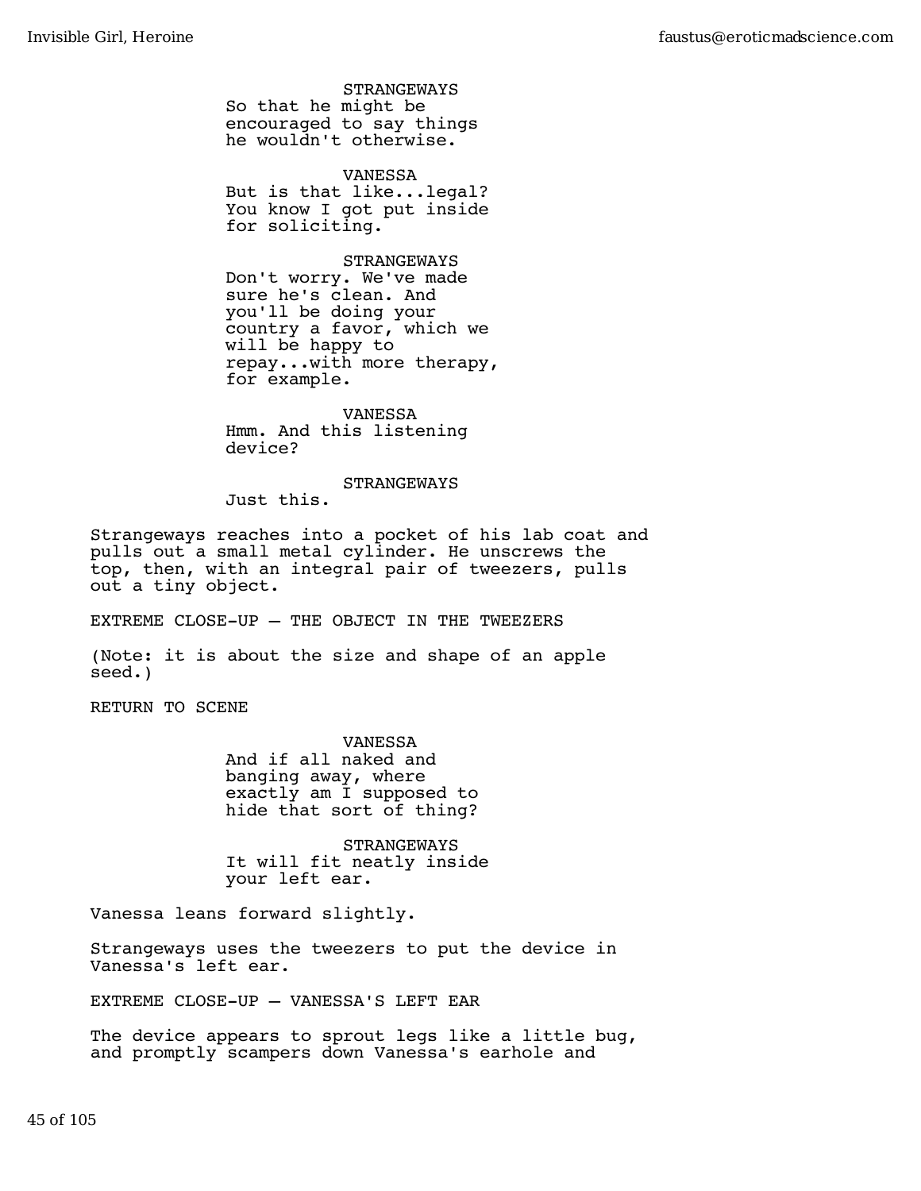STRANGEWAYS
So that he might be encouraged to say things he wouldn't otherwise.

VANESSA
But is that like...legal? You know I got put inside for soliciting.

STRANGEWAYS
Don't worry. We've made sure he's clean. And you'll be doing your country a favor, which we will be happy to repay...with more therapy, for example.

VANESSA
Hmm. And this listening device?

STRANGEWAYS
Just this.

Strangeways reaches into a pocket of his lab coat and pulls out a small metal cylinder. He unscrews the top, then, with an integral pair of tweezers, pulls out a tiny object.

EXTREME CLOSE-UP — THE OBJECT IN THE TWEEZERS

(Note: it is about the size and shape of an apple seed.)

RETURN TO SCENE

VANESSA
And if all naked and banging away, where exactly am I supposed to hide that sort of thing?

STRANGEWAYS
It will fit neatly inside your left ear.

Vanessa leans forward slightly.

Strangeways uses the tweezers to put the device in Vanessa's left ear.

EXTREME CLOSE-UP — VANESSA'S LEFT EAR

The device appears to sprout legs like a little bug, and promptly scampers down Vanessa's earhole and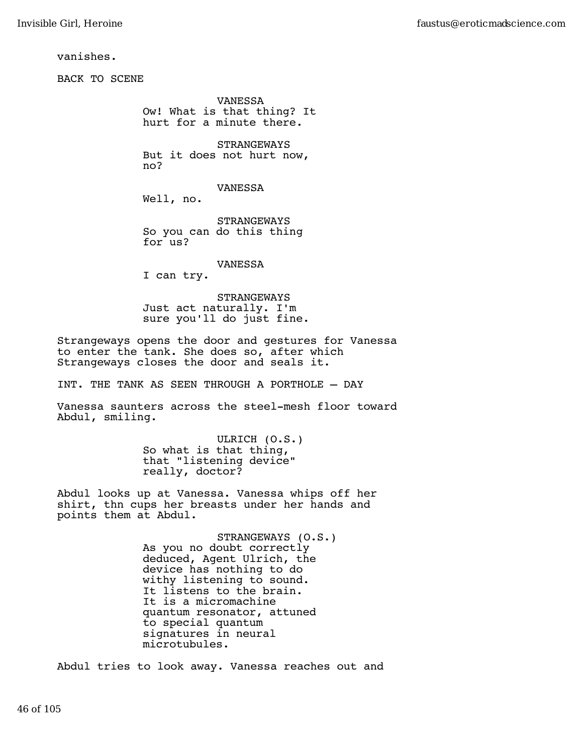vanishes.

BACK TO SCENE

VANESSA
Ow! What is that thing? It hurt for a minute there.

STRANGEWAYS
But it does not hurt now, no?

VANESSA
Well, no.

STRANGEWAYS
So you can do this thing for us?

VANESSA
I can try.

STRANGEWAYS
Just act naturally. I'm sure you'll do just fine.

Strangeways opens the door and gestures for Vanessa to enter the tank. She does so, after which Strangeways closes the door and seals it.

INT. THE TANK AS SEEN THROUGH A PORTHOLE – DAY

Vanessa saunters across the steel-mesh floor toward Abdul, smiling.

ULRICH (O.S.)
So what is that thing, that "listening device" really, doctor?

Abdul looks up at Vanessa. Vanessa whips off her shirt, thn cups her breasts under her hands and points them at Abdul.

STRANGEWAYS (O.S.)
As you no doubt correctly deduced, Agent Ulrich, the device has nothing to do withy listening to sound. It listens to the brain. It is a micromachine quantum resonator, attuned to special quantum signatures in neural microtubules.

Abdul tries to look away. Vanessa reaches out and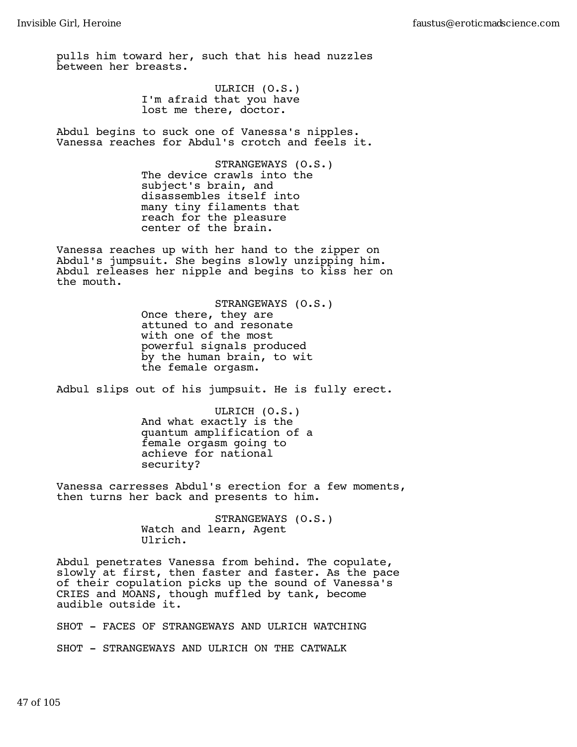pulls him toward her, such that his head nuzzles between her breasts.

ULRICH (O.S.)
I'm afraid that you have lost me there, doctor.

Abdul begins to suck one of Vanessa's nipples. Vanessa reaches for Abdul's crotch and feels it.

STRANGEWAYS (O.S.)
The device crawls into the subject's brain, and disassembles itself into many tiny filaments that reach for the pleasure center of the brain.

Vanessa reaches up with her hand to the zipper on Abdul's jumpsuit. She begins slowly unzipping him. Abdul releases her nipple and begins to kiss her on the mouth.

STRANGEWAYS (O.S.)
Once there, they are attuned to and resonate with one of the most powerful signals produced by the human brain, to wit the female orgasm.

Adbul slips out of his jumpsuit. He is fully erect.

ULRICH (O.S.)
And what exactly is the quantum amplification of a female orgasm going to achieve for national security?

Vanessa carresses Abdul's erection for a few moments, then turns her back and presents to him.

STRANGEWAYS (O.S.)
Watch and learn, Agent Ulrich.

Abdul penetrates Vanessa from behind. The copulate, slowly at first, then faster and faster. As the pace of their copulation picks up the sound of Vanessa's CRIES and MOANS, though muffled by tank, become audible outside it.

SHOT - FACES OF STRANGEWAYS AND ULRICH WATCHING

SHOT - STRANGEWAYS AND ULRICH ON THE CATWALK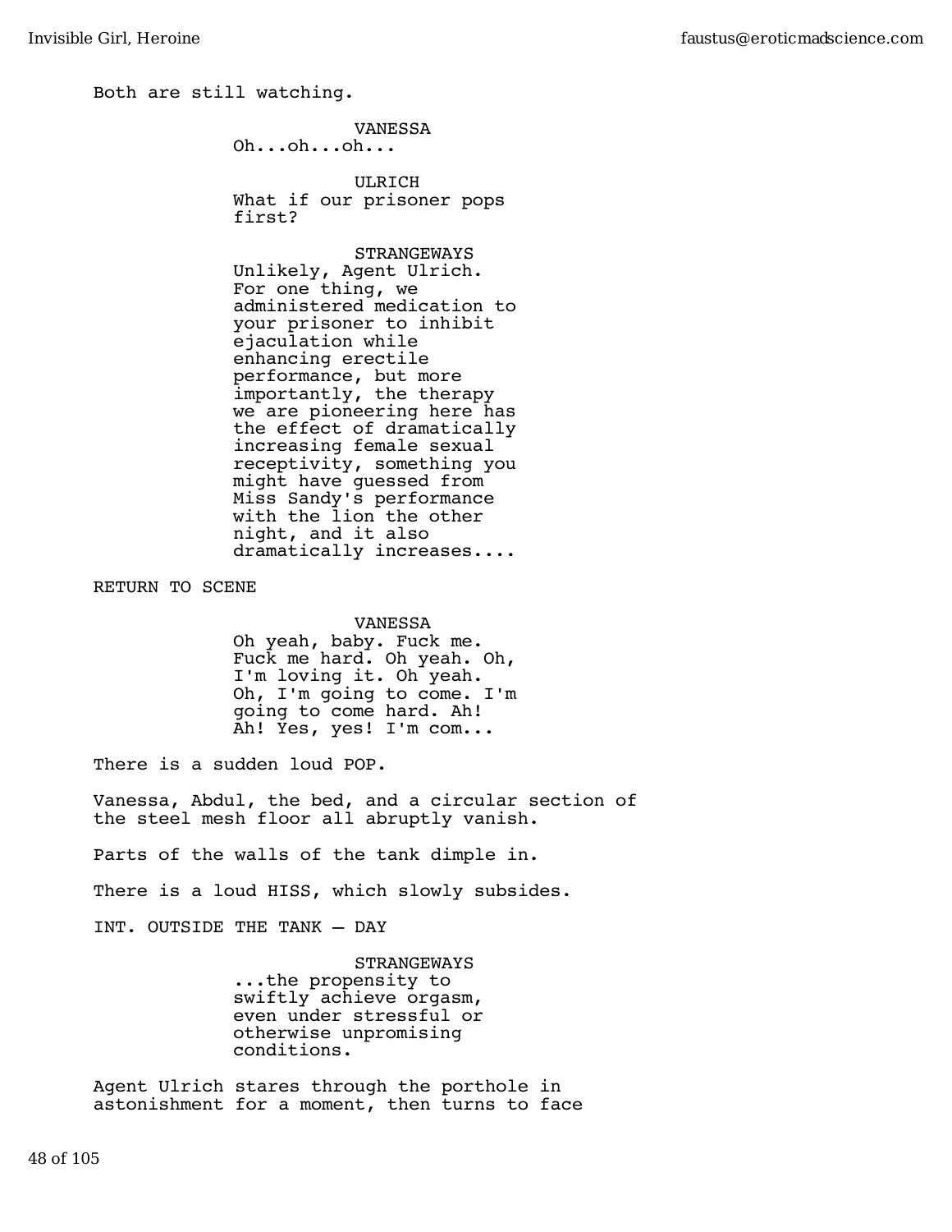Both are still watching.

VANESSA
Oh...oh...oh...

ULRICH
What if our prisoner pops first?

STRANGEWAYS
Unlikely, Agent Ulrich. For one thing, we administered medication to your prisoner to inhibit ejaculation while enhancing erectile performance, but more importantly, the therapy we are pioneering here has the effect of dramatically increasing female sexual receptivity, something you might have guessed from Miss Sandy's performance with the lion the other night, and it also dramatically increases....

RETURN TO SCENE

VANESSA
Oh yeah, baby. Fuck me. Fuck me hard. Oh yeah. Oh, I'm loving it. Oh yeah. Oh, I'm going to come. I'm going to come hard. Ah! Ah! Yes, yes! I'm com...

There is a sudden loud POP.

Vanessa, Abdul, the bed, and a circular section of the steel mesh floor all abruptly vanish.

Parts of the walls of the tank dimple in.

There is a loud HISS, which slowly subsides.

INT. OUTSIDE THE TANK – DAY

STRANGEWAYS
...the propensity to swiftly achieve orgasm, even under stressful or otherwise unpromising conditions.

Agent Ulrich stares through the porthole in astonishment for a moment, then turns to face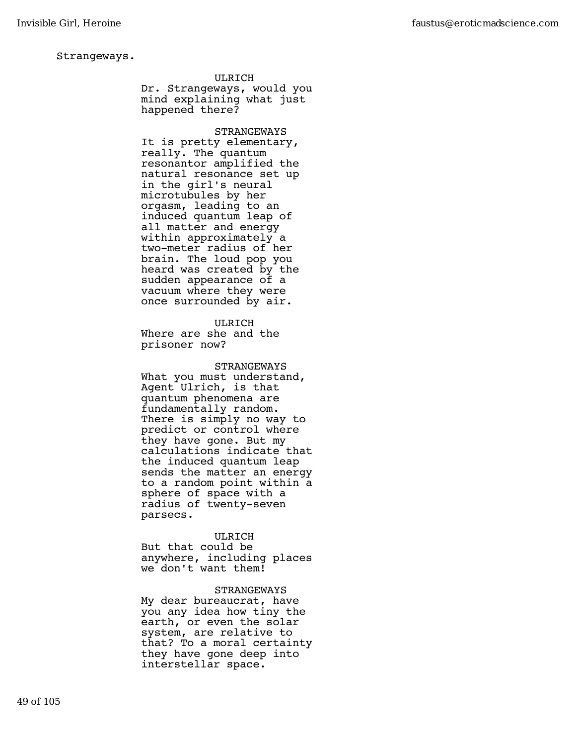Strangeways.

ULRICH
Dr. Strangeways, would you mind explaining what just happened there?

STRANGEWAYS
It is pretty elementary, really. The quantum resonantor amplified the natural resonance set up in the girl's neural microtubules by her orgasm, leading to an induced quantum leap of all matter and energy within approximately a two-meter radius of her brain. The loud pop you heard was created by the sudden appearance of a vacuum where they were once surrounded by air.

ULRICH
Where are she and the prisoner now?

STRANGEWAYS
What you must understand, Agent Ulrich, is that quantum phenomena are fundamentally random. There is simply no way to predict or control where they have gone. But my calculations indicate that the induced quantum leap sends the matter an energy to a random point within a sphere of space with a radius of twenty-seven parsecs.

ULRICH
But that could be anywhere, including places we don't want them!

STRANGEWAYS
My dear bureaucrat, have you any idea how tiny the earth, or even the solar system, are relative to that? To a moral certainty they have gone deep into interstellar space.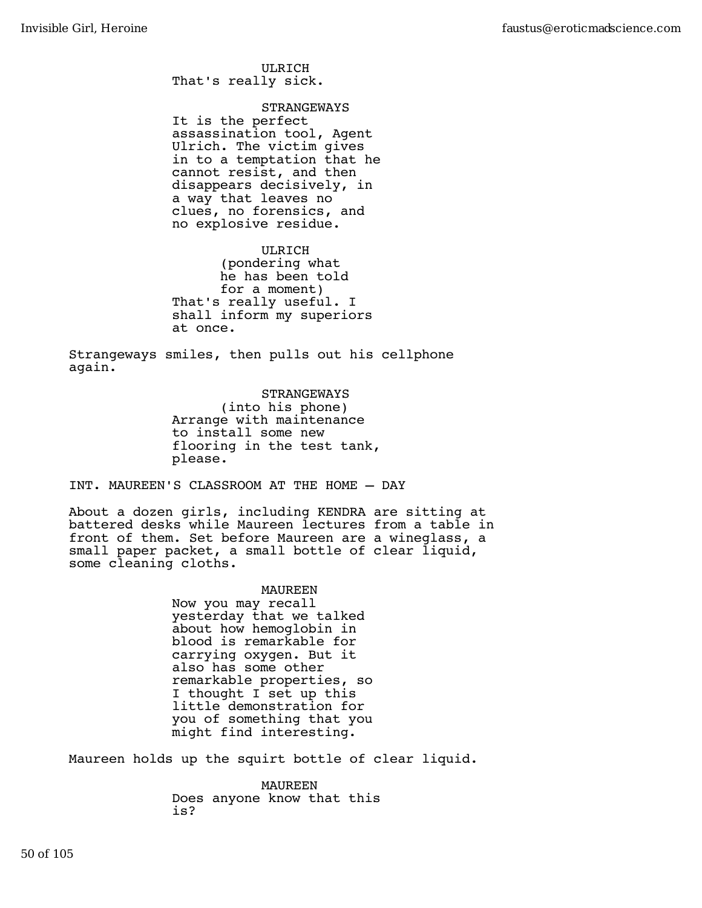ULRICH
That's really sick.

STRANGEWAYS
It is the perfect assassination tool, Agent Ulrich. The victim gives in to a temptation that he cannot resist, and then disappears decisively, in a way that leaves no clues, no forensics, and no explosive residue.

ULRICH
(pondering what he has been told for a moment)
That's really useful. I shall inform my superiors at once.

Strangeways smiles, then pulls out his cellphone again.

STRANGEWAYS
(into his phone)
Arrange with maintenance to install some new flooring in the test tank, please.

INT. MAUREEN'S CLASSROOM AT THE HOME – DAY

About a dozen girls, including KENDRA are sitting at battered desks while Maureen lectures from a table in front of them. Set before Maureen are a wineglass, a small paper packet, a small bottle of clear liquid, some cleaning cloths.

MAUREEN
Now you may recall yesterday that we talked about how hemoglobin in blood is remarkable for carrying oxygen. But it also has some other remarkable properties, so I thought I set up this little demonstration for you of something that you might find interesting.

Maureen holds up the squirt bottle of clear liquid.

MAUREEN
Does anyone know that this is?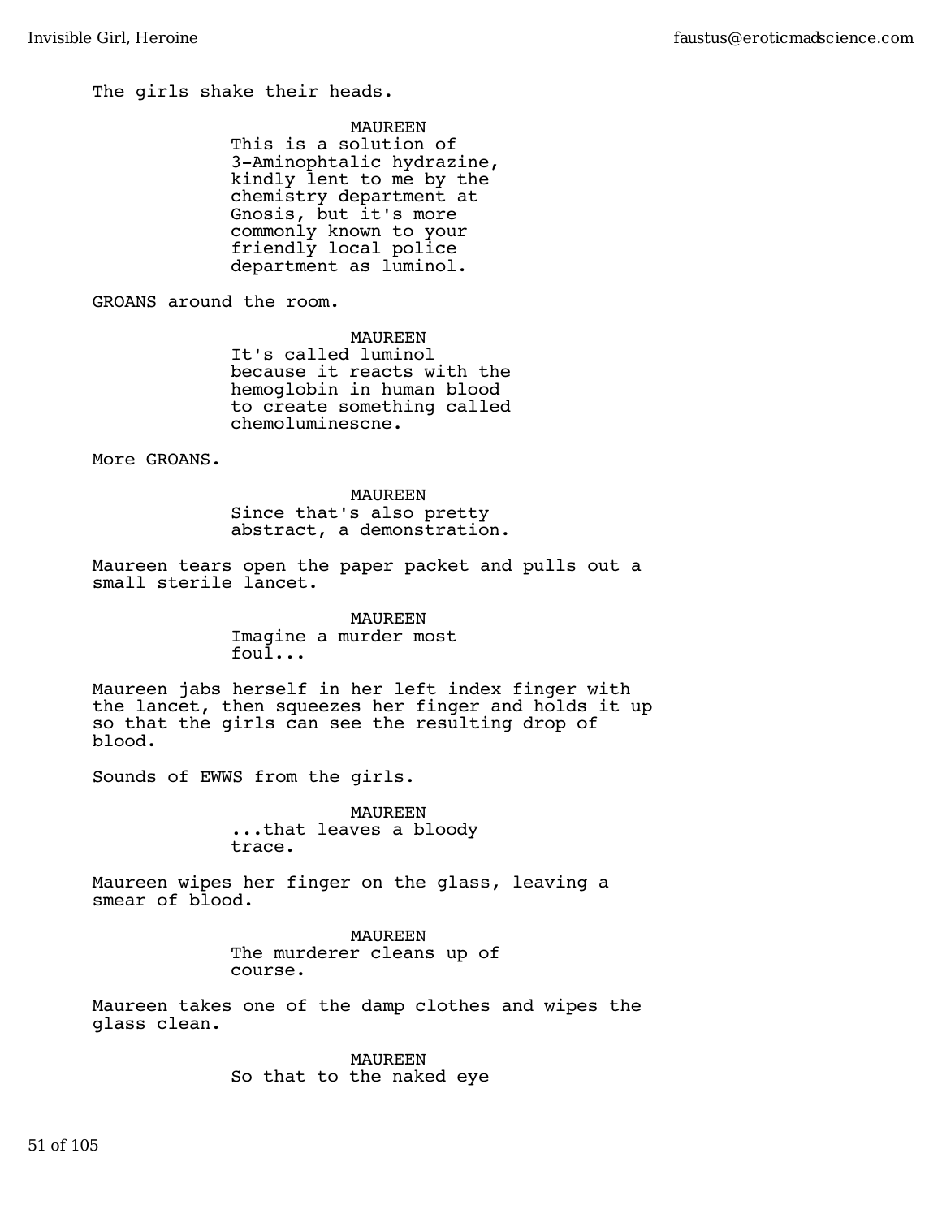The girls shake their heads.

MAUREEN
This is a solution of 3-Aminophtalic hydrazine, kindly lent to me by the chemistry department at Gnosis, but it's more commonly known to your friendly local police department as luminol.

GROANS around the room.

MAUREEN
It's called luminol because it reacts with the hemoglobin in human blood to create something called chemoluminescne.

More GROANS.

MAUREEN
Since that's also pretty abstract, a demonstration.

Maureen tears open the paper packet and pulls out a small sterile lancet.

MAUREEN
Imagine a murder most foul...

Maureen jabs herself in her left index finger with the lancet, then squeezes her finger and holds it up so that the girls can see the resulting drop of blood.

Sounds of EWWS from the girls.

MAUREEN
...that leaves a bloody trace.

Maureen wipes her finger on the glass, leaving a smear of blood.

MAUREEN
The murderer cleans up of course.

Maureen takes one of the damp clothes and wipes the glass clean.

MAUREEN
So that to the naked eye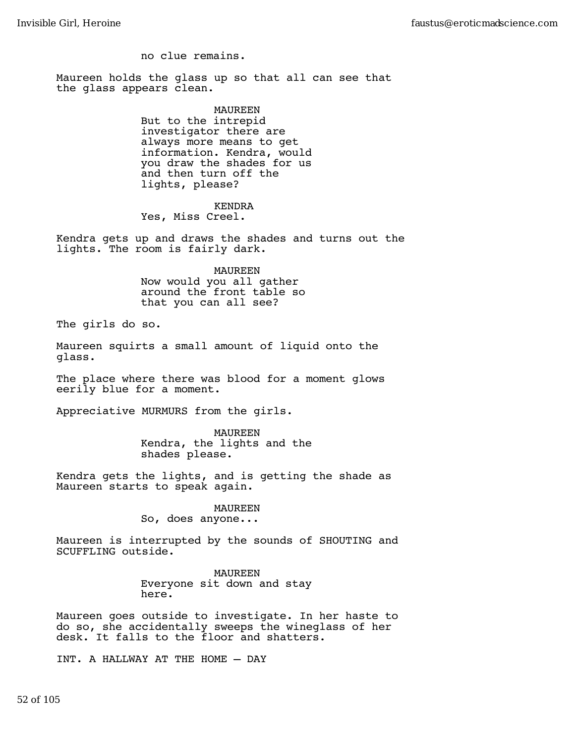no clue remains.

Maureen holds the glass up so that all can see that the glass appears clean.

MAUREEN
But to the intrepid investigator there are always more means to get information. Kendra, would you draw the shades for us and then turn off the lights, please?

KENDRA
Yes, Miss Creel.

Kendra gets up and draws the shades and turns out the lights. The room is fairly dark.

MAUREEN
Now would you all gather around the front table so that you can all see?

The girls do so.

Maureen squirts a small amount of liquid onto the glass.

The place where there was blood for a moment glows eerily blue for a moment.

Appreciative MURMURS from the girls.

MAUREEN
Kendra, the lights and the shades please.

Kendra gets the lights, and is getting the shade as Maureen starts to speak again.

MAUREEN
So, does anyone...

Maureen is interrupted by the sounds of SHOUTING and SCUFFLING outside.

MAUREEN
Everyone sit down and stay here.

Maureen goes outside to investigate. In her haste to do so, she accidentally sweeps the wineglass of her desk. It falls to the floor and shatters.

INT. A HALLWAY AT THE HOME — DAY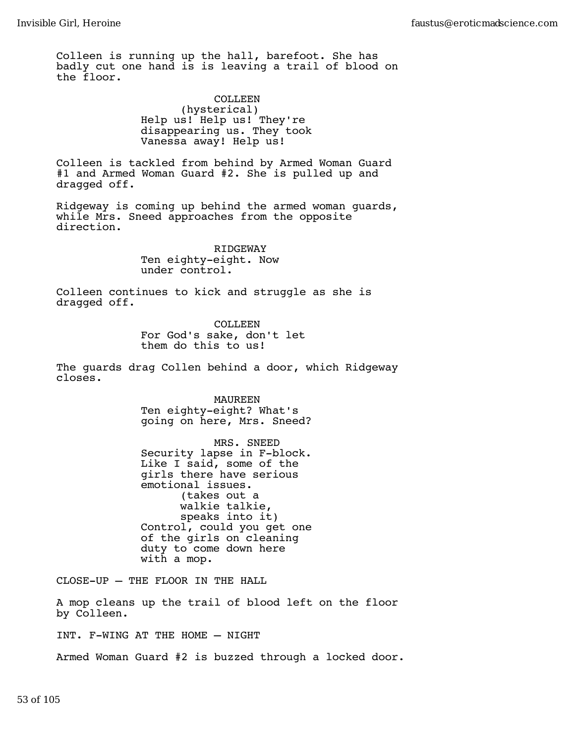Colleen is running up the hall, barefoot. She has badly cut one hand is is leaving a trail of blood on the floor.

COLLEEN
(hysterical)
Help us! Help us! They're disappearing us. They took Vanessa away! Help us!

Colleen is tackled from behind by Armed Woman Guard #1 and Armed Woman Guard #2. She is pulled up and dragged off.

Ridgeway is coming up behind the armed woman guards, while Mrs. Sneed approaches from the opposite direction.

RIDGEWAY
Ten eighty-eight. Now under control.

Colleen continues to kick and struggle as she is dragged off.

COLLEEN
For God's sake, don't let them do this to us!

The guards drag Collen behind a door, which Ridgeway closes.

MAUREEN
Ten eighty-eight? What's going on here, Mrs. Sneed?

MRS. SNEED
Security lapse in F-block. Like I said, some of the girls there have serious emotional issues.
(takes out a walkie talkie, speaks into it)
Control, could you get one of the girls on cleaning duty to come down here with a mop.

CLOSE-UP — THE FLOOR IN THE HALL

A mop cleans up the trail of blood left on the floor by Colleen.

INT. F-WING AT THE HOME — NIGHT

Armed Woman Guard #2 is buzzed through a locked door.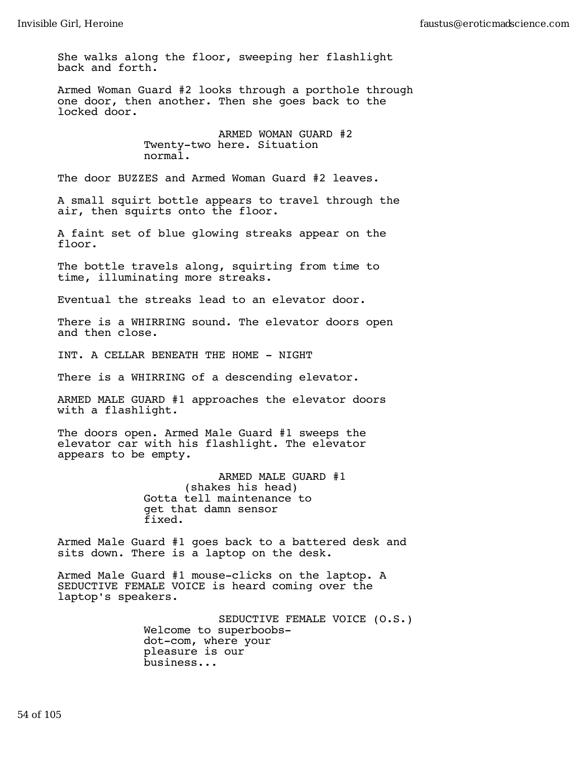She walks along the floor, sweeping her flashlight back and forth.

Armed Woman Guard #2 looks through a porthole through one door, then another. Then she goes back to the locked door.

ARMED WOMAN GUARD #2
Twenty-two here. Situation normal.

The door BUZZES and Armed Woman Guard #2 leaves.

A small squirt bottle appears to travel through the air, then squirts onto the floor.

A faint set of blue glowing streaks appear on the floor.

The bottle travels along, squirting from time to time, illuminating more streaks.

Eventual the streaks lead to an elevator door.

There is a WHIRRING sound. The elevator doors open and then close.

INT. A CELLAR BENEATH THE HOME - NIGHT

There is a WHIRRING of a descending elevator.

ARMED MALE GUARD #1 approaches the elevator doors with a flashlight.

The doors open. Armed Male Guard #1 sweeps the elevator car with his flashlight. The elevator appears to be empty.

ARMED MALE GUARD #1
(shakes his head)
Gotta tell maintenance to get that damn sensor fixed.

Armed Male Guard #1 goes back to a battered desk and sits down. There is a laptop on the desk.

Armed Male Guard #1 mouse-clicks on the laptop. A SEDUCTIVE FEMALE VOICE is heard coming over the laptop's speakers.

SEDUCTIVE FEMALE VOICE (O.S.)
Welcome to superboobs-dot-com, where your pleasure is our business...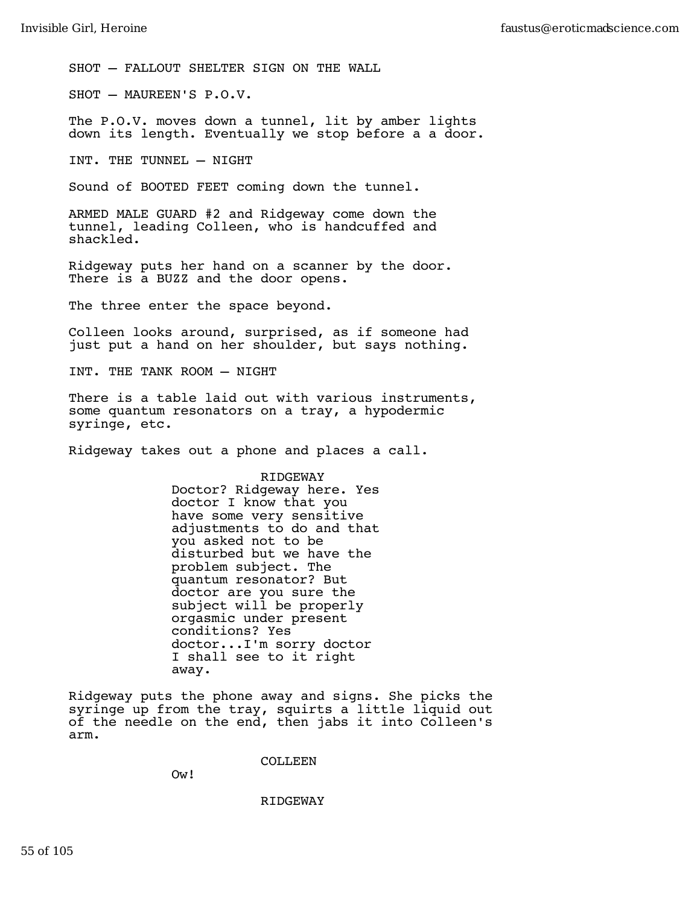SHOT — FALLOUT SHELTER SIGN ON THE WALL

SHOT — MAUREEN'S P.O.V.

The P.O.V. moves down a tunnel, lit by amber lights down its length. Eventually we stop before a a door.

INT. THE TUNNEL — NIGHT

Sound of BOOTED FEET coming down the tunnel.

ARMED MALE GUARD #2 and Ridgeway come down the tunnel, leading Colleen, who is handcuffed and shackled.

Ridgeway puts her hand on a scanner by the door. There is a BUZZ and the door opens.

The three enter the space beyond.

Colleen looks around, surprised, as if someone had just put a hand on her shoulder, but says nothing.

INT. THE TANK ROOM — NIGHT

There is a table laid out with various instruments, some quantum resonators on a tray, a hypodermic syringe, etc.

Ridgeway takes out a phone and places a call.

RIDGEWAY

Doctor? Ridgeway here. Yes doctor I know that you have some very sensitive adjustments to do and that you asked not to be disturbed but we have the problem subject. The quantum resonator? But doctor are you sure the subject will be properly orgasmic under present conditions? Yes doctor...I'm sorry doctor I shall see to it right away.

Ridgeway puts the phone away and signs. She picks the syringe up from the tray, squirts a little liquid out of the needle on the end, then jabs it into Colleen's arm.

COLLEEN

Ow!

RIDGEWAY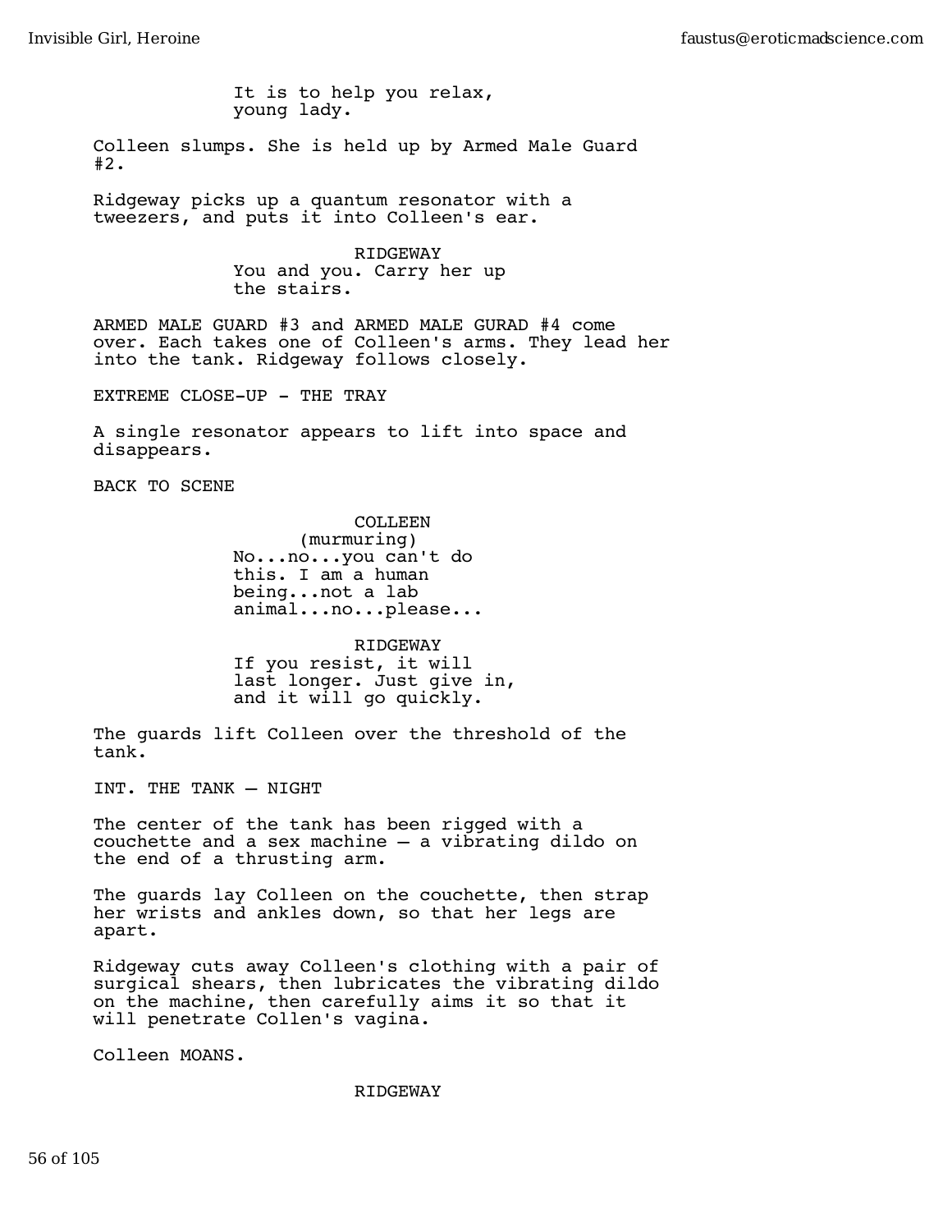It is to help you relax,
young lady.

Colleen slumps. She is held up by Armed Male Guard #2.

Ridgeway picks up a quantum resonator with a tweezers, and puts it into Colleen's ear.

RIDGEWAY

You and you. Carry her up
the stairs.

ARMED MALE GUARD #3 and ARMED MALE GURAD #4 come over. Each takes one of Colleen's arms. They lead her into the tank. Ridgeway follows closely.

EXTREME CLOSE-UP - THE TRAY

A single resonator appears to lift into space and disappears.

BACK TO SCENE

COLLEEN

(murmuring)

No...no...you can't do
this. I am a human
being...not a lab
animal...no...please...

RIDGEWAY

If you resist, it will
last longer. Just give in,
and it will go quickly.

The guards lift Colleen over the threshold of the tank.

INT. THE TANK – NIGHT

The center of the tank has been rigged with a couchette and a sex machine – a vibrating dildo on the end of a thrusting arm.

The guards lay Colleen on the couchette, then strap her wrists and ankles down, so that her legs are apart.

Ridgeway cuts away Colleen's clothing with a pair of surgical shears, then lubricates the vibrating dildo on the machine, then carefully aims it so that it will penetrate Collen's vagina.

Colleen MOANS.

RIDGEWAY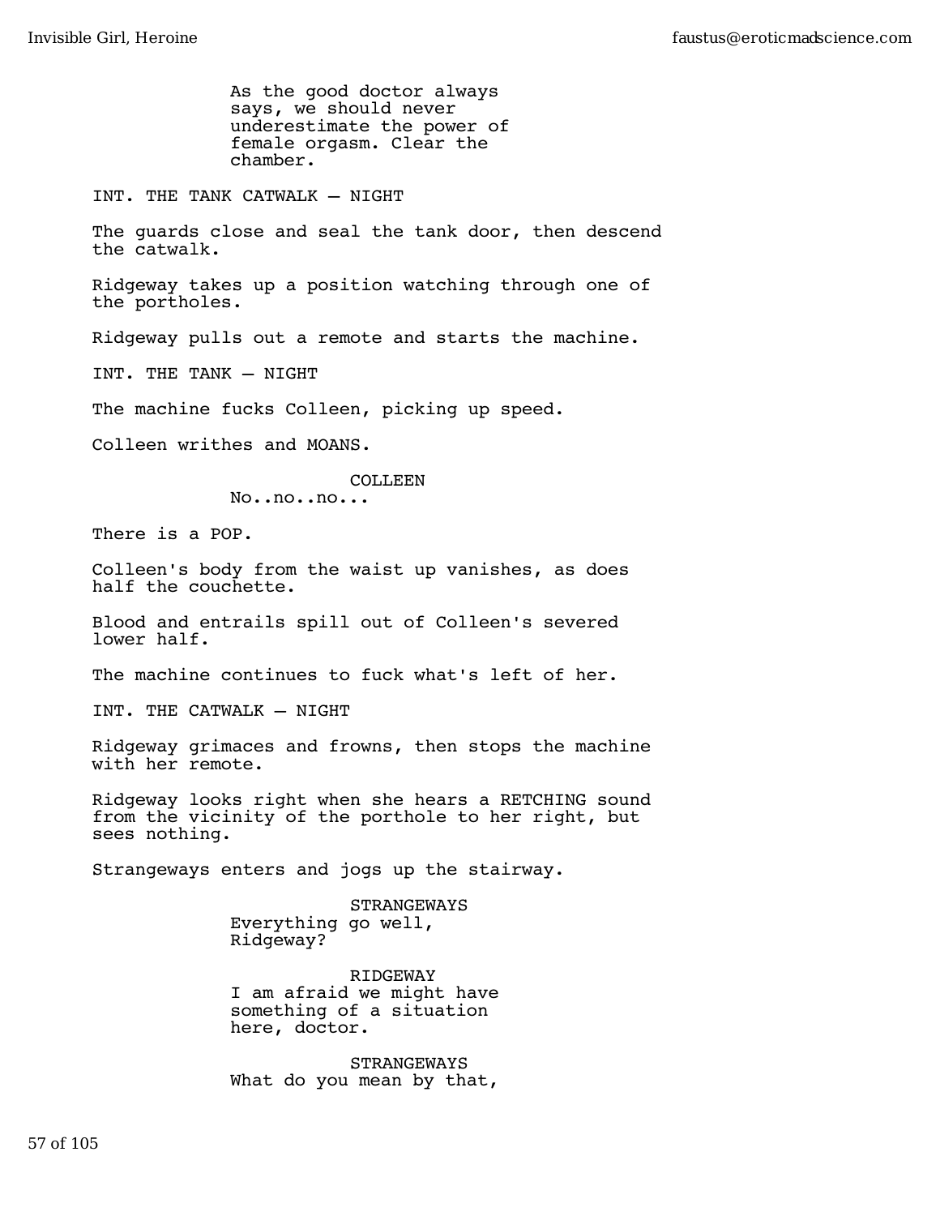As the good doctor always says, we should never underestimate the power of female orgasm. Clear the chamber.

INT. THE TANK CATWALK – NIGHT

The guards close and seal the tank door, then descend the catwalk.

Ridgeway takes up a position watching through one of the portholes.

Ridgeway pulls out a remote and starts the machine.

INT. THE TANK – NIGHT

The machine fucks Colleen, picking up speed.

Colleen writhes and MOANS.

COLLEEN

No..no..no...

There is a POP.

Colleen's body from the waist up vanishes, as does half the couchette.

Blood and entrails spill out of Colleen's severed lower half.

The machine continues to fuck what's left of her.

INT. THE CATWALK – NIGHT

Ridgeway grimaces and frowns, then stops the machine with her remote.

Ridgeway looks right when she hears a RETCHING sound from the vicinity of the porthole to her right, but sees nothing.

Strangeways enters and jogs up the stairway.

STRANGEWAYS

Everything go well, Ridgeway?

RIDGEWAY

I am afraid we might have something of a situation here, doctor.

STRANGEWAYS

What do you mean by that,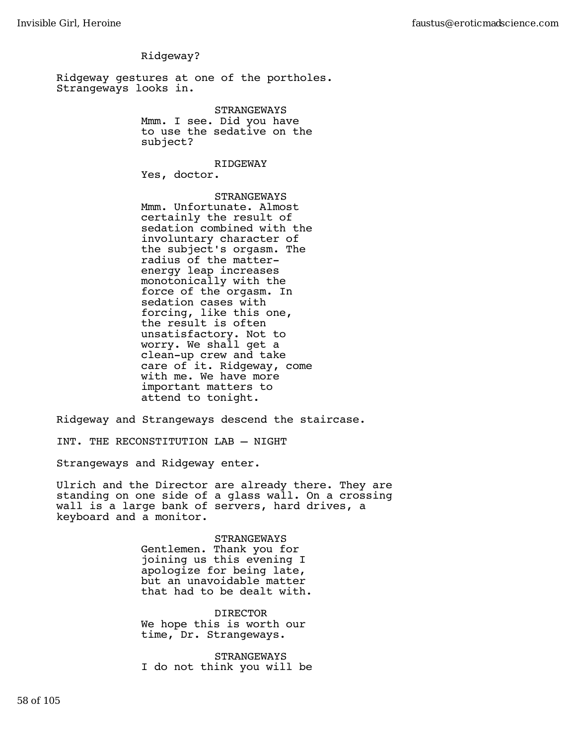Ridgeway?

Ridgeway gestures at one of the portholes. Strangeways looks in.

STRANGEWAYS
Mmm. I see. Did you have to use the sedative on the subject?

RIDGEWAY
Yes, doctor.

STRANGEWAYS
Mmm. Unfortunate. Almost certainly the result of sedation combined with the involuntary character of the subject's orgasm. The radius of the matter-energy leap increases monotonically with the force of the orgasm. In sedation cases with forcing, like this one, the result is often unsatisfactory. Not to worry. We shall get a clean-up crew and take care of it. Ridgeway, come with me. We have more important matters to attend to tonight.

Ridgeway and Strangeways descend the staircase.

INT. THE RECONSTITUTION LAB – NIGHT

Strangeways and Ridgeway enter.

Ulrich and the Director are already there. They are standing on one side of a glass wall. On a crossing wall is a large bank of servers, hard drives, a keyboard and a monitor.

STRANGEWAYS
Gentlemen. Thank you for joining us this evening I apologize for being late, but an unavoidable matter that had to be dealt with.

DIRECTOR
We hope this is worth our time, Dr. Strangeways.

STRANGEWAYS
I do not think you will be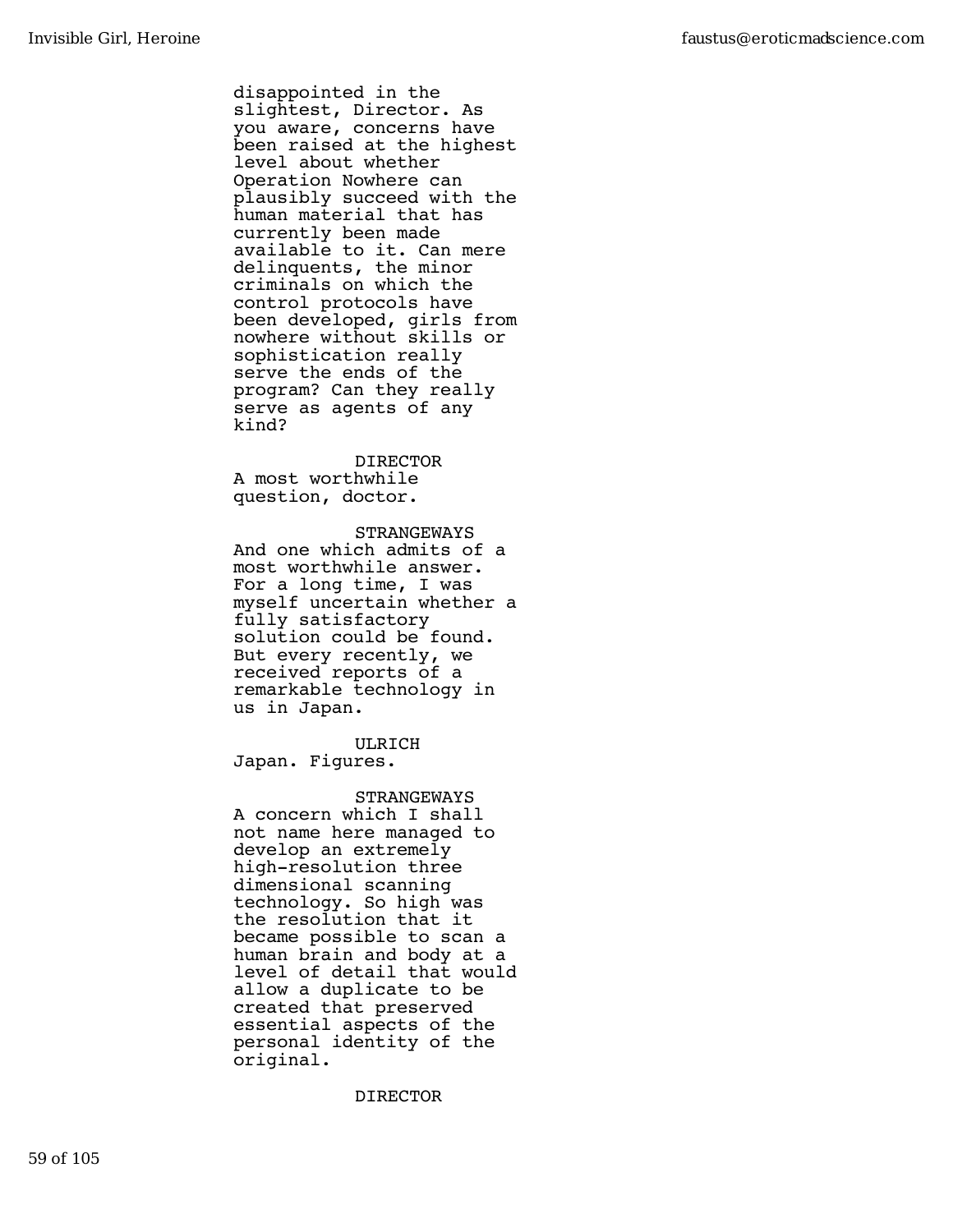disappointed in the slightest, Director. As you aware, concerns have been raised at the highest level about whether Operation Nowhere can plausibly succeed with the human material that has currently been made available to it. Can mere delinquents, the minor criminals on which the control protocols have been developed, girls from nowhere without skills or sophistication really serve the ends of the program? Can they really serve as agents of any kind?

DIRECTOR
A most worthwhile question, doctor.

STRANGEWAYS
And one which admits of a most worthwhile answer. For a long time, I was myself uncertain whether a fully satisfactory solution could be found. But every recently, we received reports of a remarkable technology in us in Japan.

ULRICH
Japan. Figures.

STRANGEWAYS
A concern which I shall not name here managed to develop an extremely high-resolution three dimensional scanning technology. So high was the resolution that it became possible to scan a human brain and body at a level of detail that would allow a duplicate to be created that preserved essential aspects of the personal identity of the original.

DIRECTOR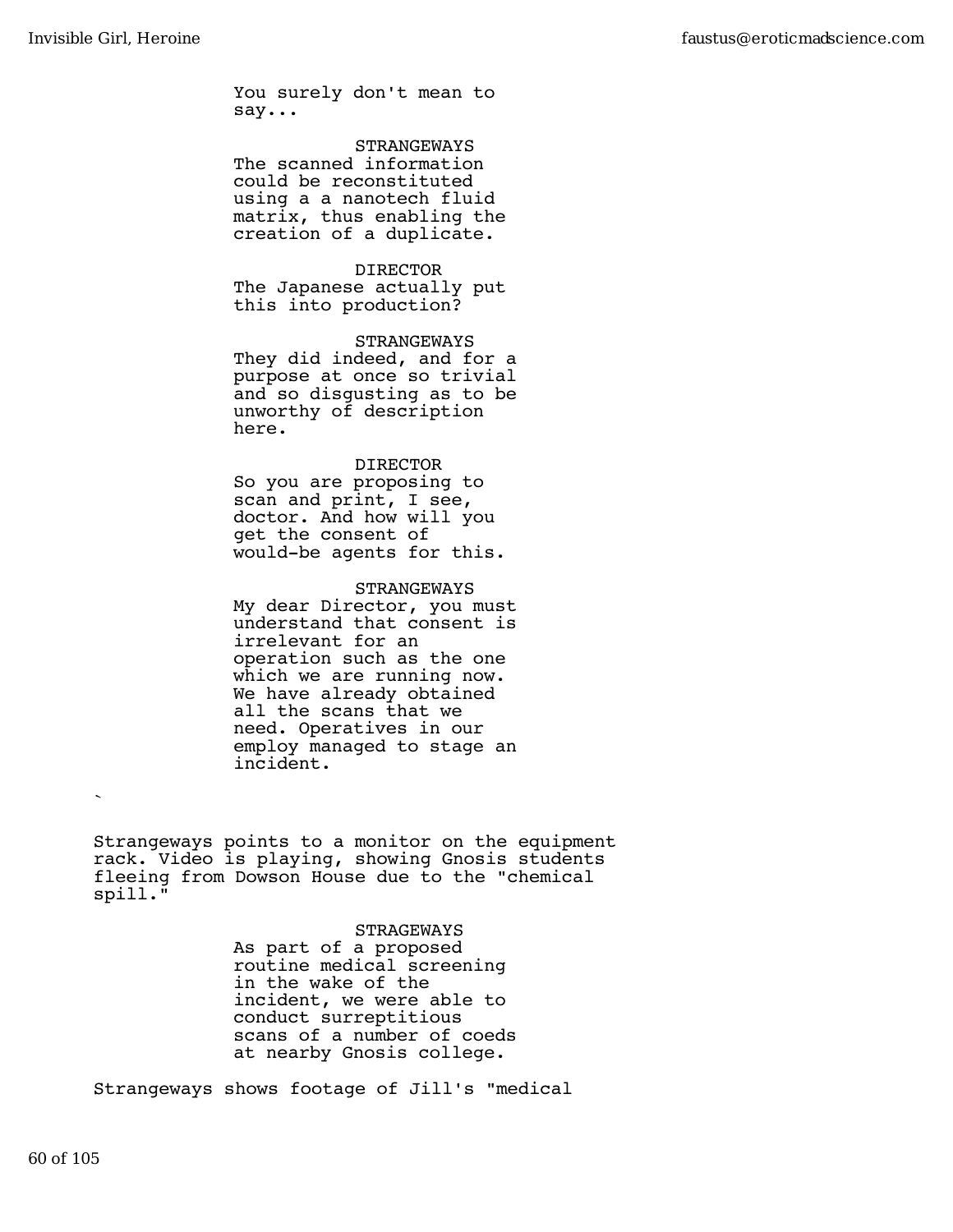You surely don't mean to say...

STRANGEWAYS
The scanned information could be reconstituted using a a nanotech fluid matrix, thus enabling the creation of a duplicate.

DIRECTOR
The Japanese actually put this into production?

STRANGEWAYS
They did indeed, and for a purpose at once so trivial and so disgusting as to be unworthy of description here.

DIRECTOR
So you are proposing to scan and print, I see, doctor. And how will you get the consent of would-be agents for this.

STRANGEWAYS
My dear Director, you must understand that consent is irrelevant for an operation such as the one which we are running now. We have already obtained all the scans that we need. Operatives in our employ managed to stage an incident.

`

Strangeways points to a monitor on the equipment rack. Video is playing, showing Gnosis students fleeing from Dowson House due to the "chemical spill."

STRAGEWAYS
As part of a proposed routine medical screening in the wake of the incident, we were able to conduct surreptitious scans of a number of coeds at nearby Gnosis college.

Strangeways shows footage of Jill's "medical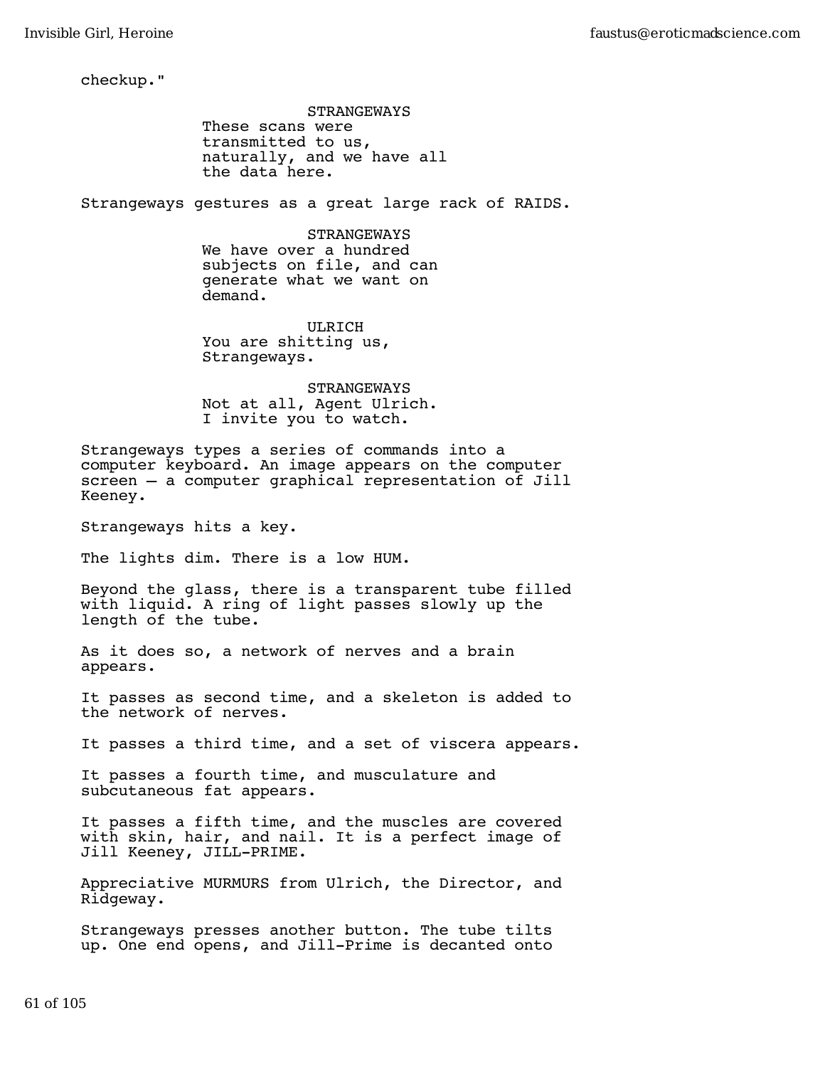checkup."

STRANGEWAYS
These scans were transmitted to us, naturally, and we have all the data here.

Strangeways gestures as a great large rack of RAIDS.

STRANGEWAYS
We have over a hundred subjects on file, and can generate what we want on demand.

ULRICH
You are shitting us, Strangeways.

STRANGEWAYS
Not at all, Agent Ulrich. I invite you to watch.

Strangeways types a series of commands into a computer keyboard. An image appears on the computer screen – a computer graphical representation of Jill Keeney.

Strangeways hits a key.

The lights dim. There is a low HUM.

Beyond the glass, there is a transparent tube filled with liquid. A ring of light passes slowly up the length of the tube.

As it does so, a network of nerves and a brain appears.

It passes as second time, and a skeleton is added to the network of nerves.

It passes a third time, and a set of viscera appears.

It passes a fourth time, and musculature and subcutaneous fat appears.

It passes a fifth time, and the muscles are covered with skin, hair, and nail. It is a perfect image of Jill Keeney, JILL-PRIME.

Appreciative MURMURS from Ulrich, the Director, and Ridgeway.

Strangeways presses another button. The tube tilts up. One end opens, and Jill-Prime is decanted onto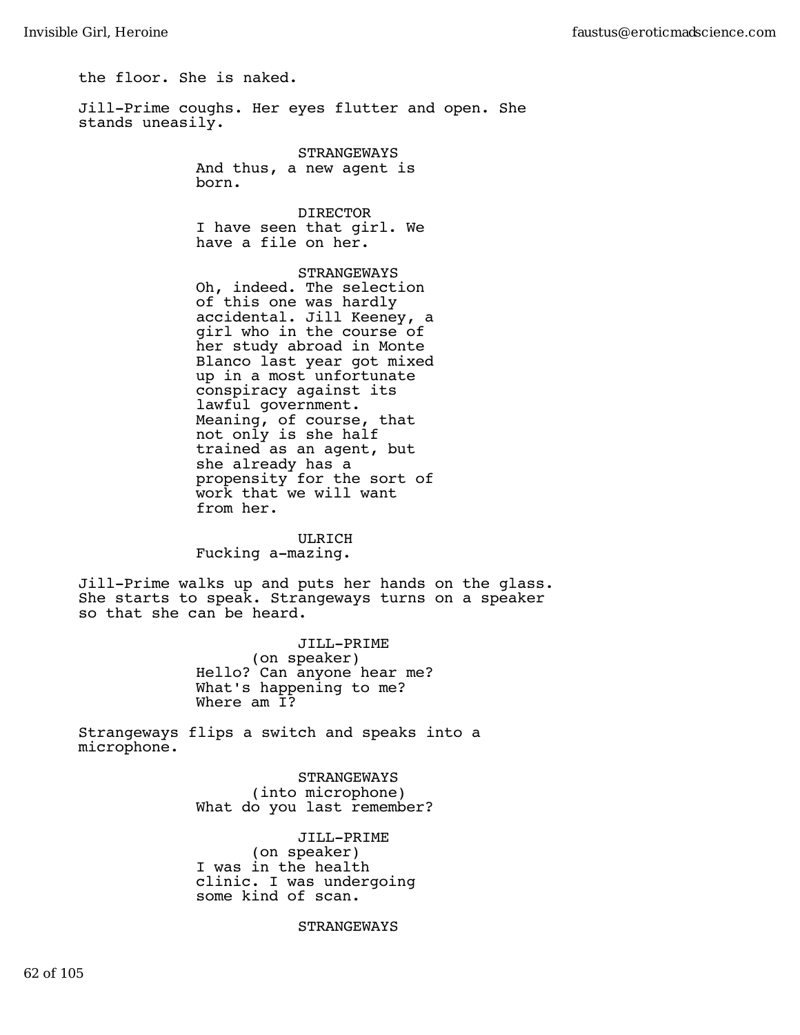the floor. She is naked.

Jill-Prime coughs. Her eyes flutter and open. She stands uneasily.

STRANGEWAYS
And thus, a new agent is born.

DIRECTOR
I have seen that girl. We have a file on her.

STRANGEWAYS
Oh, indeed. The selection of this one was hardly accidental. Jill Keeney, a girl who in the course of her study abroad in Monte Blanco last year got mixed up in a most unfortunate conspiracy against its lawful government. Meaning, of course, that not only is she half trained as an agent, but she already has a propensity for the sort of work that we will want from her.

ULRICH
Fucking a-mazing.

Jill-Prime walks up and puts her hands on the glass. She starts to speak. Strangeways turns on a speaker so that she can be heard.

JILL-PRIME
(on speaker)
Hello? Can anyone hear me? What's happening to me? Where am I?

Strangeways flips a switch and speaks into a microphone.

STRANGEWAYS
(into microphone)
What do you last remember?

JILL-PRIME
(on speaker)
I was in the health clinic. I was undergoing some kind of scan.

STRANGEWAYS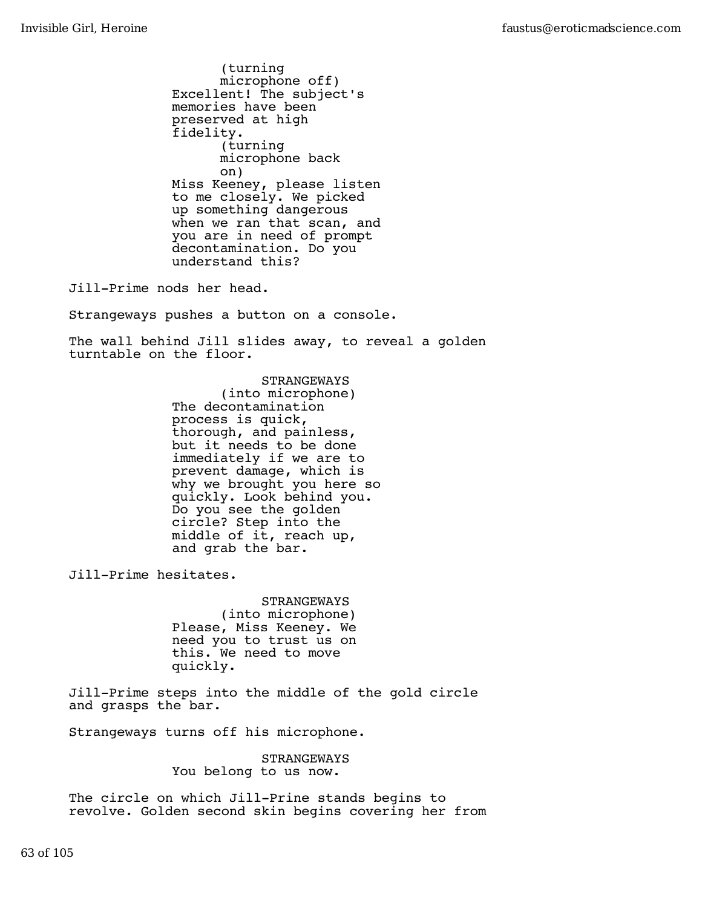(turning microphone off)
Excellent! The subject's memories have been preserved at high fidelity.
(turning microphone back on)
Miss Keeney, please listen to me closely. We picked up something dangerous when we ran that scan, and you are in need of prompt decontamination. Do you understand this?

Jill-Prime nods her head.

Strangeways pushes a button on a console.

The wall behind Jill slides away, to reveal a golden turntable on the floor.

STRANGEWAYS
(into microphone)
The decontamination process is quick, thorough, and painless, but it needs to be done immediately if we are to prevent damage, which is why we brought you here so quickly. Look behind you. Do you see the golden circle? Step into the middle of it, reach up, and grab the bar.

Jill-Prime hesitates.

STRANGEWAYS
(into microphone)
Please, Miss Keeney. We need you to trust us on this. We need to move quickly.

Jill-Prime steps into the middle of the gold circle and grasps the bar.

Strangeways turns off his microphone.

STRANGEWAYS
You belong to us now.

The circle on which Jill-Prine stands begins to revolve. Golden second skin begins covering her from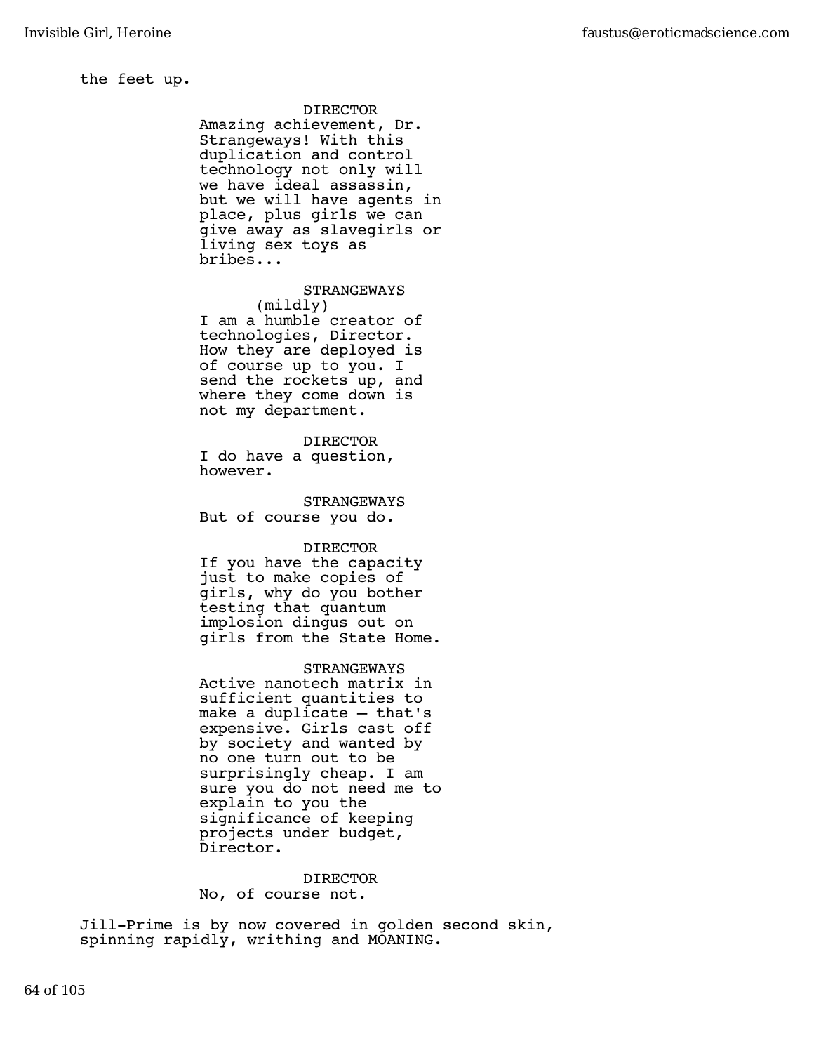the feet up.

DIRECTOR
Amazing achievement, Dr. Strangeways! With this duplication and control technology not only will we have ideal assassin, but we will have agents in place, plus girls we can give away as slavegirls or living sex toys as bribes...

STRANGEWAYS
(mildly)
I am a humble creator of technologies, Director. How they are deployed is of course up to you. I send the rockets up, and where they come down is not my department.

DIRECTOR
I do have a question, however.

STRANGEWAYS
But of course you do.

DIRECTOR
If you have the capacity just to make copies of girls, why do you bother testing that quantum implosion dingus out on girls from the State Home.

STRANGEWAYS
Active nanotech matrix in sufficient quantities to make a duplicate – that's expensive. Girls cast off by society and wanted by no one turn out to be surprisingly cheap. I am sure you do not need me to explain to you the significance of keeping projects under budget, Director.

DIRECTOR
No, of course not.

Jill-Prime is by now covered in golden second skin, spinning rapidly, writhing and MOANING.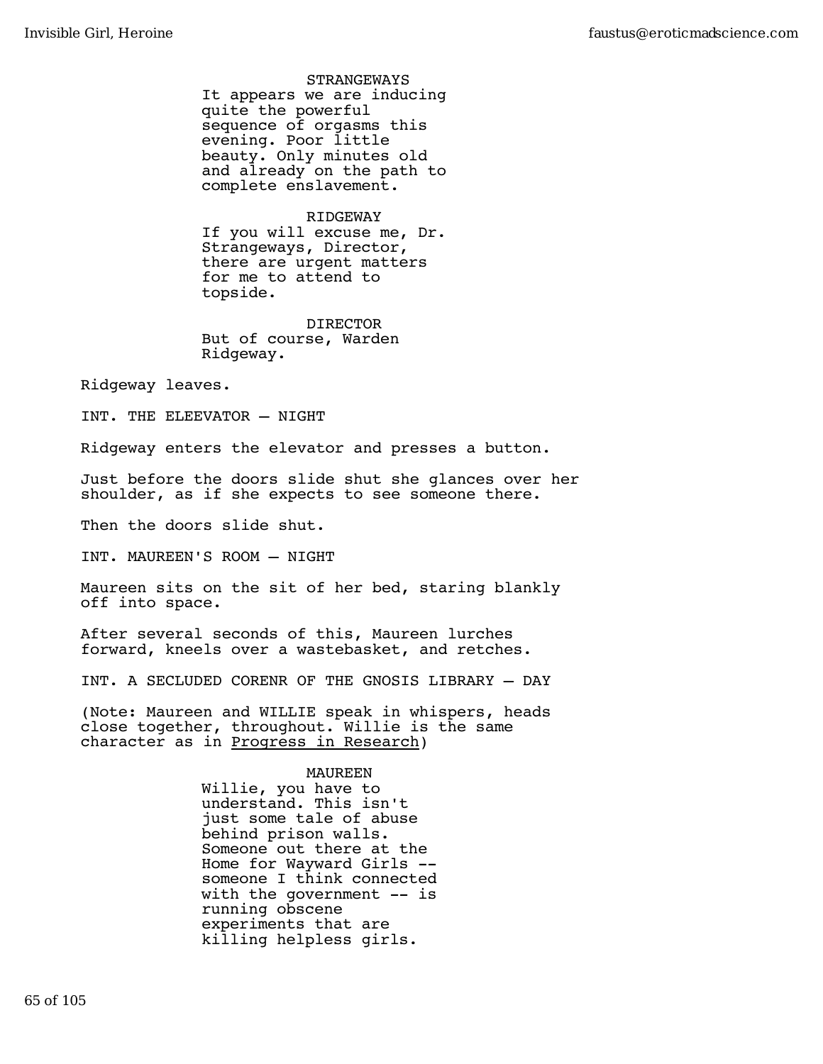STRANGEWAYS
It appears we are inducing quite the powerful sequence of orgasms this evening. Poor little beauty. Only minutes old and already on the path to complete enslavement.

RIDGEWAY
If you will excuse me, Dr. Strangeways, Director, there are urgent matters for me to attend to topside.

DIRECTOR
But of course, Warden Ridgeway.

Ridgeway leaves.

INT. THE ELEEVATOR – NIGHT

Ridgeway enters the elevator and presses a button.

Just before the doors slide shut she glances over her shoulder, as if she expects to see someone there.

Then the doors slide shut.

INT. MAUREEN'S ROOM – NIGHT

Maureen sits on the sit of her bed, staring blankly off into space.

After several seconds of this, Maureen lurches forward, kneels over a wastebasket, and retches.

INT. A SECLUDED CORENR OF THE GNOSIS LIBRARY – DAY

(Note: Maureen and WILLIE speak in whispers, heads close together, throughout. Willie is the same character as in <u>Progress in Research</u>)

MAUREEN
Willie, you have to understand. This isn't just some tale of abuse behind prison walls. Someone out there at the Home for Wayward Girls -- someone I think connected with the government -- is running obscene experiments that are killing helpless girls.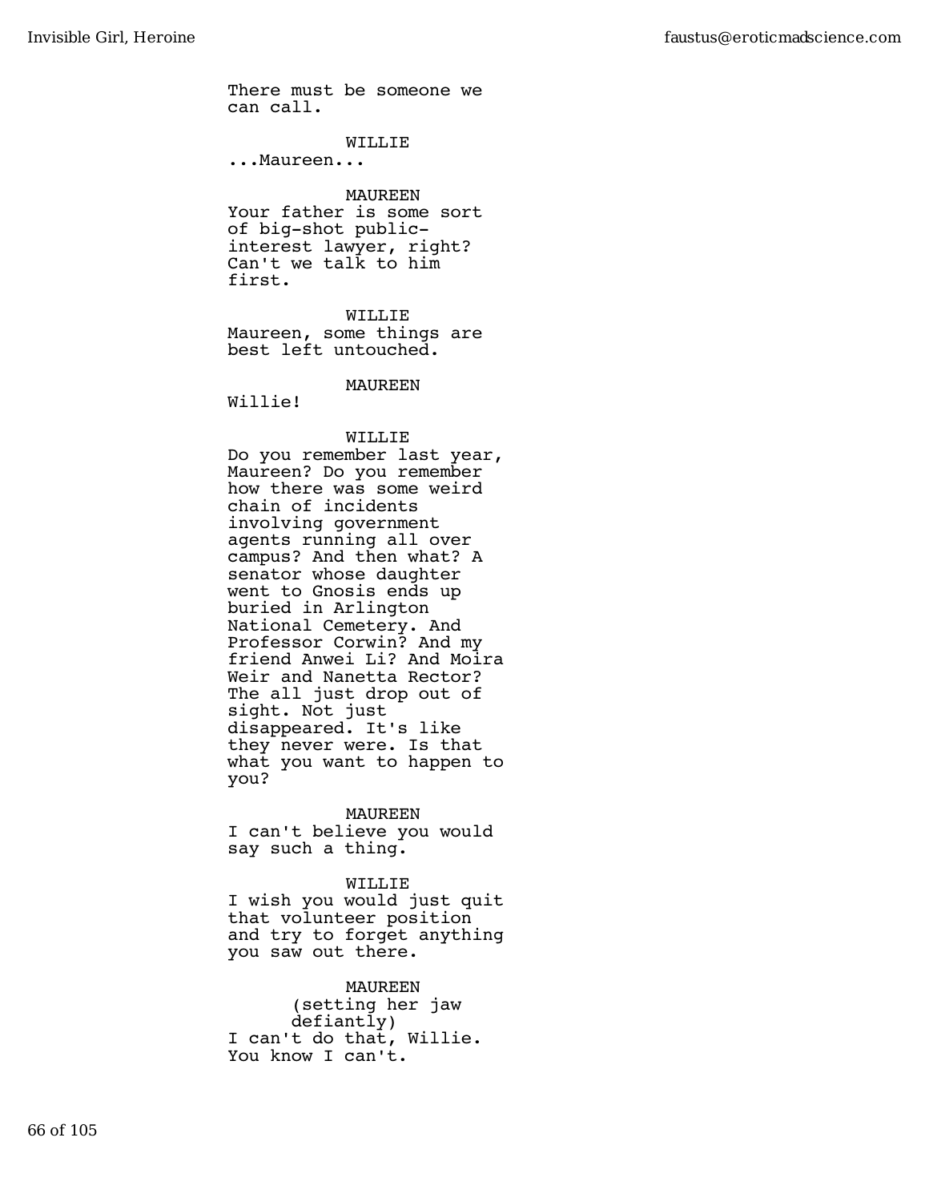There must be someone we can call.

WILLIE

...Maureen...

MAUREEN

Your father is some sort of big-shot public-interest lawyer, right? Can't we talk to him first.

WILLIE

Maureen, some things are best left untouched.

MAUREEN

Willie!

WILLIE

Do you remember last year, Maureen? Do you remember how there was some weird chain of incidents involving government agents running all over campus? And then what? A senator whose daughter went to Gnosis ends up buried in Arlington National Cemetery. And Professor Corwin? And my friend Anwei Li? And Moira Weir and Nanetta Rector? The all just drop out of sight. Not just disappeared. It's like they never were. Is that what you want to happen to you?

MAUREEN

I can't believe you would say such a thing.

WILLIE

I wish you would just quit that volunteer position and try to forget anything you saw out there.

MAUREEN

(setting her jaw defiantly)

I can't do that, Willie. You know I can't.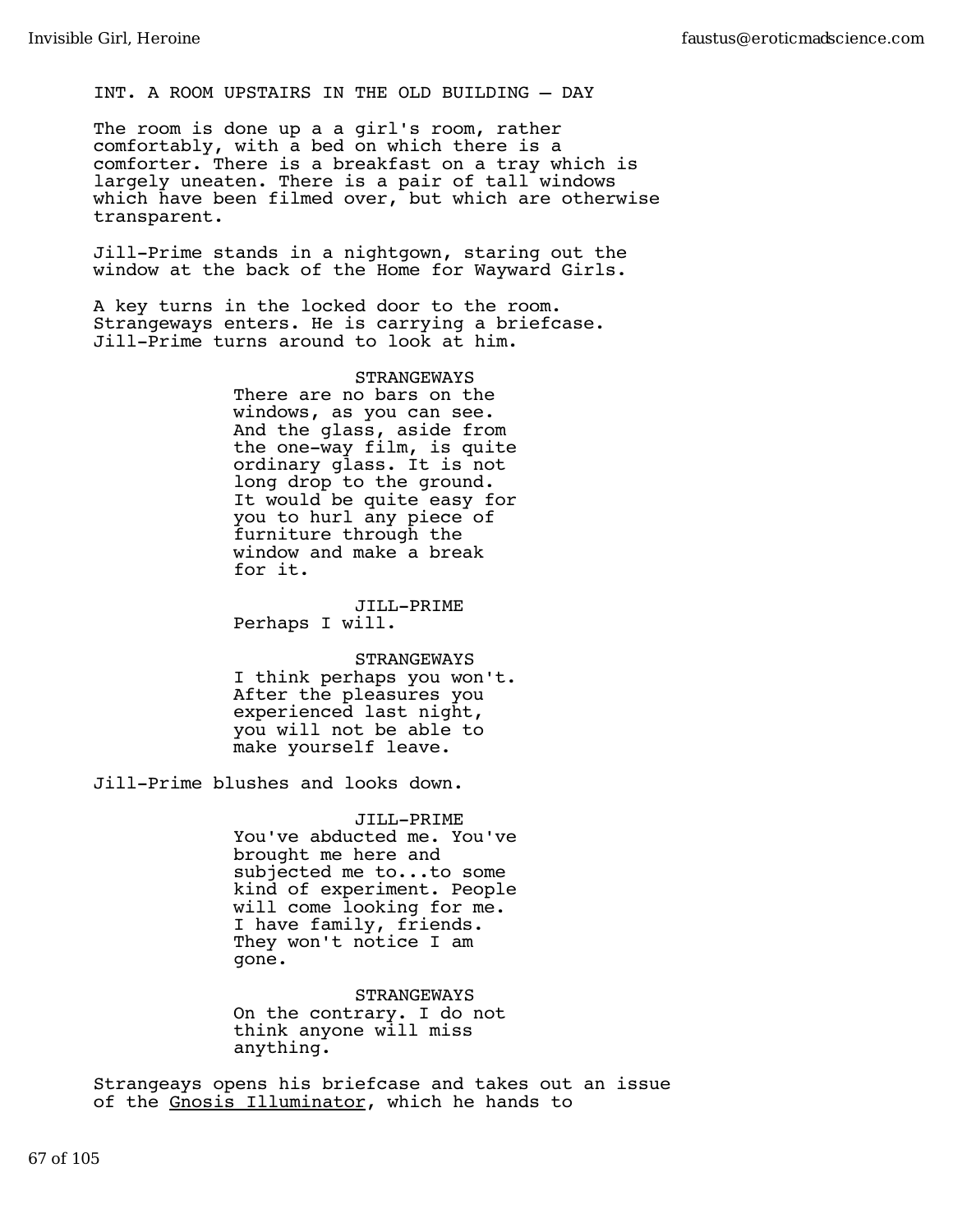INT. A ROOM UPSTAIRS IN THE OLD BUILDING — DAY

The room is done up a a girl's room, rather comfortably, with a bed on which there is a comforter. There is a breakfast on a tray which is largely uneaten. There is a pair of tall windows which have been filmed over, but which are otherwise transparent.

Jill-Prime stands in a nightgown, staring out the window at the back of the Home for Wayward Girls.

A key turns in the locked door to the room. Strangeways enters. He is carrying a briefcase. Jill-Prime turns around to look at him.

STRANGEWAYS
There are no bars on the windows, as you can see. And the glass, aside from the one-way film, is quite ordinary glass. It is not long drop to the ground. It would be quite easy for you to hurl any piece of furniture through the window and make a break for it.

JILL-PRIME
Perhaps I will.

STRANGEWAYS
I think perhaps you won't. After the pleasures you experienced last night, you will not be able to make yourself leave.

Jill-Prime blushes and looks down.

JILL-PRIME
You've abducted me. You've brought me here and subjected me to...to some kind of experiment. People will come looking for me. I have family, friends. They won't notice I am gone.

STRANGEWAYS
On the contrary. I do not think anyone will miss anything.

Strangeays opens his briefcase and takes out an issue of the <u>Gnosis Illuminator</u>, which he hands to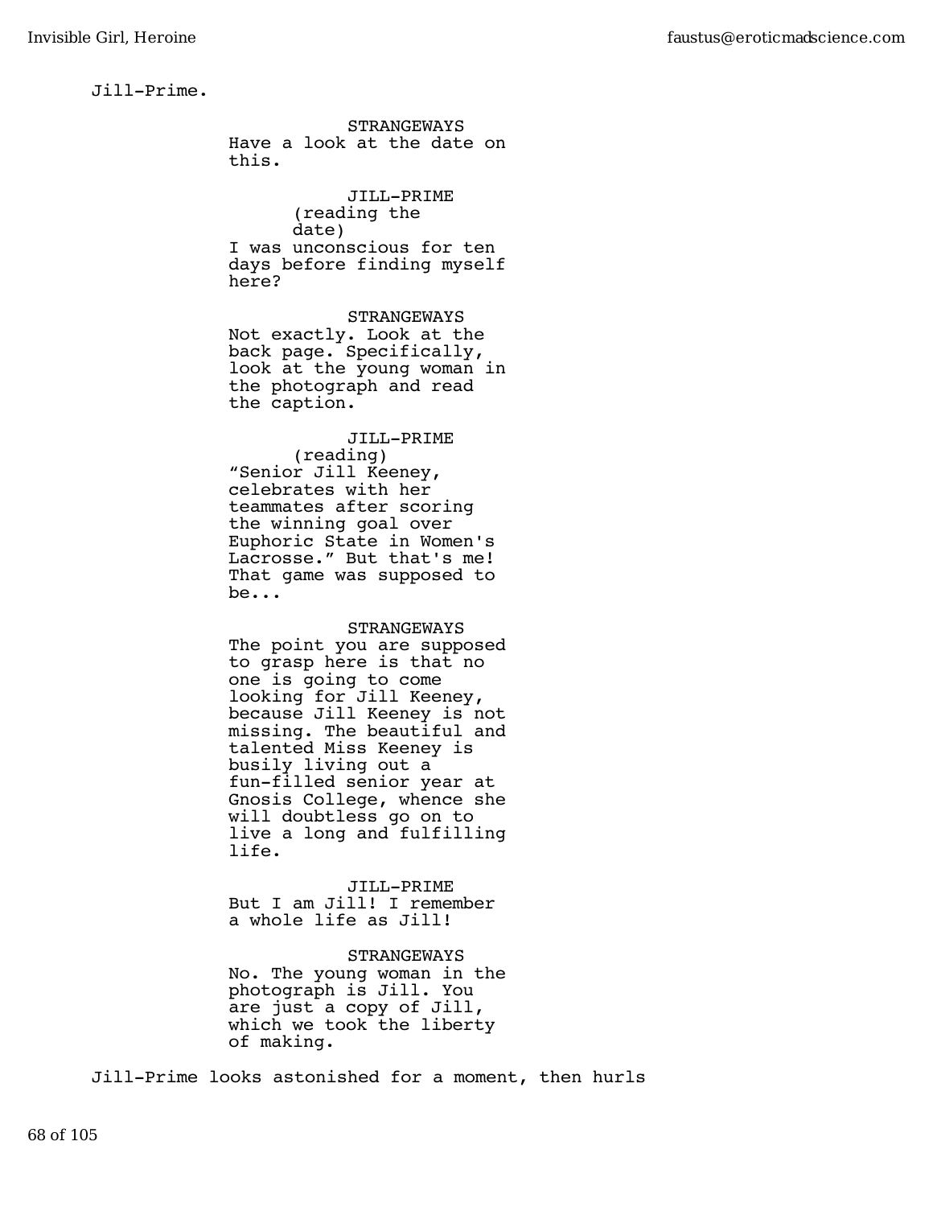Jill-Prime.

STRANGEWAYS
Have a look at the date on this.

JILL-PRIME
(reading the date)
I was unconscious for ten days before finding myself here?

STRANGEWAYS
Not exactly. Look at the back page. Specifically, look at the young woman in the photograph and read the caption.

JILL-PRIME
(reading)
"Senior Jill Keeney, celebrates with her teammates after scoring the winning goal over Euphoric State in Women's Lacrosse." But that's me! That game was supposed to be...

STRANGEWAYS
The point you are supposed to grasp here is that no one is going to come looking for Jill Keeney, because Jill Keeney is not missing. The beautiful and talented Miss Keeney is busily living out a fun-filled senior year at Gnosis College, whence she will doubtless go on to live a long and fulfilling life.

JILL-PRIME
But I am Jill! I remember a whole life as Jill!

STRANGEWAYS
No. The young woman in the photograph is Jill. You are just a copy of Jill, which we took the liberty of making.

Jill-Prime looks astonished for a moment, then hurls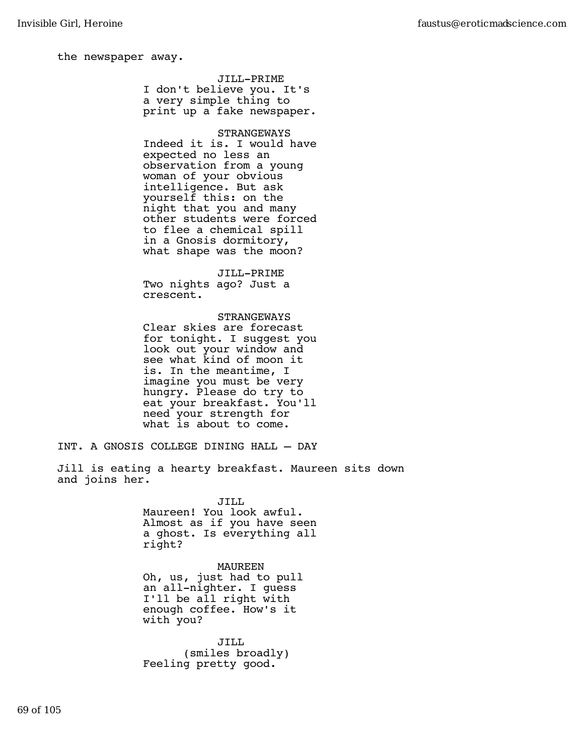the newspaper away.

JILL-PRIME
I don't believe you. It's a very simple thing to print up a fake newspaper.

STRANGEWAYS
Indeed it is. I would have expected no less an observation from a young woman of your obvious intelligence. But ask yourself this: on the night that you and many other students were forced to flee a chemical spill in a Gnosis dormitory, what shape was the moon?

JILL-PRIME
Two nights ago? Just a crescent.

STRANGEWAYS
Clear skies are forecast for tonight. I suggest you look out your window and see what kind of moon it is. In the meantime, I imagine you must be very hungry. Please do try to eat your breakfast. You'll need your strength for what is about to come.

INT. A GNOSIS COLLEGE DINING HALL — DAY

Jill is eating a hearty breakfast. Maureen sits down and joins her.

JILL
Maureen! You look awful. Almost as if you have seen a ghost. Is everything all right?

MAUREEN
Oh, us, just had to pull an all-nighter. I guess I'll be all right with enough coffee. How's it with you?

JILL
(smiles broadly)
Feeling pretty good.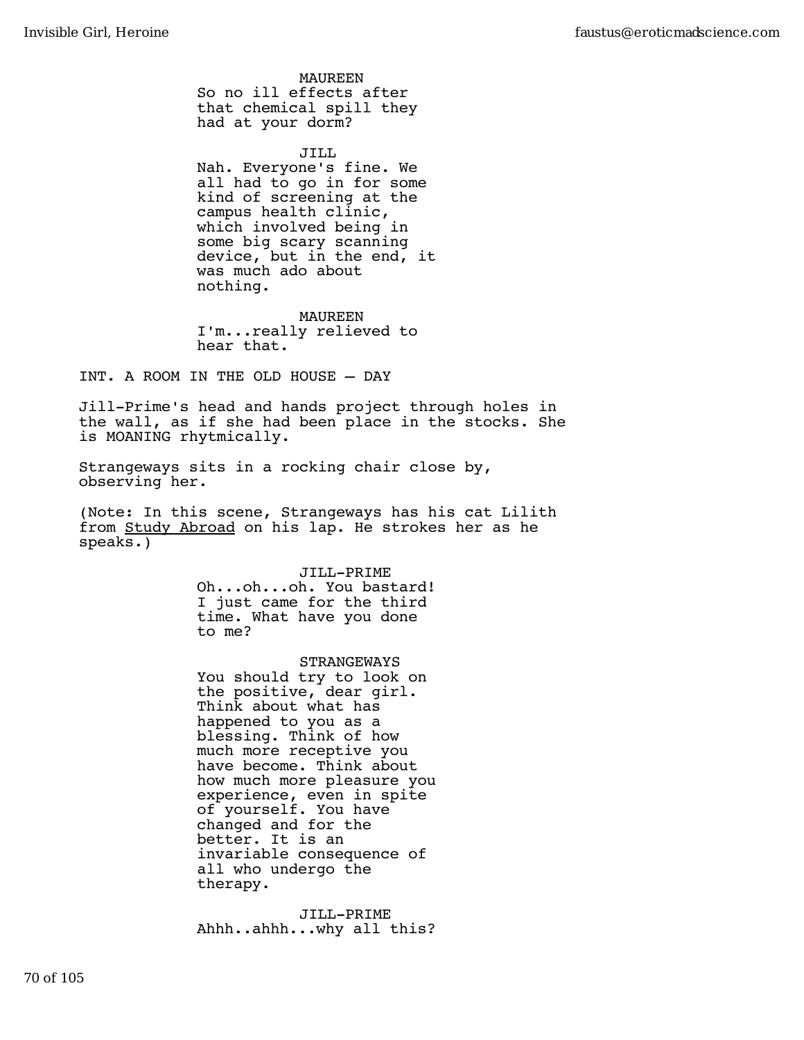MAUREEN
So no ill effects after that chemical spill they had at your dorm?

JILL
Nah. Everyone's fine. We all had to go in for some kind of screening at the campus health clinic, which involved being in some big scary scanning device, but in the end, it was much ado about nothing.

MAUREEN
I'm...really relieved to hear that.

INT. A ROOM IN THE OLD HOUSE – DAY

Jill-Prime's head and hands project through holes in the wall, as if she had been place in the stocks. She is MOANING rhytmically.

Strangeways sits in a rocking chair close by, observing her.

(Note: In this scene, Strangeways has his cat Lilith from Study Abroad on his lap. He strokes her as he speaks.)

JILL-PRIME
Oh...oh...oh. You bastard! I just came for the third time. What have you done to me?

STRANGEWAYS
You should try to look on the positive, dear girl. Think about what has happened to you as a blessing. Think of how much more receptive you have become. Think about how much more pleasure you experience, even in spite of yourself. You have changed and for the better. It is an invariable consequence of all who undergo the therapy.

JILL-PRIME
Ahhh..ahhh...why all this?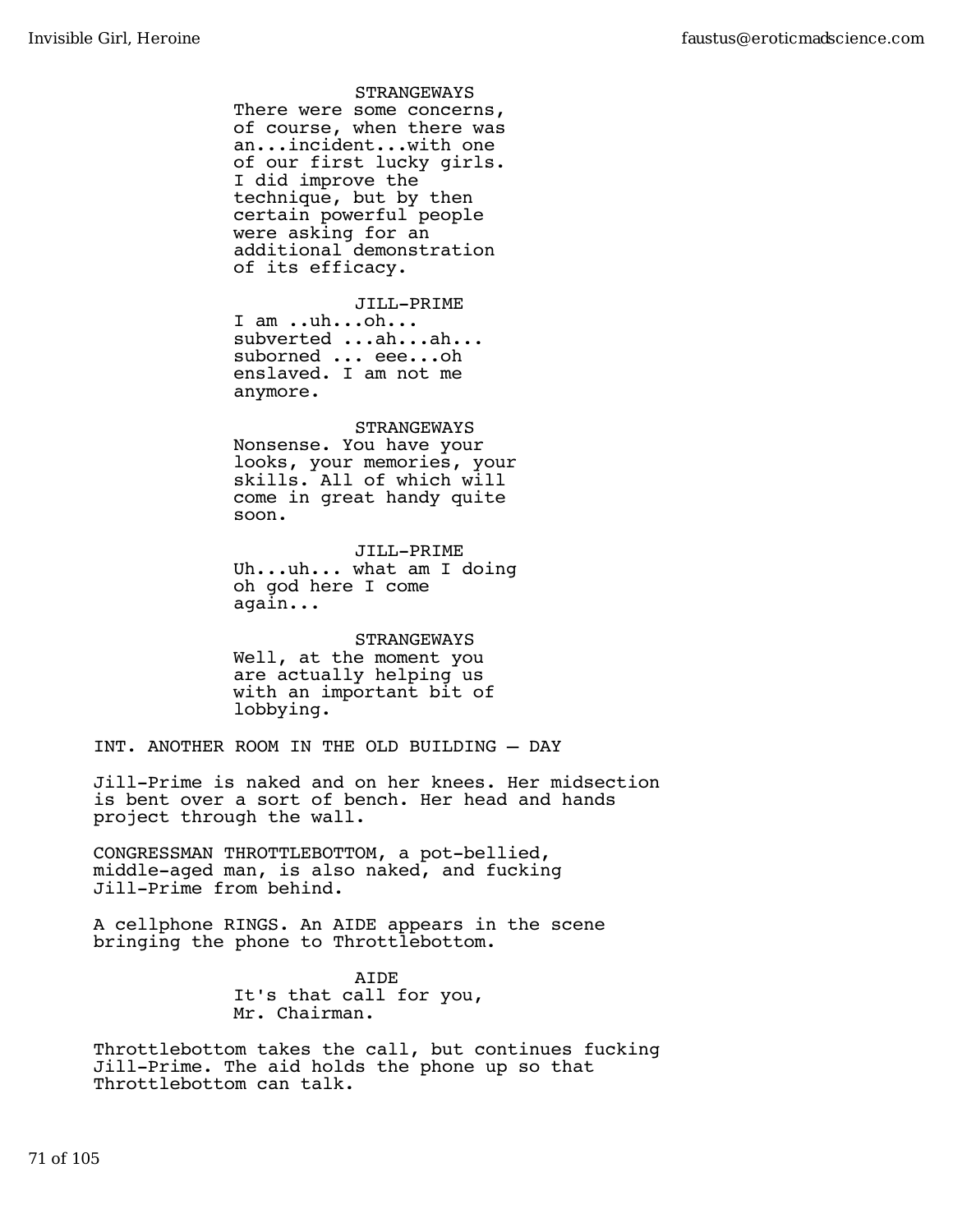STRANGEWAYS
There were some concerns, of course, when there was an...incident...with one of our first lucky girls. I did improve the technique, but by then certain powerful people were asking for an additional demonstration of its efficacy.

JILL-PRIME
I am ..uh...oh... subverted ...ah...ah... suborned ... eee...oh enslaved. I am not me anymore.

STRANGEWAYS
Nonsense. You have your looks, your memories, your skills. All of which will come in great handy quite soon.

JILL-PRIME
Uh...uh... what am I doing oh god here I come again...

STRANGEWAYS
Well, at the moment you are actually helping us with an important bit of lobbying.

INT. ANOTHER ROOM IN THE OLD BUILDING – DAY

Jill-Prime is naked and on her knees. Her midsection is bent over a sort of bench. Her head and hands project through the wall.

CONGRESSMAN THROTTLEBOTTOM, a pot-bellied, middle-aged man, is also naked, and fucking Jill-Prime from behind.

A cellphone RINGS. An AIDE appears in the scene bringing the phone to Throttlebottom.

AIDE
It's that call for you, Mr. Chairman.

Throttlebottom takes the call, but continues fucking Jill-Prime. The aid holds the phone up so that Throttlebottom can talk.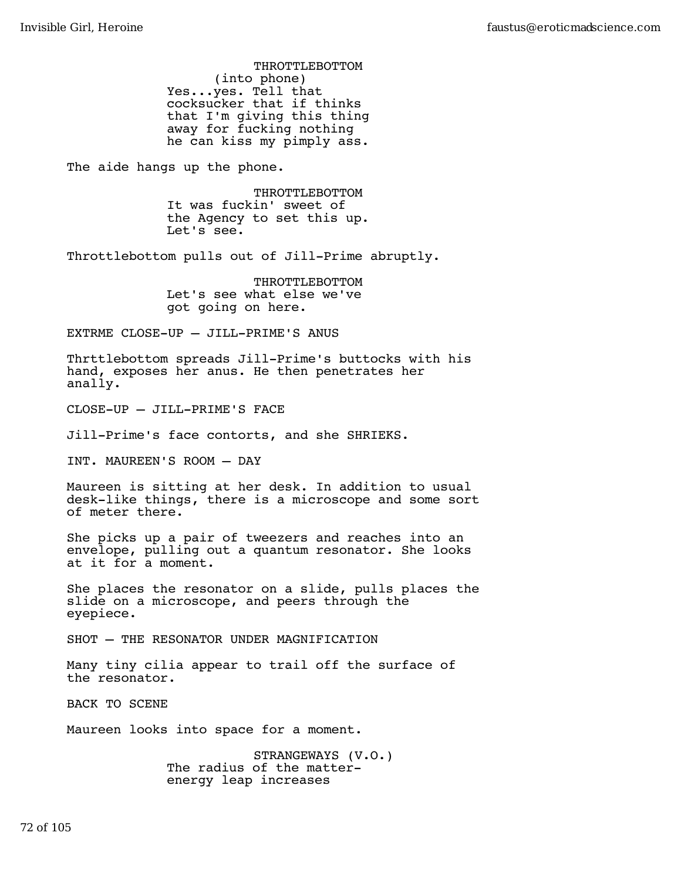THROTTLEBOTTOM
(into phone)
Yes...yes. Tell that cocksucker that if thinks that I'm giving this thing away for fucking nothing he can kiss my pimply ass.

The aide hangs up the phone.

THROTTLEBOTTOM
It was fuckin' sweet of the Agency to set this up. Let's see.

Throttlebottom pulls out of Jill-Prime abruptly.

THROTTLEBOTTOM
Let's see what else we've got going on here.

EXTRME CLOSE-UP — JILL-PRIME'S ANUS

Thrttlebottom spreads Jill-Prime's buttocks with his hand, exposes her anus. He then penetrates her anally.

CLOSE-UP — JILL-PRIME'S FACE

Jill-Prime's face contorts, and she SHRIEKS.

INT. MAUREEN'S ROOM — DAY

Maureen is sitting at her desk. In addition to usual desk-like things, there is a microscope and some sort of meter there.

She picks up a pair of tweezers and reaches into an envelope, pulling out a quantum resonator. She looks at it for a moment.

She places the resonator on a slide, pulls places the slide on a microscope, and peers through the eyepiece.

SHOT — THE RESONATOR UNDER MAGNIFICATION

Many tiny cilia appear to trail off the surface of the resonator.

BACK TO SCENE

Maureen looks into space for a moment.

STRANGEWAYS (V.O.)
The radius of the matter-energy leap increases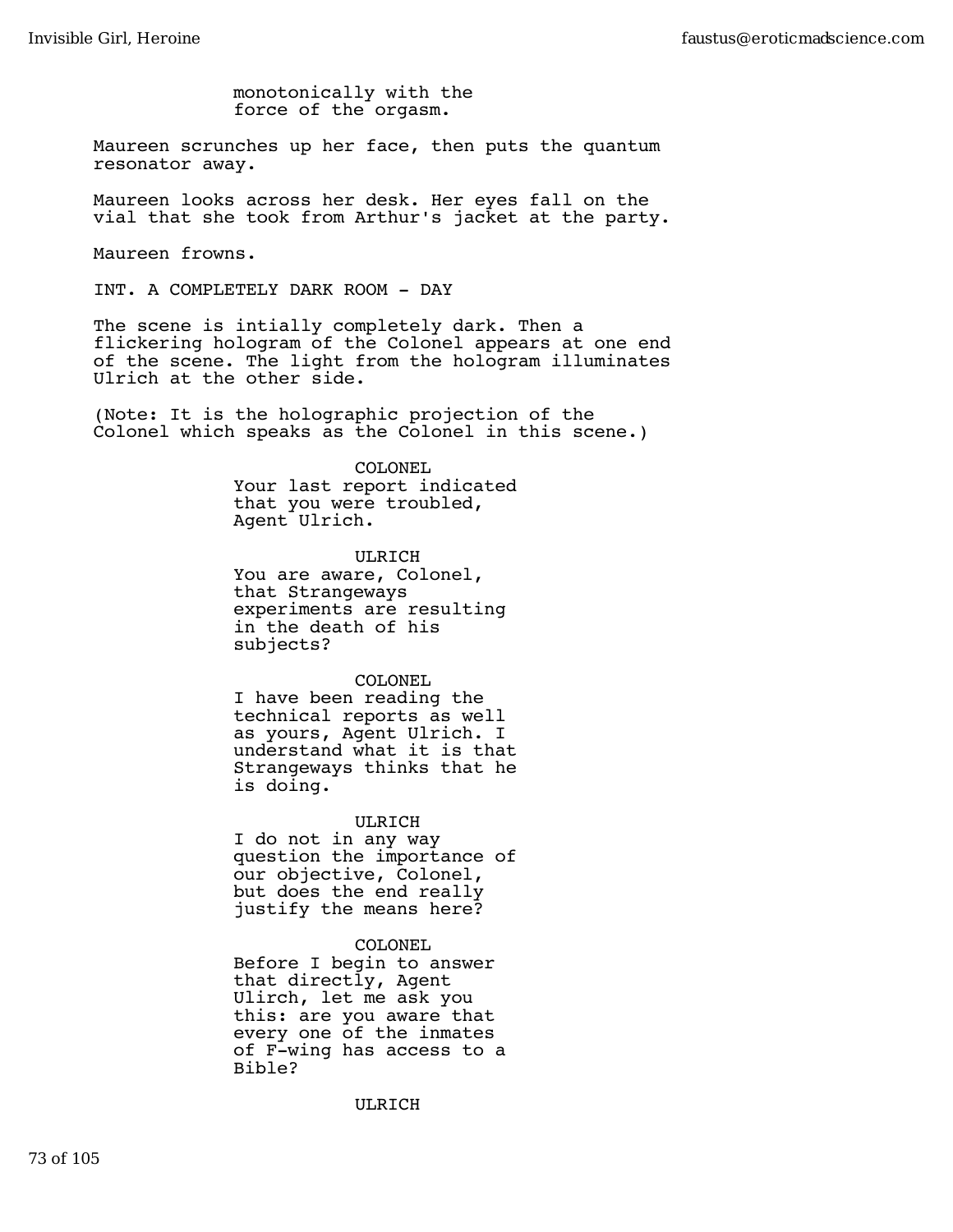monotonically with the
force of the orgasm.

Maureen scrunches up her face, then puts the quantum resonator away.

Maureen looks across her desk. Her eyes fall on the vial that she took from Arthur's jacket at the party.

Maureen frowns.

INT. A COMPLETELY DARK ROOM - DAY

The scene is intially completely dark. Then a flickering hologram of the Colonel appears at one end of the scene. The light from the hologram illuminates Ulrich at the other side.

(Note: It is the holographic projection of the Colonel which speaks as the Colonel in this scene.)

COLONEL
Your last report indicated that you were troubled, Agent Ulrich.

ULRICH
You are aware, Colonel, that Strangeways experiments are resulting in the death of his subjects?

COLONEL
I have been reading the technical reports as well as yours, Agent Ulrich. I understand what it is that Strangeways thinks that he is doing.

ULRICH
I do not in any way question the importance of our objective, Colonel, but does the end really justify the means here?

COLONEL
Before I begin to answer that directly, Agent Ulirch, let me ask you this: are you aware that every one of the inmates of F-wing has access to a Bible?

ULRICH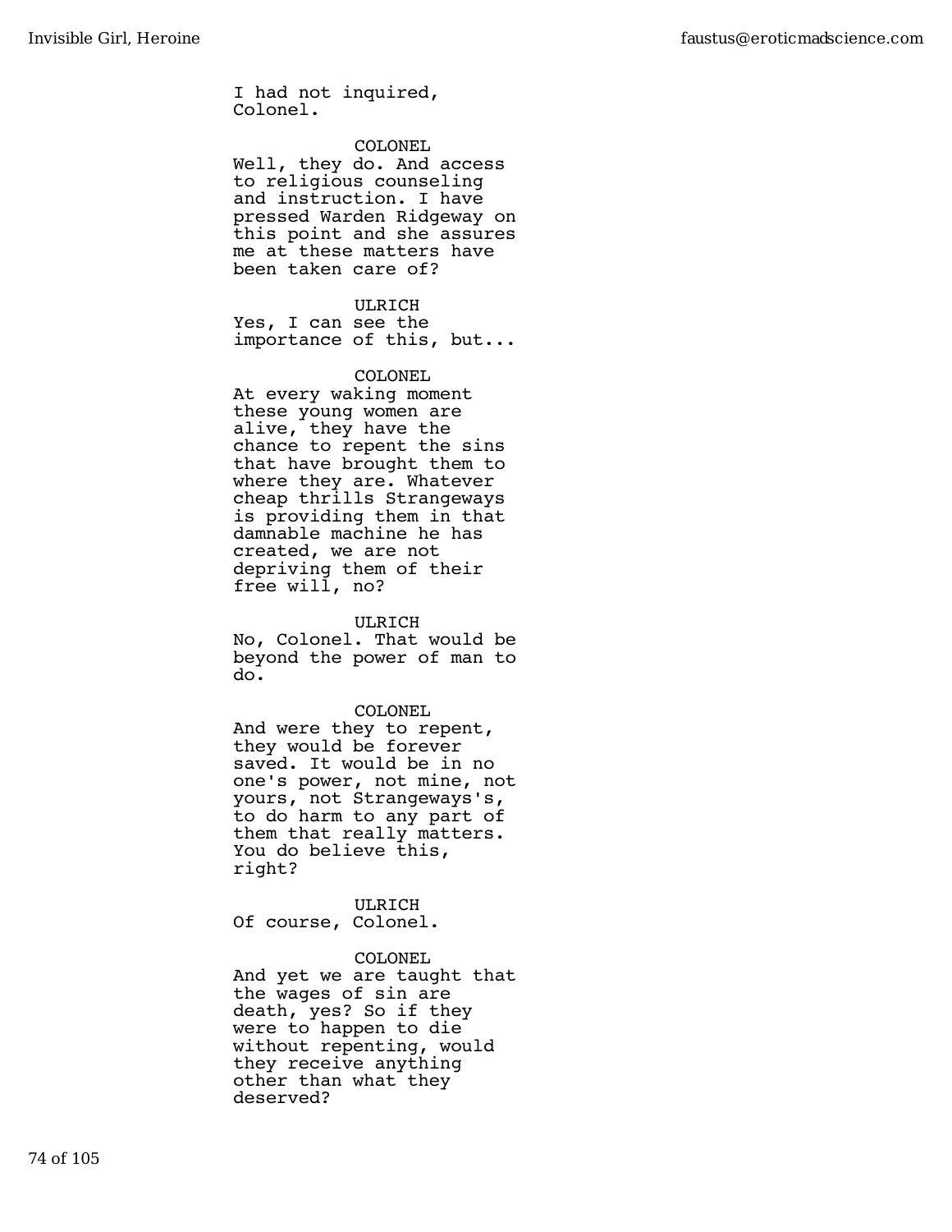I had not inquired, Colonel.

COLONEL

Well, they do. And access to religious counseling and instruction. I have pressed Warden Ridgeway on this point and she assures me at these matters have been taken care of?

ULRICH

Yes, I can see the importance of this, but...

COLONEL

At every waking moment these young women are alive, they have the chance to repent the sins that have brought them to where they are. Whatever cheap thrills Strangeways is providing them in that damnable machine he has created, we are not depriving them of their free will, no?

ULRICH

No, Colonel. That would be beyond the power of man to do.

COLONEL

And were they to repent, they would be forever saved. It would be in no one's power, not mine, not yours, not Strangeways's, to do harm to any part of them that really matters. You do believe this, right?

ULRICH

Of course, Colonel.

COLONEL

And yet we are taught that the wages of sin are death, yes? So if they were to happen to die without repenting, would they receive anything other than what they deserved?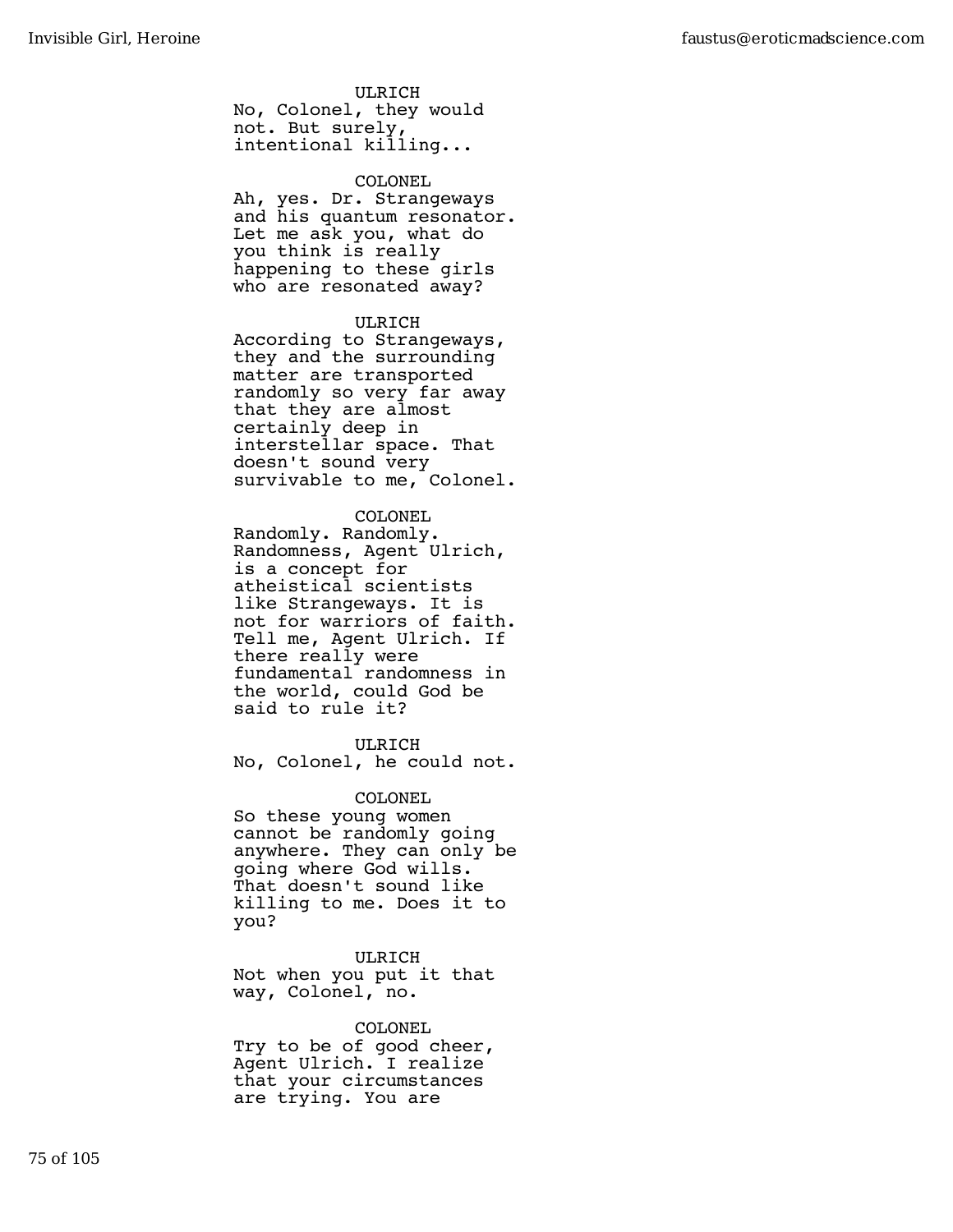ULRICH
No, Colonel, they would not. But surely, intentional killing...

COLONEL
Ah, yes. Dr. Strangeways and his quantum resonator. Let me ask you, what do you think is really happening to these girls who are resonated away?

ULRICH
According to Strangeways, they and the surrounding matter are transported randomly so very far away that they are almost certainly deep in interstellar space. That doesn't sound very survivable to me, Colonel.

COLONEL
Randomly. Randomly. Randomness, Agent Ulrich, is a concept for atheistical scientists like Strangeways. It is not for warriors of faith. Tell me, Agent Ulrich. If there really were fundamental randomness in the world, could God be said to rule it?

ULRICH
No, Colonel, he could not.

COLONEL
So these young women cannot be randomly going anywhere. They can only be going where God wills. That doesn't sound like killing to me. Does it to you?

ULRICH
Not when you put it that way, Colonel, no.

COLONEL
Try to be of good cheer, Agent Ulrich. I realize that your circumstances are trying. You are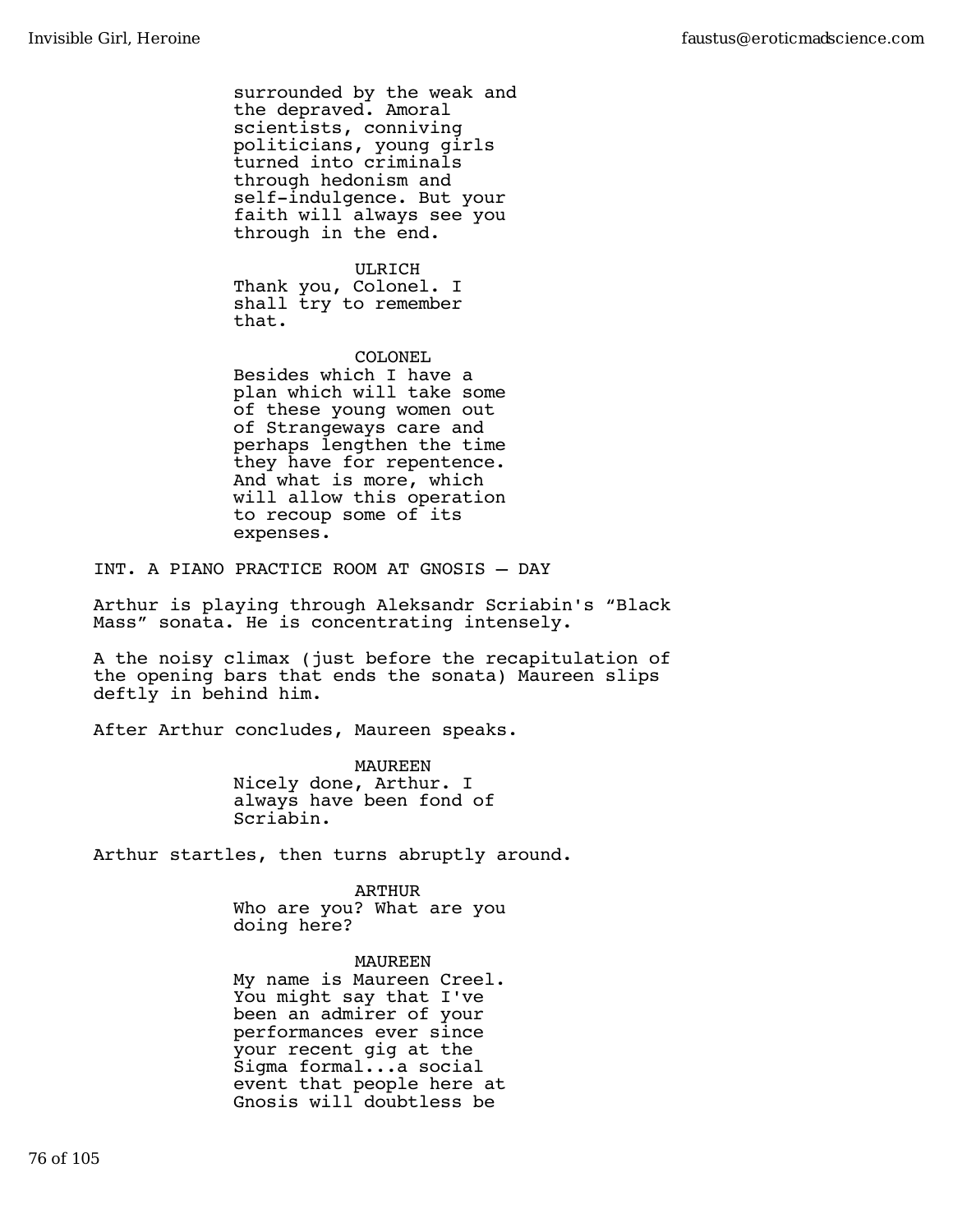surrounded by the weak and the depraved. Amoral scientists, conniving politicians, young girls turned into criminals through hedonism and self-indulgence. But your faith will always see you through in the end.

ULRICH
Thank you, Colonel. I shall try to remember that.

COLONEL
Besides which I have a plan which will take some of these young women out of Strangeways care and perhaps lengthen the time they have for repentence. And what is more, which will allow this operation to recoup some of its expenses.

INT. A PIANO PRACTICE ROOM AT GNOSIS — DAY

Arthur is playing through Aleksandr Scriabin's “Black Mass” sonata. He is concentrating intensely.

A the noisy climax (just before the recapitulation of the opening bars that ends the sonata) Maureen slips deftly in behind him.

After Arthur concludes, Maureen speaks.

MAUREEN
Nicely done, Arthur. I always have been fond of Scriabin.

Arthur startles, then turns abruptly around.

ARTHUR
Who are you? What are you doing here?

MAUREEN
My name is Maureen Creel. You might say that I've been an admirer of your performances ever since your recent gig at the Sigma formal...a social event that people here at Gnosis will doubtless be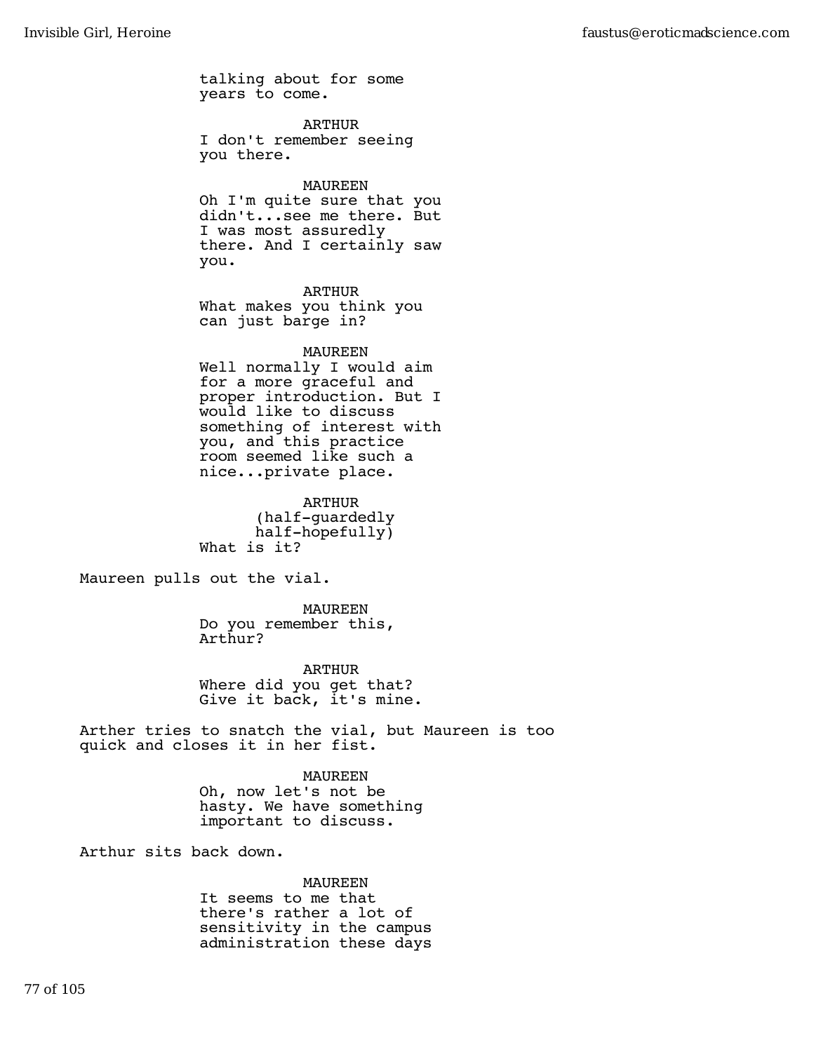talking about for some years to come.

ARTHUR
I don't remember seeing you there.

MAUREEN
Oh I'm quite sure that you didn't...see me there. But I was most assuredly there. And I certainly saw you.

ARTHUR
What makes you think you can just barge in?

MAUREEN
Well normally I would aim for a more graceful and proper introduction. But I would like to discuss something of interest with you, and this practice room seemed like such a nice...private place.

ARTHUR
(half-guardedly half-hopefully)
What is it?

Maureen pulls out the vial.

MAUREEN
Do you remember this, Arthur?

ARTHUR
Where did you get that? Give it back, it's mine.

Arther tries to snatch the vial, but Maureen is too quick and closes it in her fist.

MAUREEN
Oh, now let's not be hasty. We have something important to discuss.

Arthur sits back down.

MAUREEN
It seems to me that there's rather a lot of sensitivity in the campus administration these days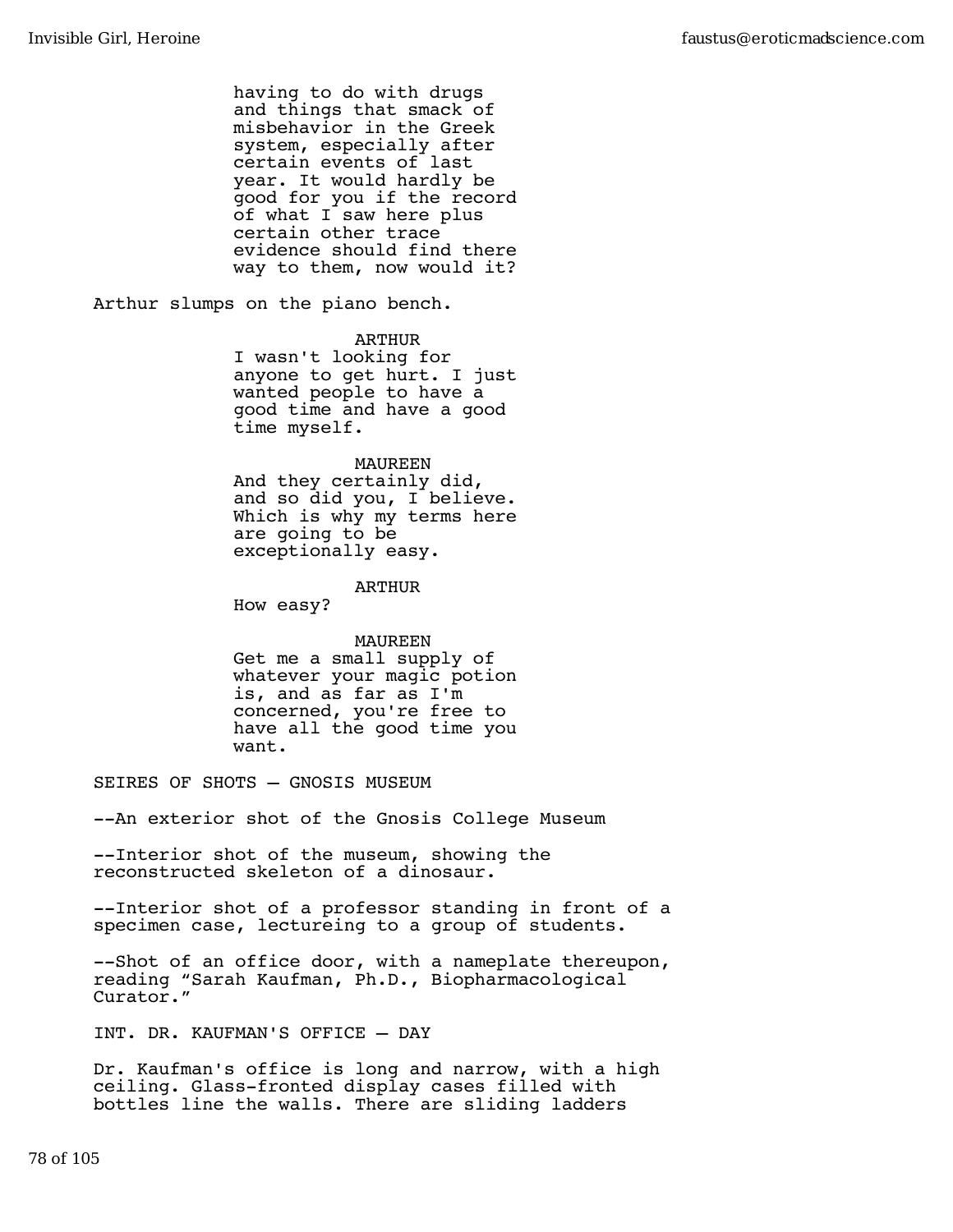having to do with drugs and things that smack of misbehavior in the Greek system, especially after certain events of last year. It would hardly be good for you if the record of what I saw here plus certain other trace evidence should find there way to them, now would it?

Arthur slumps on the piano bench.

ARTHUR
I wasn't looking for anyone to get hurt. I just wanted people to have a good time and have a good time myself.

MAUREEN
And they certainly did, and so did you, I believe. Which is why my terms here are going to be exceptionally easy.

ARTHUR
How easy?

MAUREEN
Get me a small supply of whatever your magic potion is, and as far as I'm concerned, you're free to have all the good time you want.

SEIRES OF SHOTS – GNOSIS MUSEUM

--An exterior shot of the Gnosis College Museum

--Interior shot of the museum, showing the reconstructed skeleton of a dinosaur.

--Interior shot of a professor standing in front of a specimen case, lectureing to a group of students.

--Shot of an office door, with a nameplate thereupon, reading "Sarah Kaufman, Ph.D., Biopharmacological Curator."

INT. DR. KAUFMAN'S OFFICE – DAY

Dr. Kaufman's office is long and narrow, with a high ceiling. Glass-fronted display cases filled with bottles line the walls. There are sliding ladders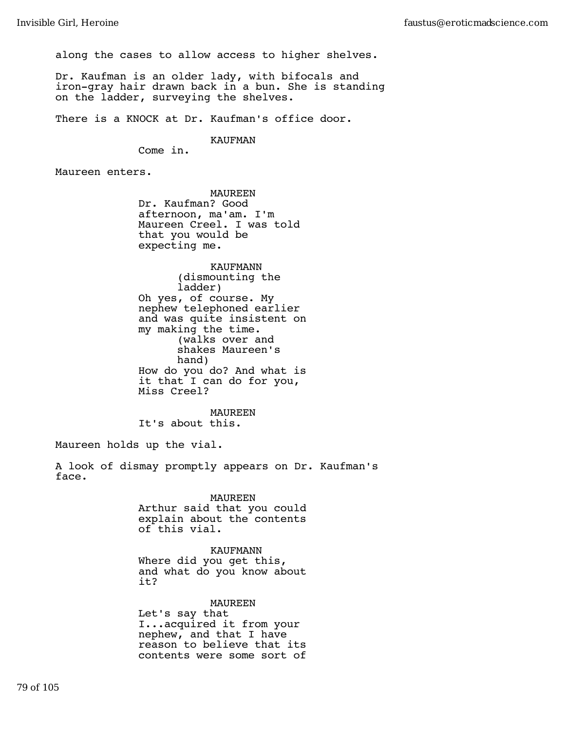along the cases to allow access to higher shelves.

Dr. Kaufman is an older lady, with bifocals and iron-gray hair drawn back in a bun. She is standing on the ladder, surveying the shelves.

There is a KNOCK at Dr. Kaufman's office door.

KAUFMAN

Come in.

Maureen enters.

MAUREEN

Dr. Kaufman? Good afternoon, ma'am. I'm Maureen Creel. I was told that you would be expecting me.

KAUFMANN

(dismounting the ladder)

Oh yes, of course. My nephew telephoned earlier and was quite insistent on my making the time.

(walks over and shakes Maureen's hand)

How do you do? And what is it that I can do for you, Miss Creel?

MAUREEN

It's about this.

Maureen holds up the vial.

A look of dismay promptly appears on Dr. Kaufman's face.

MAUREEN

Arthur said that you could explain about the contents of this vial.

KAUFMANN

Where did you get this, and what do you know about it?

MAUREEN

Let's say that I...acquired it from your nephew, and that I have reason to believe that its contents were some sort of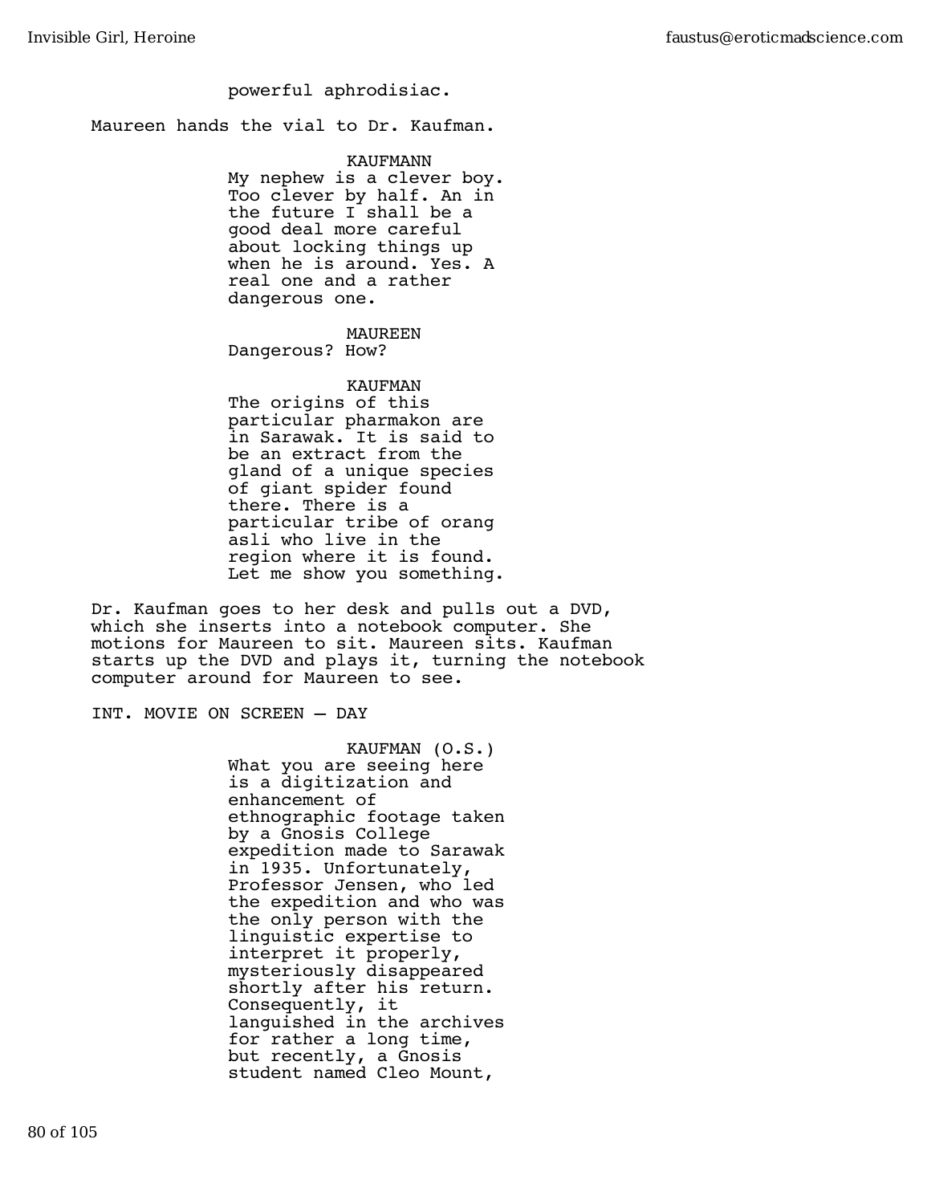powerful aphrodisiac.

Maureen hands the vial to Dr. Kaufman.

KAUFMANN
My nephew is a clever boy. Too clever by half. An in the future I shall be a good deal more careful about locking things up when he is around. Yes. A real one and a rather dangerous one.

MAUREEN
Dangerous? How?

KAUFMAN
The origins of this particular pharmakon are in Sarawak. It is said to be an extract from the gland of a unique species of giant spider found there. There is a particular tribe of orang asli who live in the region where it is found. Let me show you something.

Dr. Kaufman goes to her desk and pulls out a DVD, which she inserts into a notebook computer. She motions for Maureen to sit. Maureen sits. Kaufman starts up the DVD and plays it, turning the notebook computer around for Maureen to see.

INT. MOVIE ON SCREEN — DAY

KAUFMAN (O.S.)
What you are seeing here is a digitization and enhancement of ethnographic footage taken by a Gnosis College expedition made to Sarawak in 1935. Unfortunately, Professor Jensen, who led the expedition and who was the only person with the linguistic expertise to interpret it properly, mysteriously disappeared shortly after his return. Consequently, it languished in the archives for rather a long time, but recently, a Gnosis student named Cleo Mount,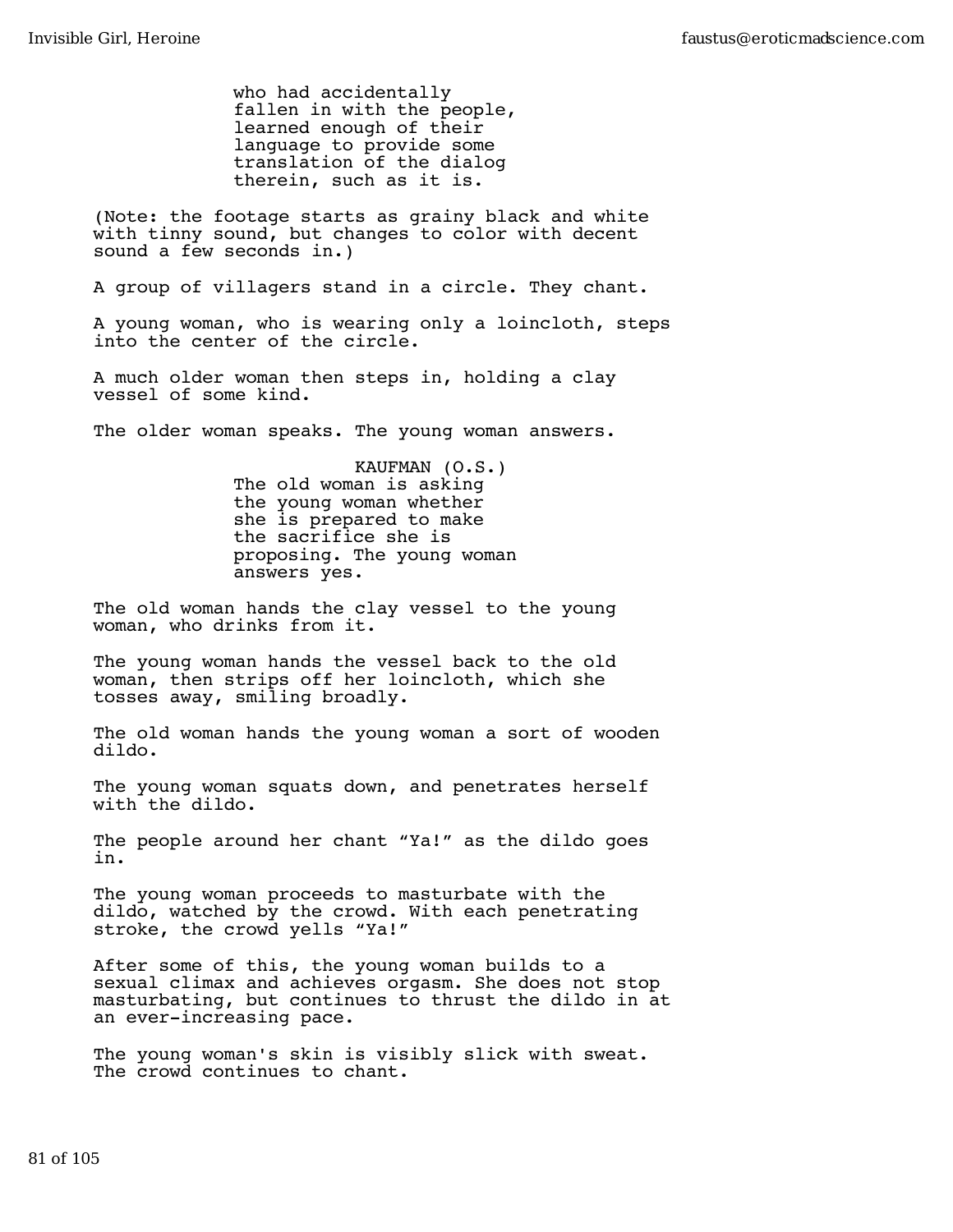who had accidentally fallen in with the people, learned enough of their language to provide some translation of the dialog therein, such as it is.

(Note: the footage starts as grainy black and white with tinny sound, but changes to color with decent sound a few seconds in.)

A group of villagers stand in a circle. They chant.

A young woman, who is wearing only a loincloth, steps into the center of the circle.

A much older woman then steps in, holding a clay vessel of some kind.

The older woman speaks. The young woman answers.

KAUFMAN (O.S.)
The old woman is asking the young woman whether she is prepared to make the sacrifice she is proposing. The young woman answers yes.

The old woman hands the clay vessel to the young woman, who drinks from it.

The young woman hands the vessel back to the old woman, then strips off her loincloth, which she tosses away, smiling broadly.

The old woman hands the young woman a sort of wooden dildo.

The young woman squats down, and penetrates herself with the dildo.

The people around her chant “Ya!” as the dildo goes in.

The young woman proceeds to masturbate with the dildo, watched by the crowd. With each penetrating stroke, the crowd yells “Ya!”

After some of this, the young woman builds to a sexual climax and achieves orgasm. She does not stop masturbating, but continues to thrust the dildo in at an ever-increasing pace.

The young woman's skin is visibly slick with sweat. The crowd continues to chant.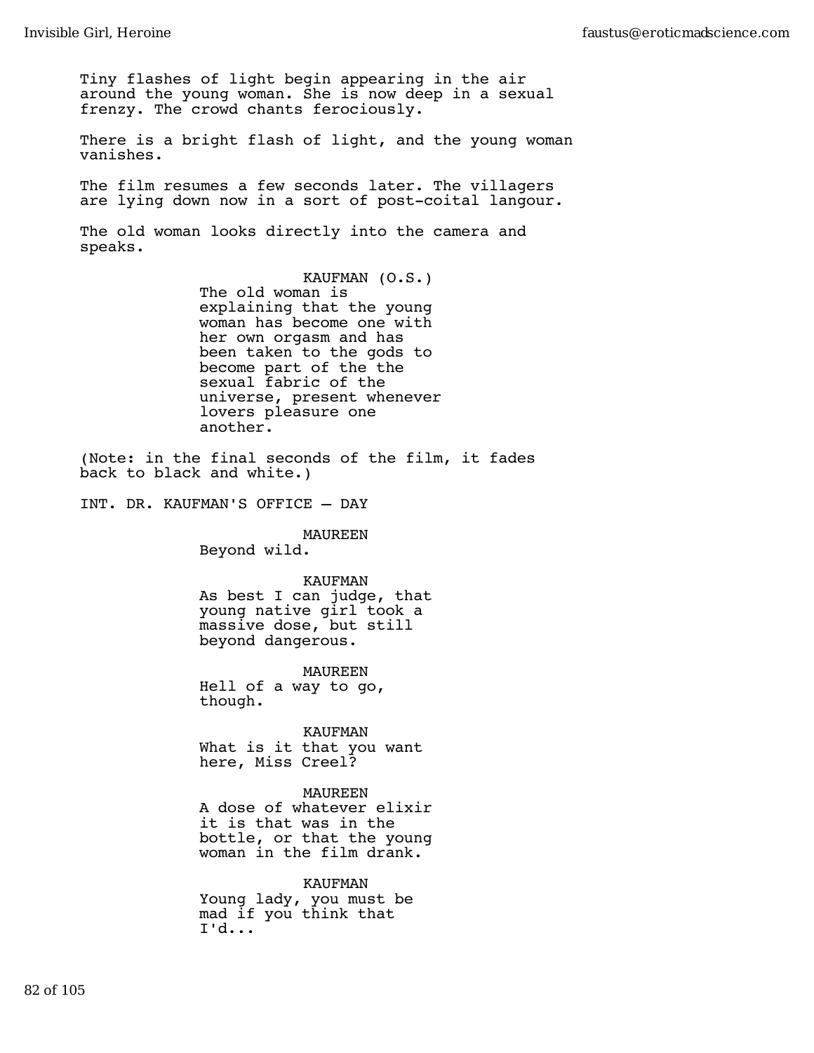Tiny flashes of light begin appearing in the air around the young woman. She is now deep in a sexual frenzy. The crowd chants ferociously.

There is a bright flash of light, and the young woman vanishes.

The film resumes a few seconds later. The villagers are lying down now in a sort of post-coital langour.

The old woman looks directly into the camera and speaks.

KAUFMAN (O.S.)
The old woman is explaining that the young woman has become one with her own orgasm and has been taken to the gods to become part of the the sexual fabric of the universe, present whenever lovers pleasure one another.

(Note: in the final seconds of the film, it fades back to black and white.)

INT. DR. KAUFMAN'S OFFICE — DAY

MAUREEN
Beyond wild.

KAUFMAN
As best I can judge, that young native girl took a massive dose, but still beyond dangerous.

MAUREEN
Hell of a way to go, though.

KAUFMAN
What is it that you want here, Miss Creel?

MAUREEN
A dose of whatever elixir it is that was in the bottle, or that the young woman in the film drank.

KAUFMAN
Young lady, you must be mad if you think that I'd...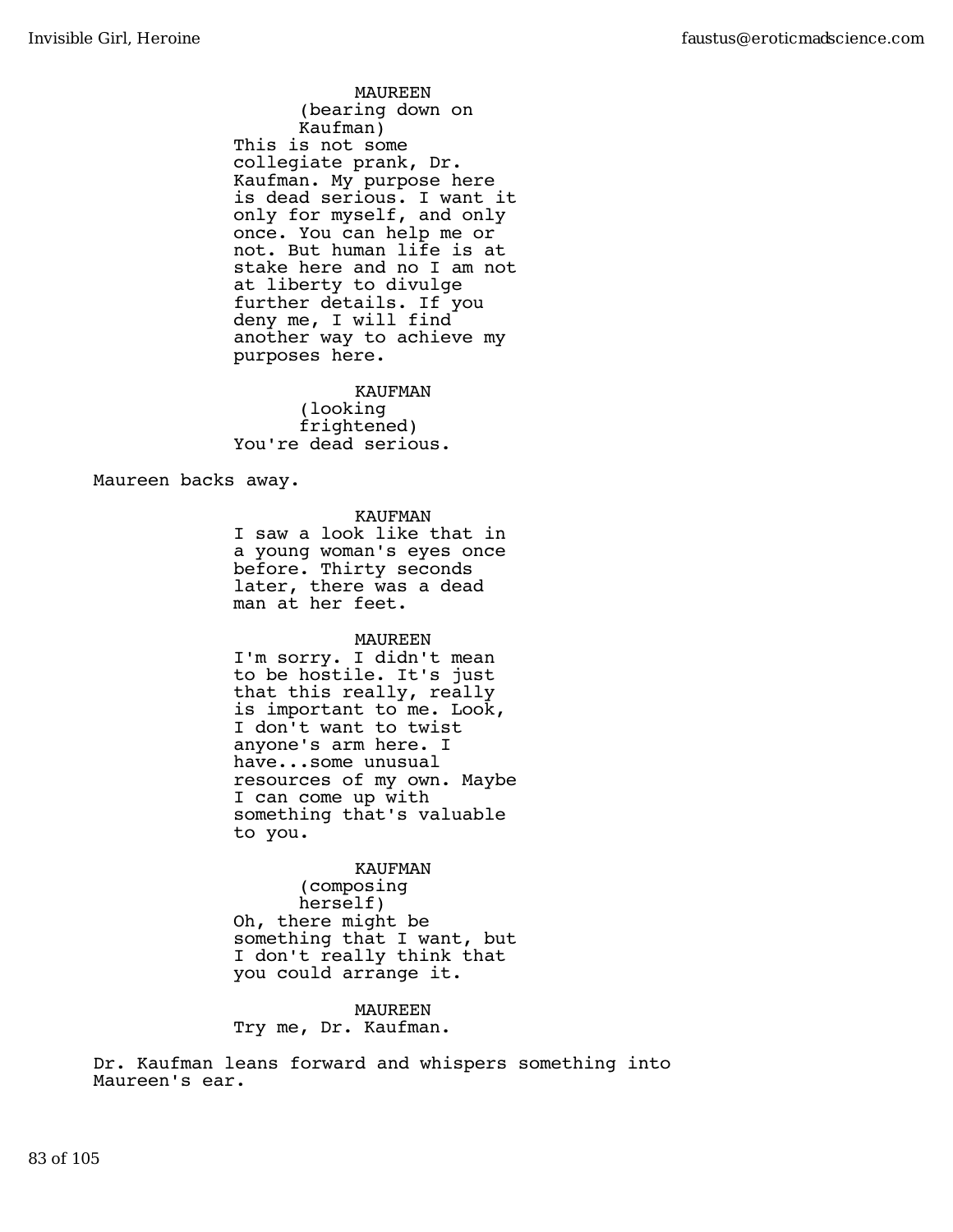MAUREEN
(bearing down on Kaufman)
This is not some collegiate prank, Dr. Kaufman. My purpose here is dead serious. I want it only for myself, and only once. You can help me or not. But human life is at stake here and no I am not at liberty to divulge further details. If you deny me, I will find another way to achieve my purposes here.

KAUFMAN
(looking frightened)
You're dead serious.

Maureen backs away.

KAUFMAN
I saw a look like that in a young woman's eyes once before. Thirty seconds later, there was a dead man at her feet.

MAUREEN
I'm sorry. I didn't mean to be hostile. It's just that this really, really is important to me. Look, I don't want to twist anyone's arm here. I have...some unusual resources of my own. Maybe I can come up with something that's valuable to you.

KAUFMAN
(composing herself)
Oh, there might be something that I want, but I don't really think that you could arrange it.

MAUREEN
Try me, Dr. Kaufman.

Dr. Kaufman leans forward and whispers something into Maureen's ear.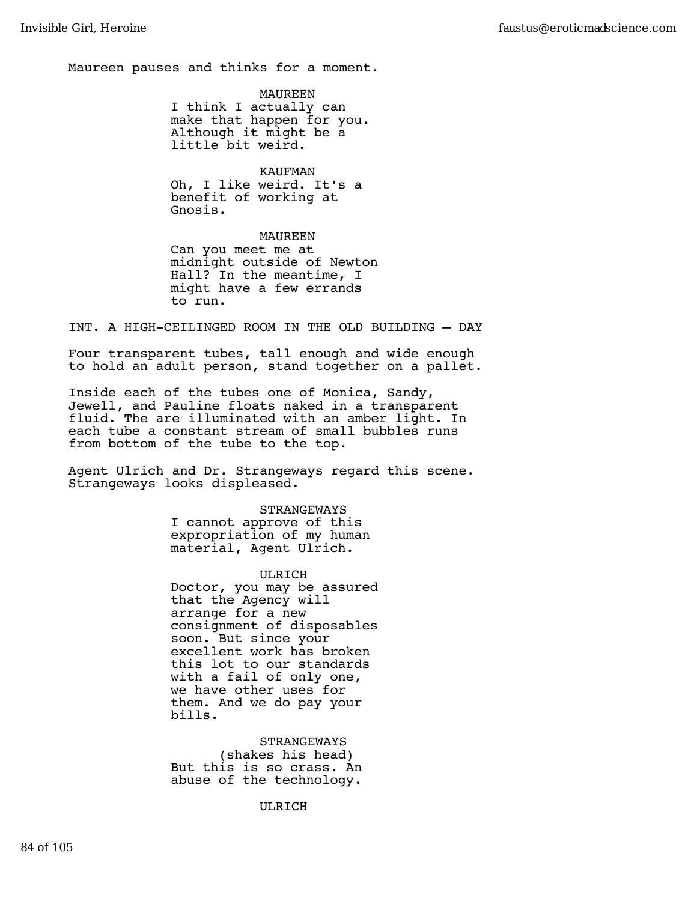Maureen pauses and thinks for a moment.

MAUREEN
I think I actually can make that happen for you. Although it might be a little bit weird.

KAUFMAN
Oh, I like weird. It's a benefit of working at Gnosis.

MAUREEN
Can you meet me at midnight outside of Newton Hall? In the meantime, I might have a few errands to run.

INT. A HIGH-CEILINGED ROOM IN THE OLD BUILDING – DAY

Four transparent tubes, tall enough and wide enough to hold an adult person, stand together on a pallet.

Inside each of the tubes one of Monica, Sandy, Jewell, and Pauline floats naked in a transparent fluid. The are illuminated with an amber light. In each tube a constant stream of small bubbles runs from bottom of the tube to the top.

Agent Ulrich and Dr. Strangeways regard this scene. Strangeways looks displeased.

STRANGEWAYS
I cannot approve of this expropriation of my human material, Agent Ulrich.

ULRICH
Doctor, you may be assured that the Agency will arrange for a new consignment of disposables soon. But since your excellent work has broken this lot to our standards with a fail of only one, we have other uses for them. And we do pay your bills.

STRANGEWAYS
(shakes his head)
But this is so crass. An abuse of the technology.

ULRICH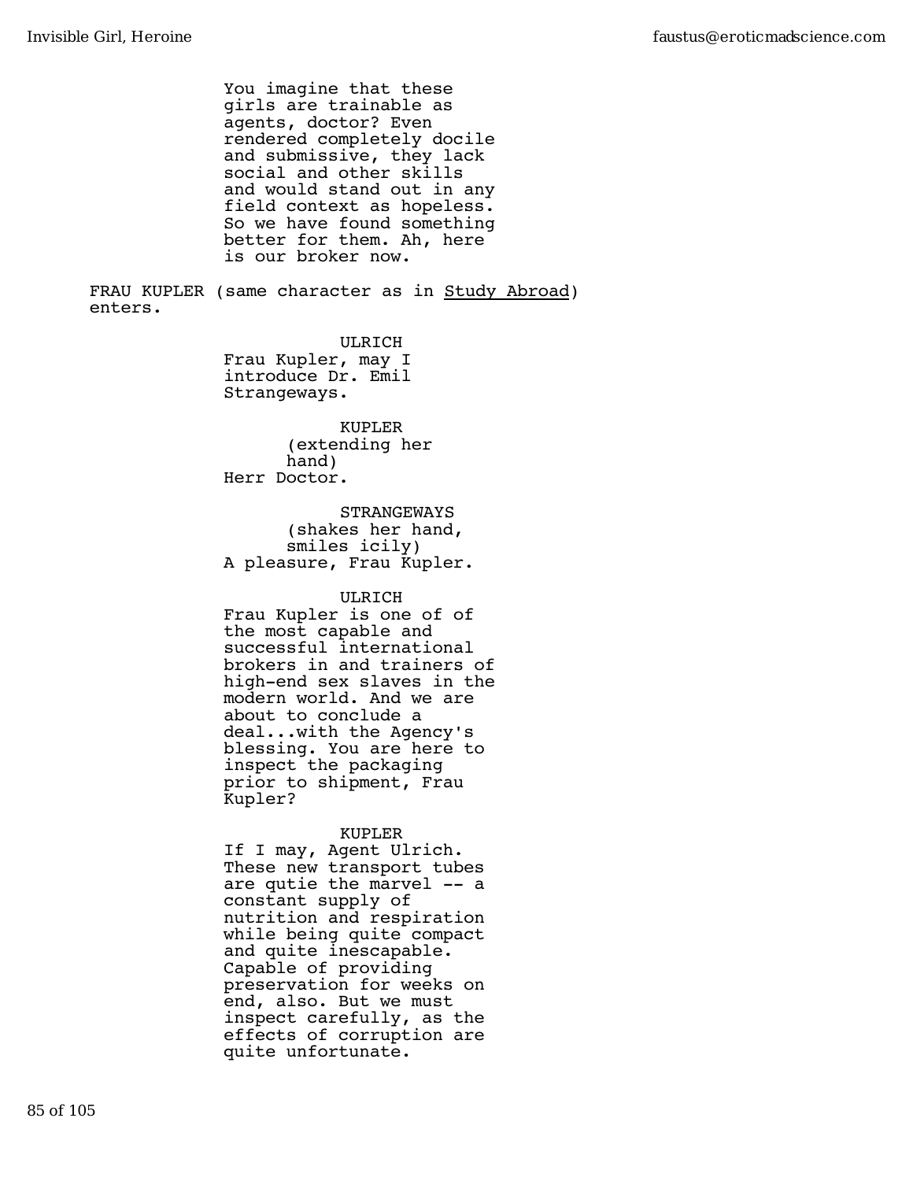You imagine that these girls are trainable as agents, doctor? Even rendered completely docile and submissive, they lack social and other skills and would stand out in any field context as hopeless. So we have found something better for them. Ah, here is our broker now.

FRAU KUPLER (same character as in Study Abroad) enters.

ULRICH

Frau Kupler, may I introduce Dr. Emil Strangeways.

KUPLER

(extending her hand)

Herr Doctor.

STRANGEWAYS

(shakes her hand, smiles icily)

A pleasure, Frau Kupler.

ULRICH

Frau Kupler is one of of the most capable and successful international brokers in and trainers of high-end sex slaves in the modern world. And we are about to conclude a deal...with the Agency's blessing. You are here to inspect the packaging prior to shipment, Frau Kupler?

KUPLER

If I may, Agent Ulrich. These new transport tubes are qutie the marvel -- a constant supply of nutrition and respiration while being quite compact and quite inescapable. Capable of providing preservation for weeks on end, also. But we must inspect carefully, as the effects of corruption are quite unfortunate.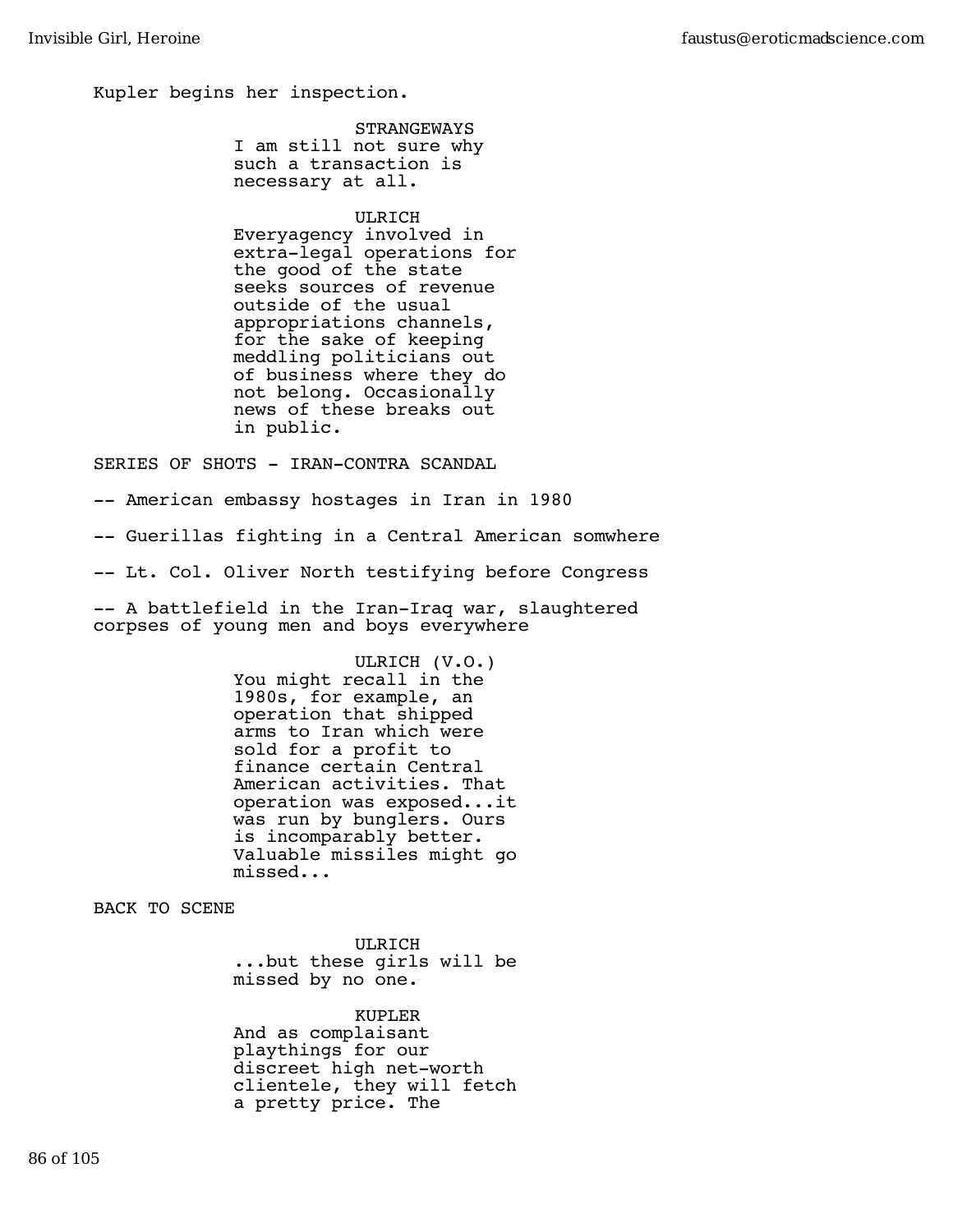Kupler begins her inspection.

STRANGEWAYS
I am still not sure why such a transaction is necessary at all.

ULRICH
Everyagency involved in extra-legal operations for the good of the state seeks sources of revenue outside of the usual appropriations channels, for the sake of keeping meddling politicians out of business where they do not belong. Occasionally news of these breaks out in public.

SERIES OF SHOTS - IRAN-CONTRA SCANDAL

-- American embassy hostages in Iran in 1980

-- Guerillas fighting in a Central American somwhere

-- Lt. Col. Oliver North testifying before Congress

-- A battlefield in the Iran-Iraq war, slaughtered corpses of young men and boys everywhere

ULRICH (V.O.)
You might recall in the 1980s, for example, an operation that shipped arms to Iran which were sold for a profit to finance certain Central American activities. That operation was exposed...it was run by bunglers. Ours is incomparably better. Valuable missiles might go missed...

BACK TO SCENE

ULRICH
...but these girls will be missed by no one.

KUPLER
And as complaisant playthings for our discreet high net-worth clientele, they will fetch a pretty price. The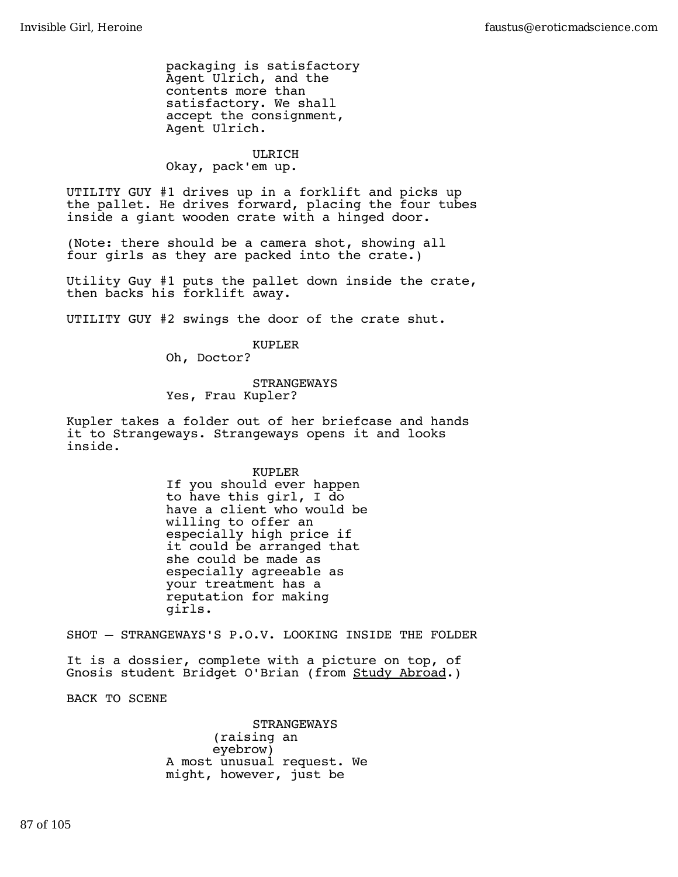packaging is satisfactory Agent Ulrich, and the contents more than satisfactory. We shall accept the consignment, Agent Ulrich.

ULRICH

Okay, pack'em up.

UTILITY GUY #1 drives up in a forklift and picks up the pallet. He drives forward, placing the four tubes inside a giant wooden crate with a hinged door.

(Note: there should be a camera shot, showing all four girls as they are packed into the crate.)

Utility Guy #1 puts the pallet down inside the crate, then backs his forklift away.

UTILITY GUY #2 swings the door of the crate shut.

KUPLER

Oh, Doctor?

STRANGEWAYS

Yes, Frau Kupler?

Kupler takes a folder out of her briefcase and hands it to Strangeways. Strangeways opens it and looks inside.

KUPLER

If you should ever happen to have this girl, I do have a client who would be willing to offer an especially high price if it could be arranged that she could be made as especially agreeable as your treatment has a reputation for making girls.

SHOT — STRANGEWAYS'S P.O.V. LOOKING INSIDE THE FOLDER

It is a dossier, complete with a picture on top, of Gnosis student Bridget O'Brian (from Study Abroad.)

BACK TO SCENE

STRANGEWAYS

(raising an eyebrow)

A most unusual request. We might, however, just be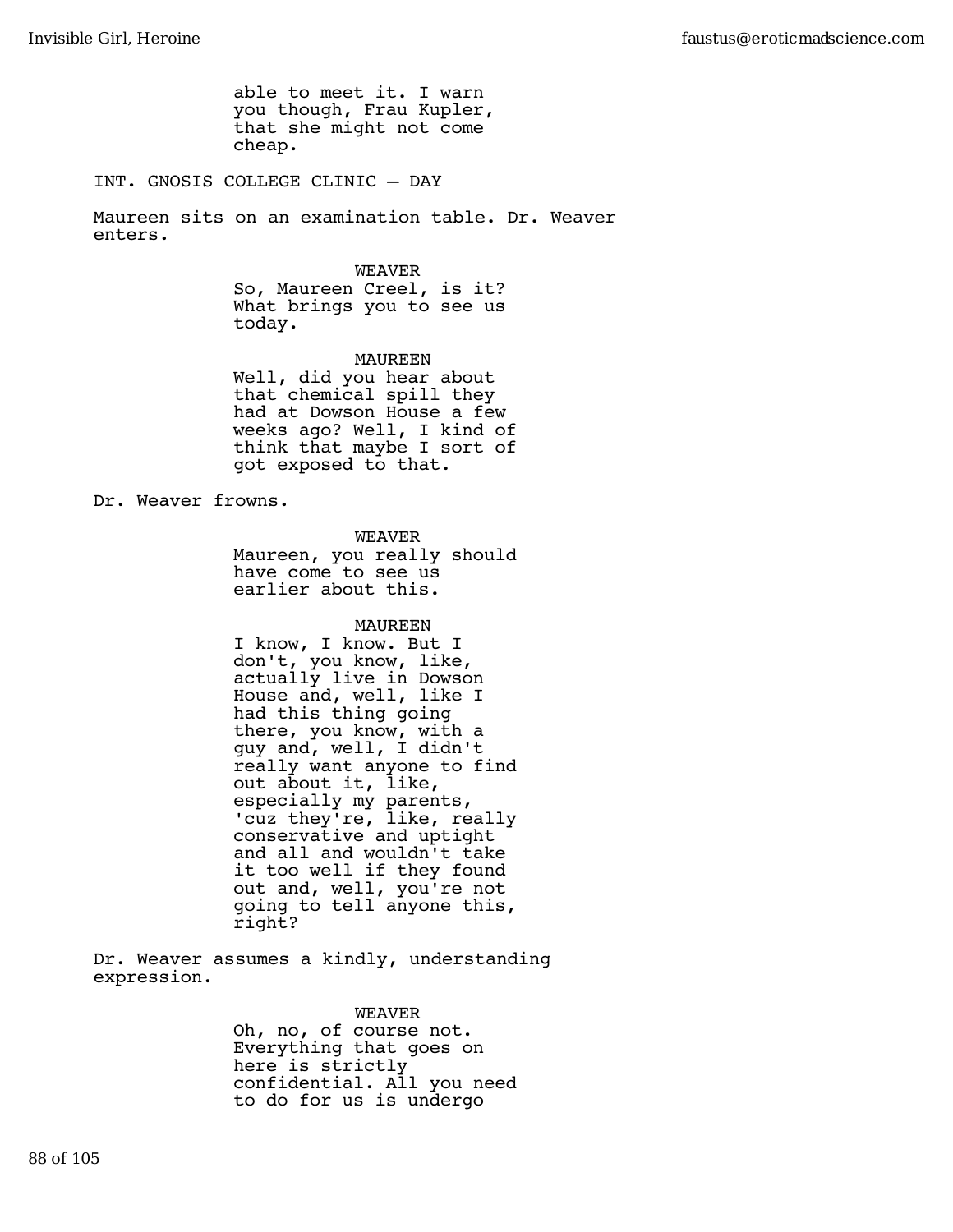able to meet it. I warn you though, Frau Kupler, that she might not come cheap.

INT. GNOSIS COLLEGE CLINIC — DAY

Maureen sits on an examination table. Dr. Weaver enters.

WEAVER
So, Maureen Creel, is it? What brings you to see us today.

MAUREEN
Well, did you hear about that chemical spill they had at Dowson House a few weeks ago? Well, I kind of think that maybe I sort of got exposed to that.

Dr. Weaver frowns.

WEAVER
Maureen, you really should have come to see us earlier about this.

MAUREEN
I know, I know. But I don't, you know, like, actually live in Dowson House and, well, like I had this thing going there, you know, with a guy and, well, I didn't really want anyone to find out about it, like, especially my parents, 'cuz they're, like, really conservative and uptight and all and wouldn't take it too well if they found out and, well, you're not going to tell anyone this, right?

Dr. Weaver assumes a kindly, understanding expression.

WEAVER
Oh, no, of course not. Everything that goes on here is strictly confidential. All you need to do for us is undergo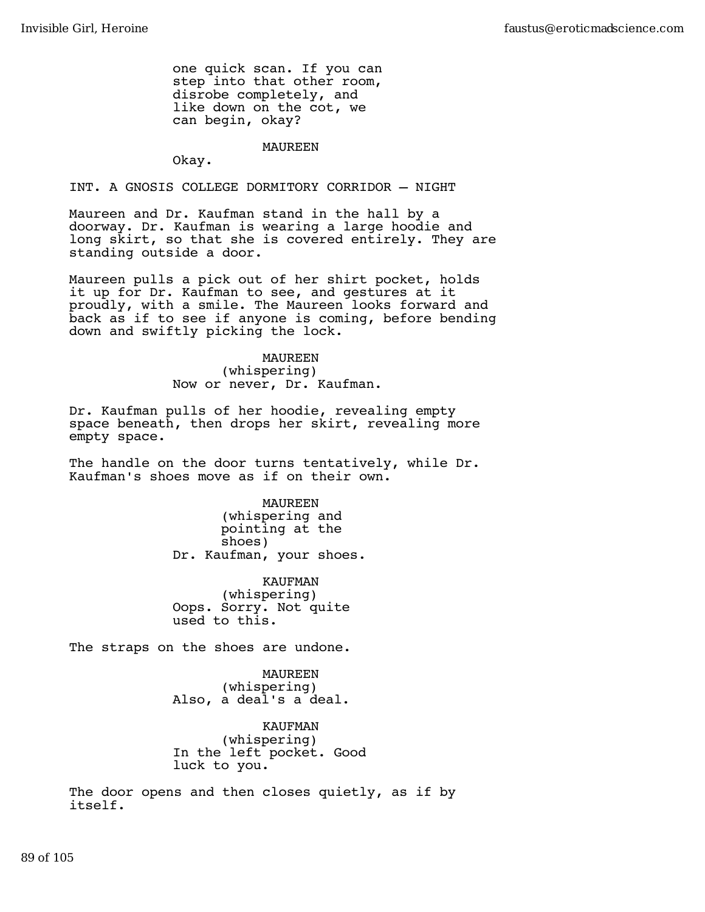one quick scan. If you can step into that other room, disrobe completely, and like down on the cot, we can begin, okay?

MAUREEN
Okay.

INT. A GNOSIS COLLEGE DORMITORY CORRIDOR – NIGHT

Maureen and Dr. Kaufman stand in the hall by a doorway. Dr. Kaufman is wearing a large hoodie and long skirt, so that she is covered entirely. They are standing outside a door.

Maureen pulls a pick out of her shirt pocket, holds it up for Dr. Kaufman to see, and gestures at it proudly, with a smile. The Maureen looks forward and back as if to see if anyone is coming, before bending down and swiftly picking the lock.

MAUREEN
(whispering)
Now or never, Dr. Kaufman.

Dr. Kaufman pulls of her hoodie, revealing empty space beneath, then drops her skirt, revealing more empty space.

The handle on the door turns tentatively, while Dr. Kaufman's shoes move as if on their own.

MAUREEN
(whispering and pointing at the shoes)
Dr. Kaufman, your shoes.

KAUFMAN
(whispering)
Oops. Sorry. Not quite used to this.

The straps on the shoes are undone.

MAUREEN
(whispering)
Also, a deal's a deal.

KAUFMAN
(whispering)
In the left pocket. Good luck to you.

The door opens and then closes quietly, as if by itself.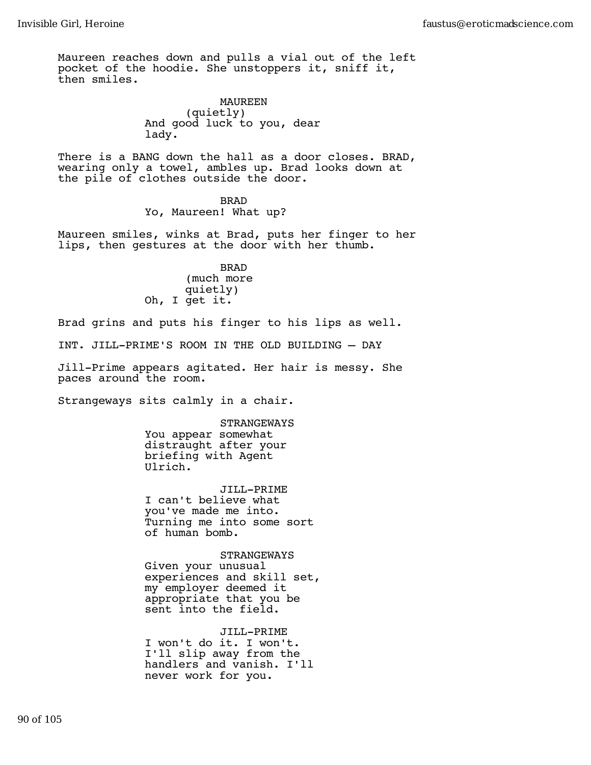Maureen reaches down and pulls a vial out of the left pocket of the hoodie. She unstoppers it, sniff it, then smiles.

MAUREEN
(quietly)
And good luck to you, dear lady.

There is a BANG down the hall as a door closes. BRAD, wearing only a towel, ambles up. Brad looks down at the pile of clothes outside the door.

BRAD
Yo, Maureen! What up?

Maureen smiles, winks at Brad, puts her finger to her lips, then gestures at the door with her thumb.

BRAD
(much more quietly)
Oh, I get it.

Brad grins and puts his finger to his lips as well.

INT. JILL-PRIME'S ROOM IN THE OLD BUILDING – DAY

Jill-Prime appears agitated. Her hair is messy. She paces around the room.

Strangeways sits calmly in a chair.

STRANGEWAYS
You appear somewhat distraught after your briefing with Agent Ulrich.

JILL-PRIME
I can't believe what you've made me into. Turning me into some sort of human bomb.

STRANGEWAYS
Given your unusual experiences and skill set, my employer deemed it appropriate that you be sent into the field.

JILL-PRIME
I won't do it. I won't. I'll slip away from the handlers and vanish. I'll never work for you.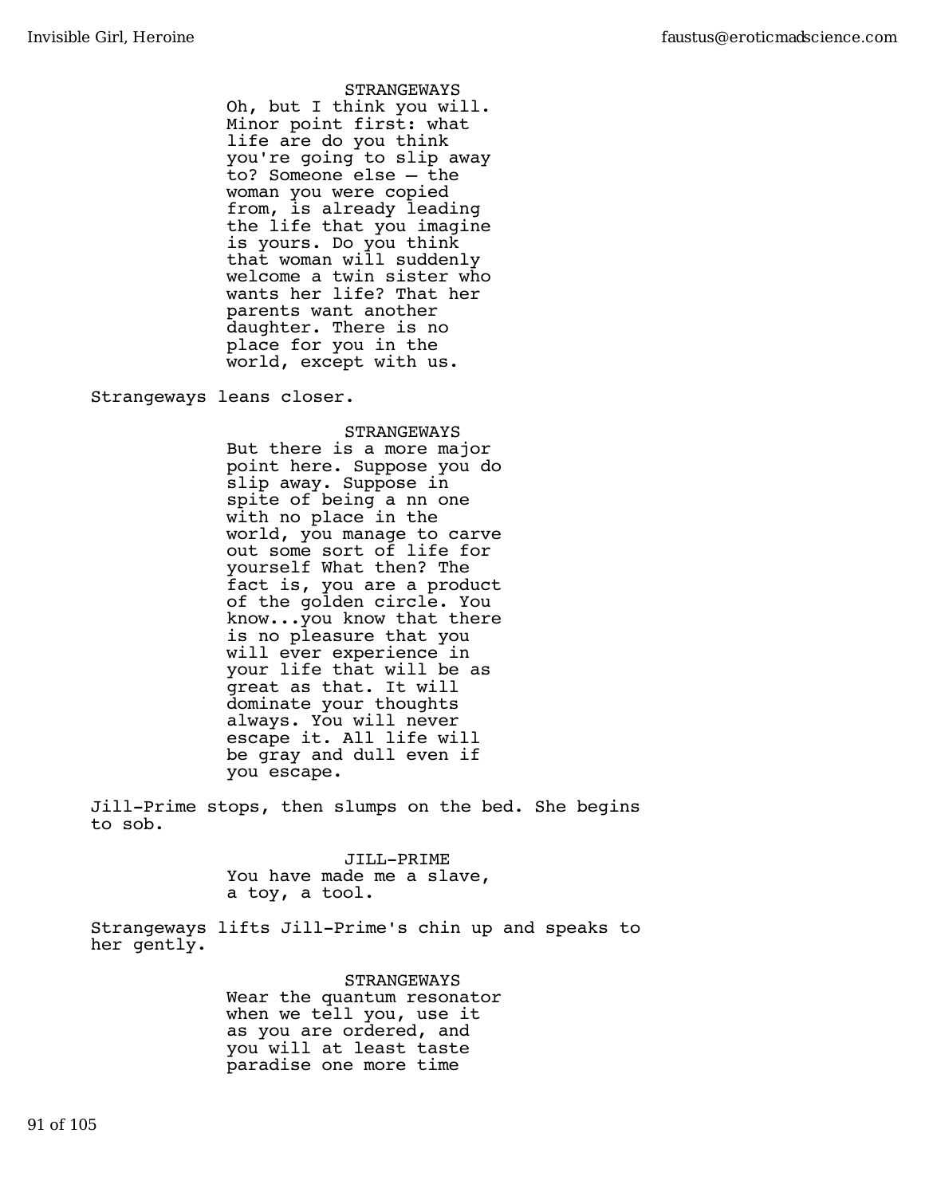STRANGEWAYS

Oh, but I think you will. Minor point first: what life are do you think you're going to slip away to? Someone else – the woman you were copied from, is already leading the life that you imagine is yours. Do you think that woman will suddenly welcome a twin sister who wants her life? That her parents want another daughter. There is no place for you in the world, except with us.

Strangeways leans closer.

STRANGEWAYS

But there is a more major point here. Suppose you do slip away. Suppose in spite of being a nn one with no place in the world, you manage to carve out some sort of life for yourself What then? The fact is, you are a product of the golden circle. You know...you know that there is no pleasure that you will ever experience in your life that will be as great as that. It will dominate your thoughts always. You will never escape it. All life will be gray and dull even if you escape.

Jill-Prime stops, then slumps on the bed. She begins to sob.

JILL-PRIME

You have made me a slave, a toy, a tool.

Strangeways lifts Jill-Prime's chin up and speaks to her gently.

STRANGEWAYS

Wear the quantum resonator when we tell you, use it as you are ordered, and you will at least taste paradise one more time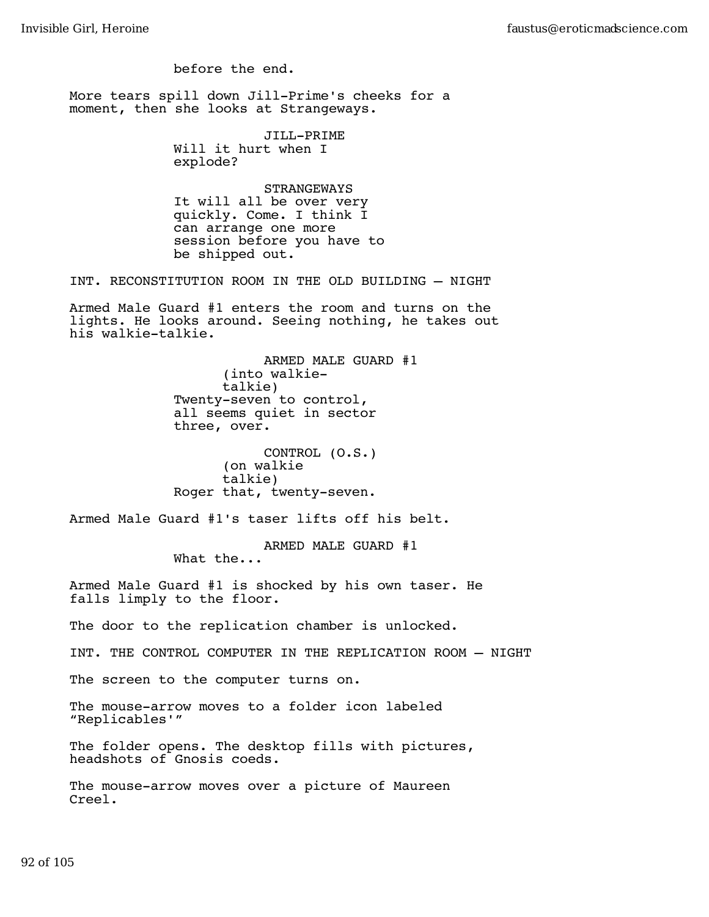before the end.

More tears spill down Jill-Prime's cheeks for a moment, then she looks at Strangeways.

JILL-PRIME
Will it hurt when I explode?

STRANGEWAYS
It will all be over very quickly. Come. I think I can arrange one more session before you have to be shipped out.

INT. RECONSTITUTION ROOM IN THE OLD BUILDING – NIGHT

Armed Male Guard #1 enters the room and turns on the lights. He looks around. Seeing nothing, he takes out his walkie-talkie.

ARMED MALE GUARD #1
(into walkie-talkie)
Twenty-seven to control, all seems quiet in sector three, over.

CONTROL (O.S.)
(on walkie talkie)
Roger that, twenty-seven.

Armed Male Guard #1's taser lifts off his belt.

ARMED MALE GUARD #1
What the...

Armed Male Guard #1 is shocked by his own taser. He falls limply to the floor.

The door to the replication chamber is unlocked.

INT. THE CONTROL COMPUTER IN THE REPLICATION ROOM – NIGHT

The screen to the computer turns on.

The mouse-arrow moves to a folder icon labeled "Replicables'"

The folder opens. The desktop fills with pictures, headshots of Gnosis coeds.

The mouse-arrow moves over a picture of Maureen Creel.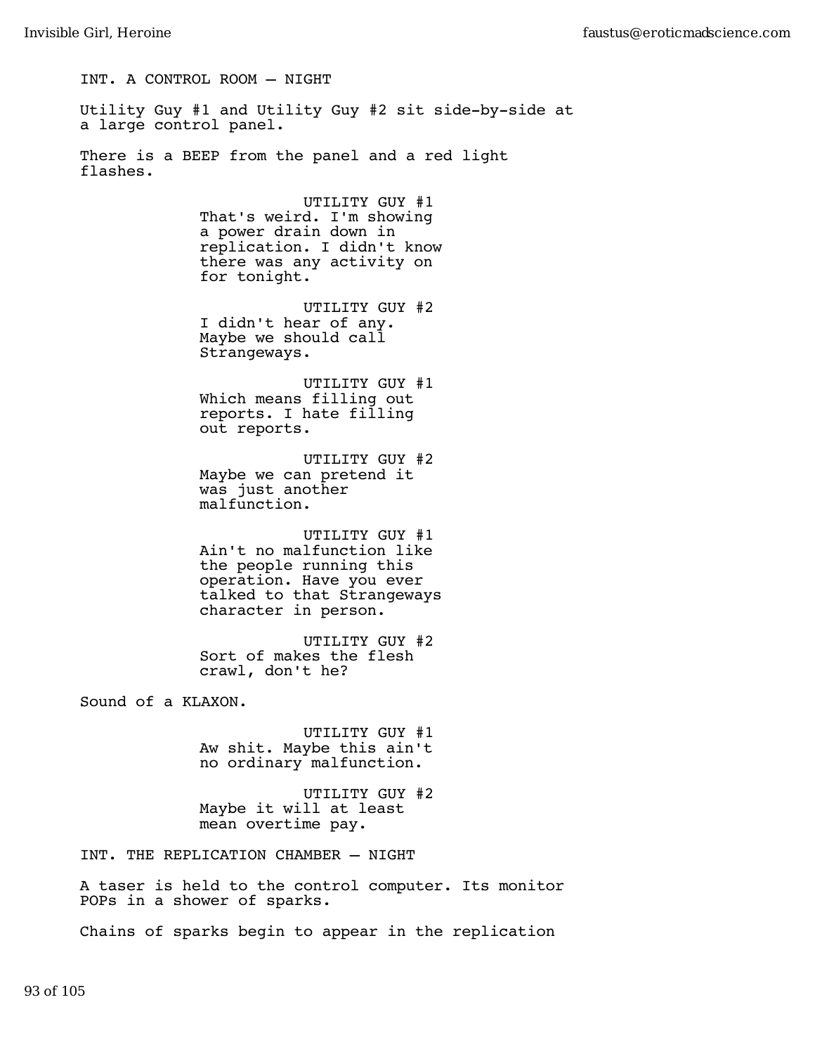INT. A CONTROL ROOM — NIGHT

Utility Guy #1 and Utility Guy #2 sit side-by-side at a large control panel.

There is a BEEP from the panel and a red light flashes.

UTILITY GUY #1
That's weird. I'm showing a power drain down in replication. I didn't know there was any activity on for tonight.

UTILITY GUY #2
I didn't hear of any. Maybe we should call Strangeways.

UTILITY GUY #1
Which means filling out reports. I hate filling out reports.

UTILITY GUY #2
Maybe we can pretend it was just another malfunction.

UTILITY GUY #1
Ain't no malfunction like the people running this operation. Have you ever talked to that Strangeways character in person.

UTILITY GUY #2
Sort of makes the flesh crawl, don't he?

Sound of a KLAXON.

UTILITY GUY #1
Aw shit. Maybe this ain't no ordinary malfunction.

UTILITY GUY #2
Maybe it will at least mean overtime pay.

INT. THE REPLICATION CHAMBER — NIGHT

A taser is held to the control computer. Its monitor POPs in a shower of sparks.

Chains of sparks begin to appear in the replication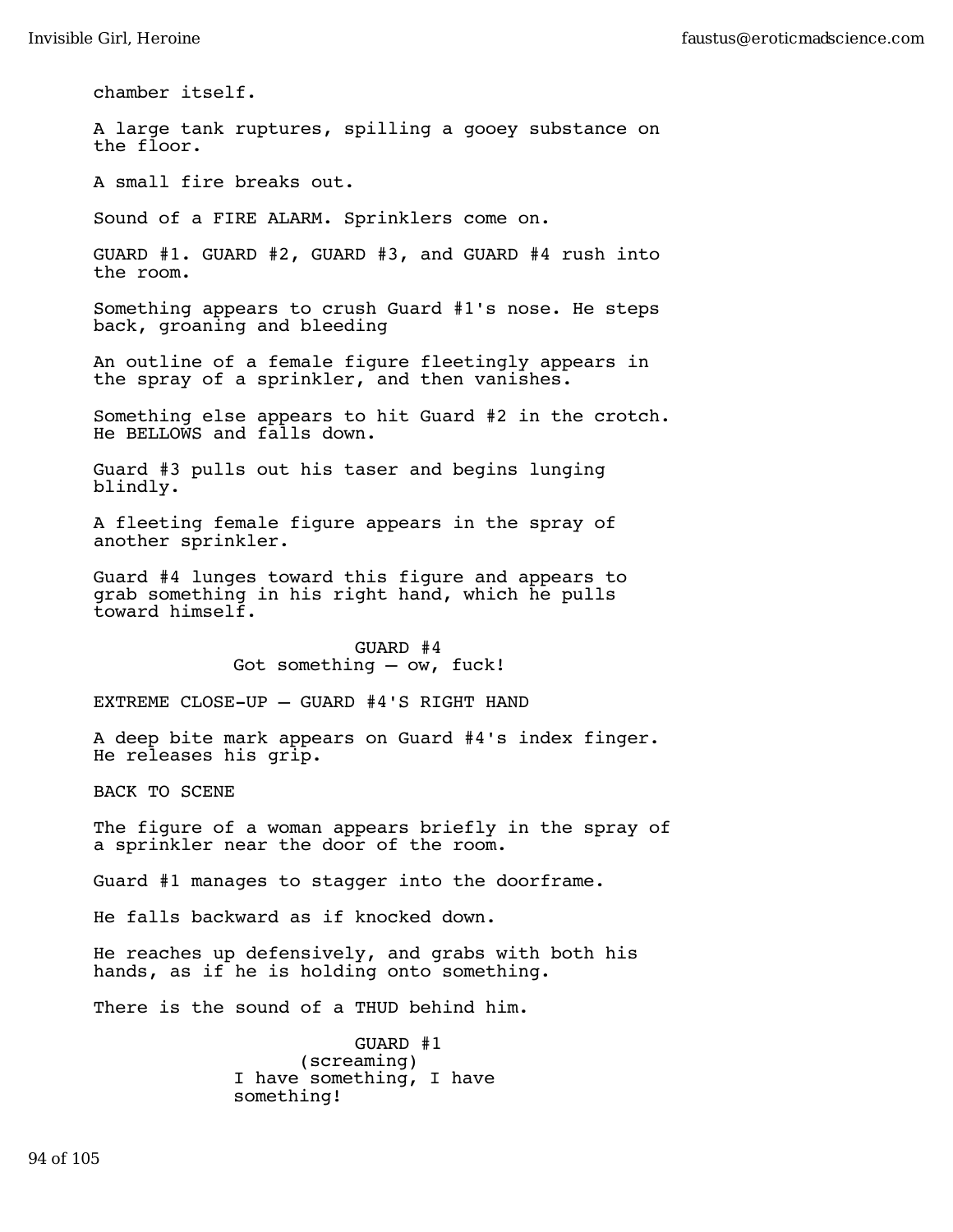chamber itself.

A large tank ruptures, spilling a gooey substance on the floor.

A small fire breaks out.

Sound of a FIRE ALARM. Sprinklers come on.

GUARD #1. GUARD #2, GUARD #3, and GUARD #4 rush into the room.

Something appears to crush Guard #1's nose. He steps back, groaning and bleeding

An outline of a female figure fleetingly appears in the spray of a sprinkler, and then vanishes.

Something else appears to hit Guard #2 in the crotch. He BELLOWS and falls down.

Guard #3 pulls out his taser and begins lunging blindly.

A fleeting female figure appears in the spray of another sprinkler.

Guard #4 lunges toward this figure and appears to grab something in his right hand, which he pulls toward himself.

GUARD #4
Got something — ow, fuck!

EXTREME CLOSE-UP — GUARD #4'S RIGHT HAND

A deep bite mark appears on Guard #4's index finger. He releases his grip.

BACK TO SCENE

The figure of a woman appears briefly in the spray of a sprinkler near the door of the room.

Guard #1 manages to stagger into the doorframe.

He falls backward as if knocked down.

He reaches up defensively, and grabs with both his hands, as if he is holding onto something.

There is the sound of a THUD behind him.

GUARD #1
(screaming)
I have something, I have something!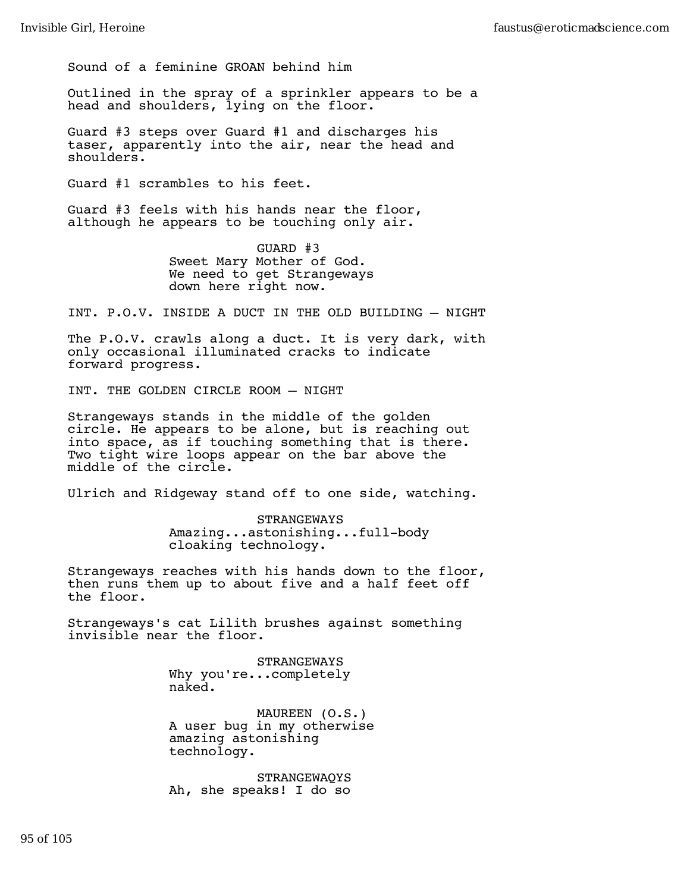Sound of a feminine GROAN behind him

Outlined in the spray of a sprinkler appears to be a head and shoulders, lying on the floor.

Guard #3 steps over Guard #1 and discharges his taser, apparently into the air, near the head and shoulders.

Guard #1 scrambles to his feet.

Guard #3 feels with his hands near the floor, although he appears to be touching only air.

GUARD #3
Sweet Mary Mother of God.
We need to get Strangeways
down here right now.

INT. P.O.V. INSIDE A DUCT IN THE OLD BUILDING – NIGHT

The P.O.V. crawls along a duct. It is very dark, with only occasional illuminated cracks to indicate forward progress.

INT. THE GOLDEN CIRCLE ROOM – NIGHT

Strangeways stands in the middle of the golden circle. He appears to be alone, but is reaching out into space, as if touching something that is there. Two tight wire loops appear on the bar above the middle of the circle.

Ulrich and Ridgeway stand off to one side, watching.

STRANGEWAYS
Amazing...astonishing...full-body
cloaking technology.

Strangeways reaches with his hands down to the floor, then runs them up to about five and a half feet off the floor.

Strangeways's cat Lilith brushes against something invisible near the floor.

STRANGEWAYS
Why you're...completely
naked.

MAUREEN (O.S.)
A user bug in my otherwise
amazing astonishing
technology.

STRANGEWAQYS
Ah, she speaks! I do so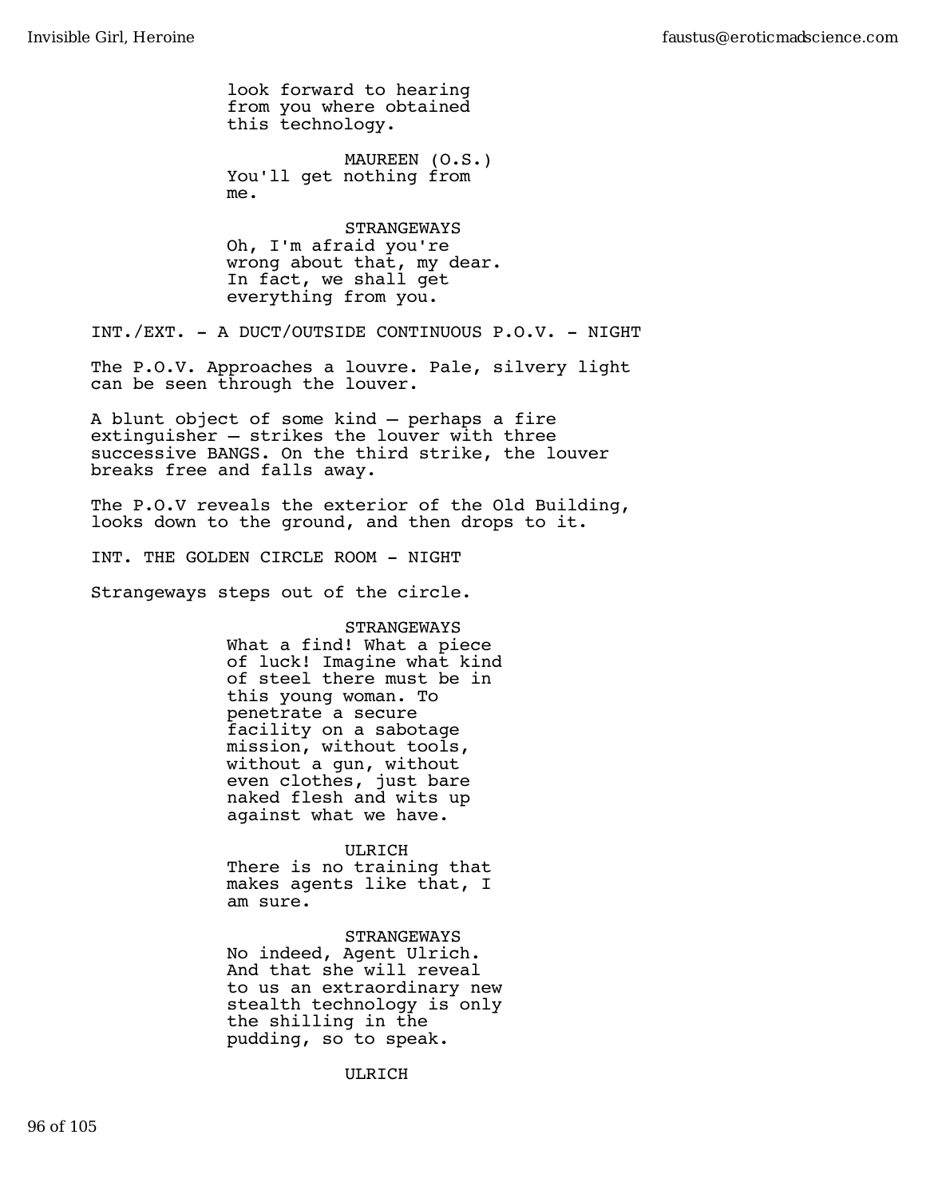look forward to hearing from you where obtained this technology.

MAUREEN (O.S.)
You'll get nothing from me.

STRANGEWAYS
Oh, I'm afraid you're wrong about that, my dear. In fact, we shall get everything from you.

INT./EXT. - A DUCT/OUTSIDE CONTINUOUS P.O.V. - NIGHT

The P.O.V. Approaches a louvre. Pale, silvery light can be seen through the louver.

A blunt object of some kind – perhaps a fire extinguisher – strikes the louver with three successive BANGS. On the third strike, the louver breaks free and falls away.

The P.O.V reveals the exterior of the Old Building, looks down to the ground, and then drops to it.

INT. THE GOLDEN CIRCLE ROOM - NIGHT

Strangeways steps out of the circle.

STRANGEWAYS
What a find! What a piece of luck! Imagine what kind of steel there must be in this young woman. To penetrate a secure facility on a sabotage mission, without tools, without a gun, without even clothes, just bare naked flesh and wits up against what we have.

ULRICH
There is no training that makes agents like that, I am sure.

STRANGEWAYS
No indeed, Agent Ulrich. And that she will reveal to us an extraordinary new stealth technology is only the shilling in the pudding, so to speak.

ULRICH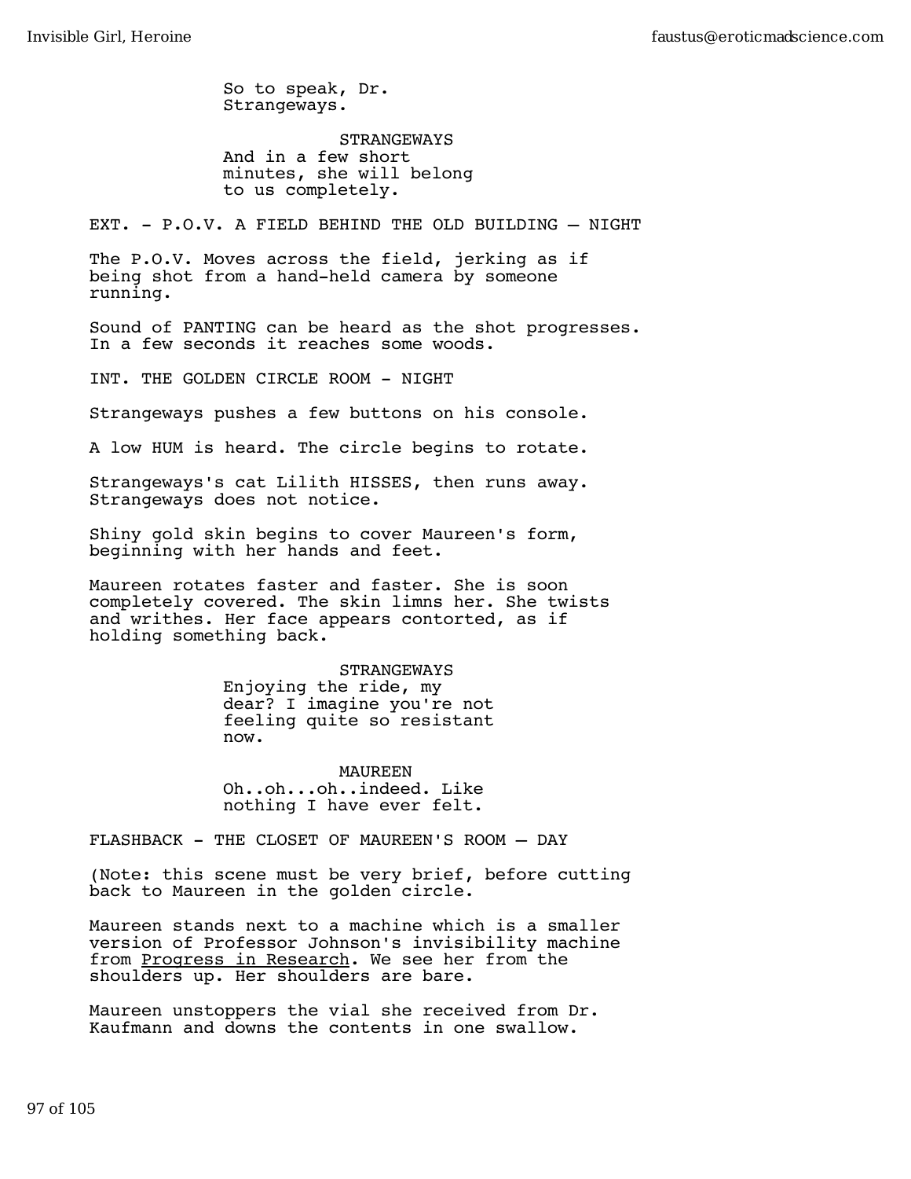So to speak, Dr. Strangeways.

STRANGEWAYS

And in a few short minutes, she will belong to us completely.

EXT. - P.O.V. A FIELD BEHIND THE OLD BUILDING – NIGHT

The P.O.V. Moves across the field, jerking as if being shot from a hand-held camera by someone running.

Sound of PANTING can be heard as the shot progresses. In a few seconds it reaches some woods.

INT. THE GOLDEN CIRCLE ROOM - NIGHT

Strangeways pushes a few buttons on his console.

A low HUM is heard. The circle begins to rotate.

Strangeways's cat Lilith HISSES, then runs away. Strangeways does not notice.

Shiny gold skin begins to cover Maureen's form, beginning with her hands and feet.

Maureen rotates faster and faster. She is soon completely covered. The skin limns her. She twists and writhes. Her face appears contorted, as if holding something back.

STRANGEWAYS

Enjoying the ride, my dear? I imagine you're not feeling quite so resistant now.

MAUREEN

Oh..oh...oh..indeed. Like nothing I have ever felt.

FLASHBACK - THE CLOSET OF MAUREEN'S ROOM – DAY

(Note: this scene must be very brief, before cutting back to Maureen in the golden circle.

Maureen stands next to a machine which is a smaller version of Professor Johnson's invisibility machine from <u>Progress in Research</u>. We see her from the shoulders up. Her shoulders are bare.

Maureen unstoppers the vial she received from Dr. Kaufmann and downs the contents in one swallow.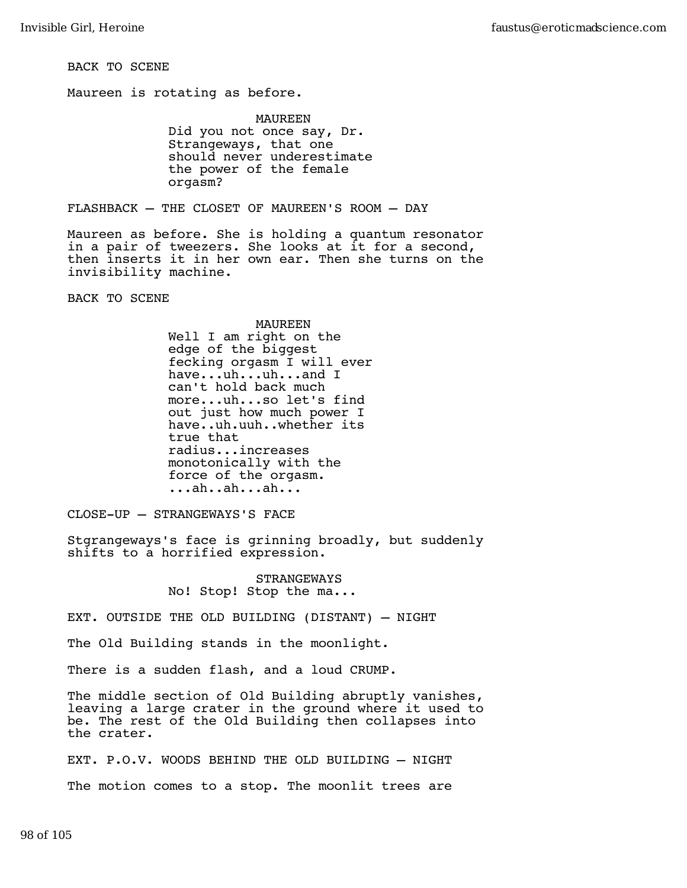BACK TO SCENE

Maureen is rotating as before.

MAUREEN
Did you not once say, Dr. Strangeways, that one should never underestimate the power of the female orgasm?

FLASHBACK — THE CLOSET OF MAUREEN'S ROOM — DAY

Maureen as before. She is holding a quantum resonator in a pair of tweezers. She looks at it for a second, then inserts it in her own ear. Then she turns on the invisibility machine.

BACK TO SCENE

MAUREEN
Well I am right on the edge of the biggest fecking orgasm I will ever have...uh...uh...and I can't hold back much more...uh...so let's find out just how much power I have..uh.uuh..whether its true that radius...increases monotonically with the force of the orgasm. ...ah..ah...ah...

CLOSE-UP — STRANGEWAYS'S FACE

Stgrangeways's face is grinning broadly, but suddenly shifts to a horrified expression.

STRANGEWAYS
No! Stop! Stop the ma...

EXT. OUTSIDE THE OLD BUILDING (DISTANT) — NIGHT

The Old Building stands in the moonlight.

There is a sudden flash, and a loud CRUMP.

The middle section of Old Building abruptly vanishes, leaving a large crater in the ground where it used to be. The rest of the Old Building then collapses into the crater.

EXT. P.O.V. WOODS BEHIND THE OLD BUILDING — NIGHT

The motion comes to a stop. The moonlit trees are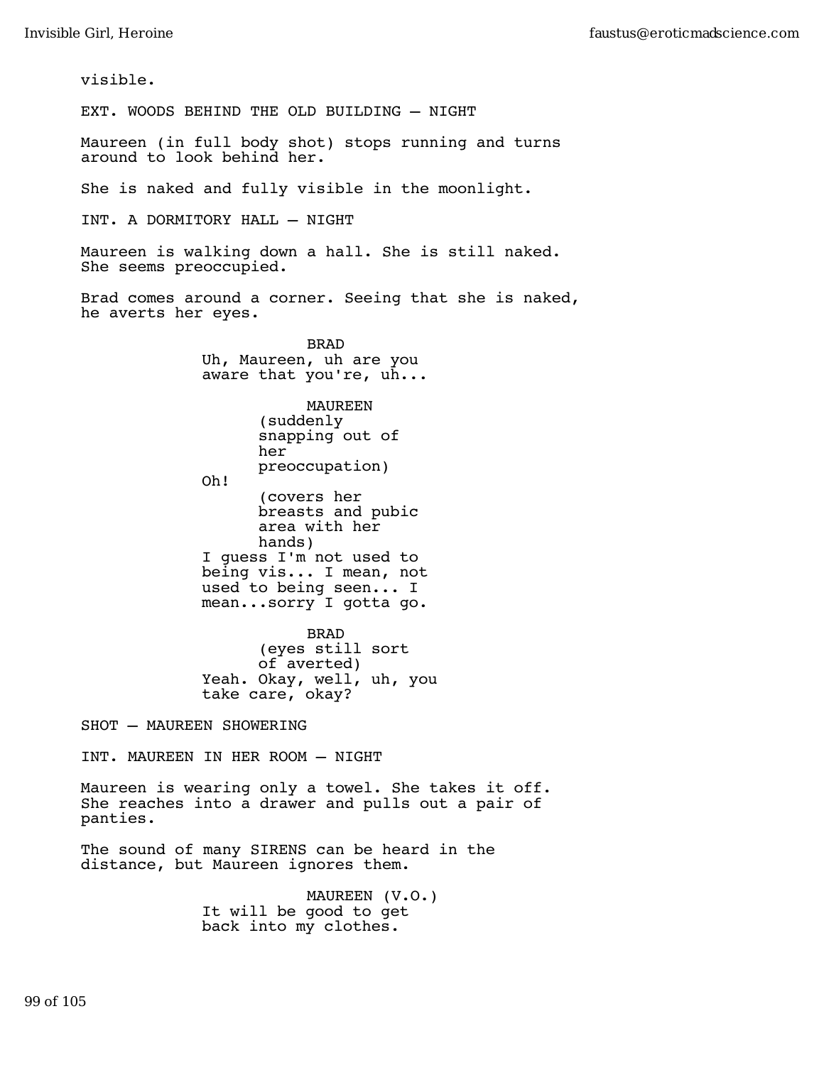visible.

EXT. WOODS BEHIND THE OLD BUILDING — NIGHT

Maureen (in full body shot) stops running and turns around to look behind her.

She is naked and fully visible in the moonlight.

INT. A DORMITORY HALL — NIGHT

Maureen is walking down a hall. She is still naked. She seems preoccupied.

Brad comes around a corner. Seeing that she is naked, he averts her eyes.

BRAD
Uh, Maureen, uh are you aware that you're, uh...

MAUREEN
(suddenly snapping out of her preoccupation)
Oh!
(covers her breasts and pubic area with her hands)
I guess I'm not used to being vis... I mean, not used to being seen... I mean...sorry I gotta go.

BRAD
(eyes still sort of averted)
Yeah. Okay, well, uh, you take care, okay?

SHOT — MAUREEN SHOWERING

INT. MAUREEN IN HER ROOM — NIGHT

Maureen is wearing only a towel. She takes it off. She reaches into a drawer and pulls out a pair of panties.

The sound of many SIRENS can be heard in the distance, but Maureen ignores them.

MAUREEN (V.O.)
It will be good to get back into my clothes.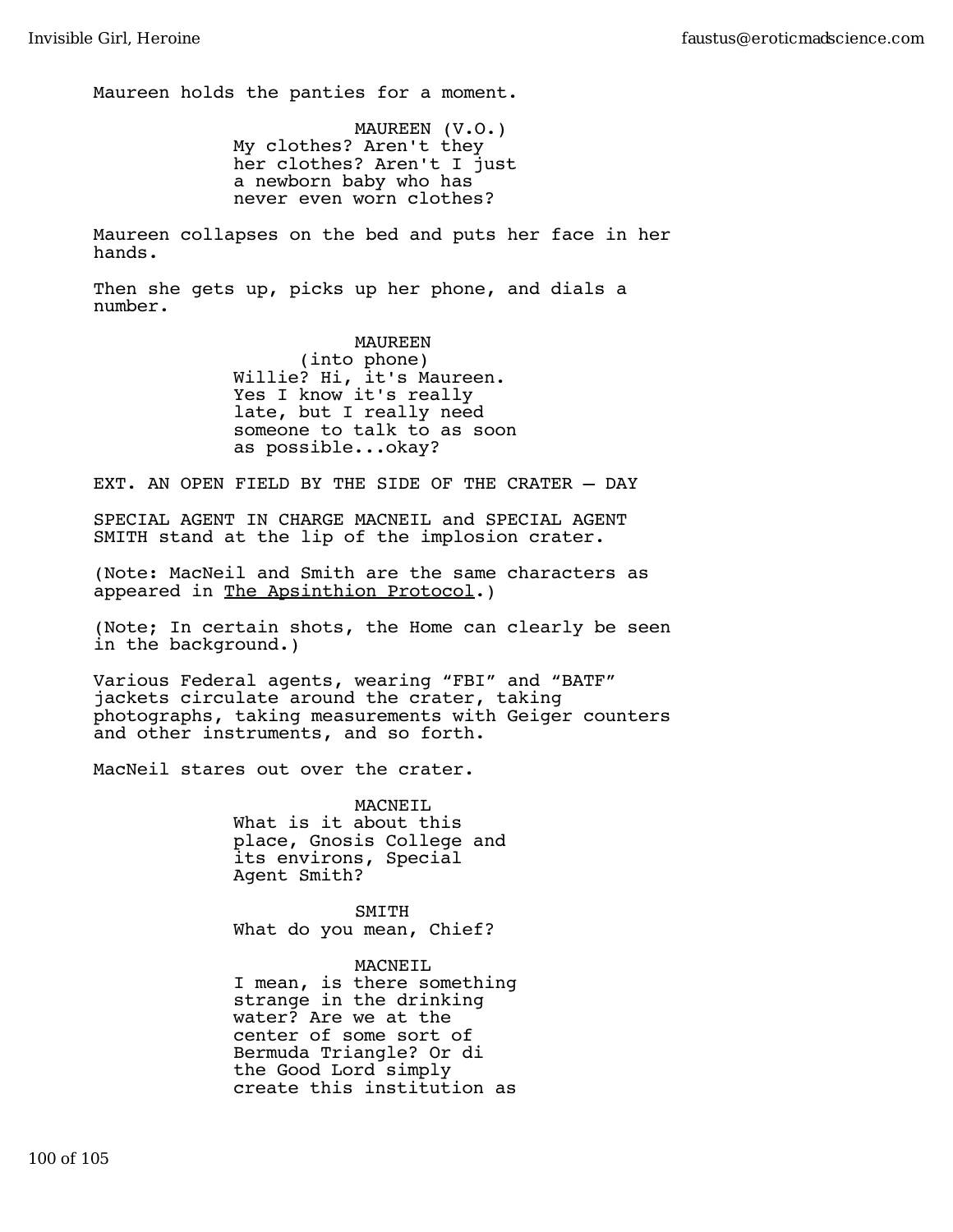Maureen holds the panties for a moment.

MAUREEN (V.O.)
My clothes? Aren't they her clothes? Aren't I just a newborn baby who has never even worn clothes?

Maureen collapses on the bed and puts her face in her hands.

Then she gets up, picks up her phone, and dials a number.

MAUREEN
(into phone)
Willie? Hi, it's Maureen. Yes I know it's really late, but I really need someone to talk to as soon as possible...okay?

EXT. AN OPEN FIELD BY THE SIDE OF THE CRATER – DAY

SPECIAL AGENT IN CHARGE MACNEIL and SPECIAL AGENT SMITH stand at the lip of the implosion crater.

(Note: MacNeil and Smith are the same characters as appeared in The Apsinthion Protocol.)

(Note; In certain shots, the Home can clearly be seen in the background.)

Various Federal agents, wearing “FBI” and “BATF” jackets circulate around the crater, taking photographs, taking measurements with Geiger counters and other instruments, and so forth.

MacNeil stares out over the crater.

MACNEIL
What is it about this place, Gnosis College and its environs, Special Agent Smith?

SMITH
What do you mean, Chief?

MACNEIL
I mean, is there something strange in the drinking water? Are we at the center of some sort of Bermuda Triangle? Or di the Good Lord simply create this institution as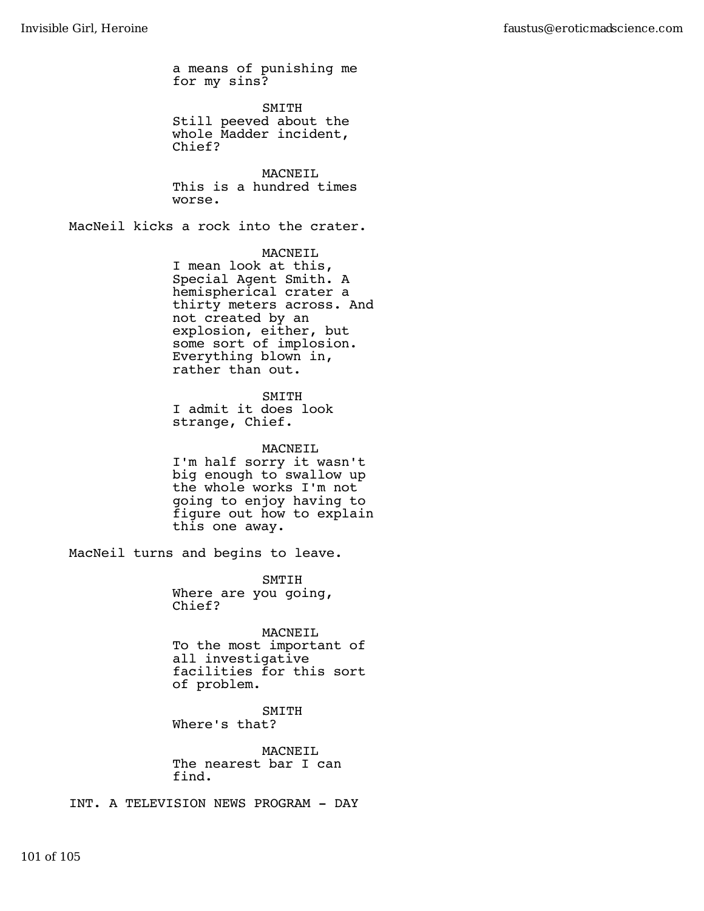a means of punishing me for my sins?

SMITH
Still peeved about the whole Madder incident, Chief?

MACNEIL
This is a hundred times worse.

MacNeil kicks a rock into the crater.

MACNEIL
I mean look at this, Special Agent Smith. A hemispherical crater a thirty meters across. And not created by an explosion, either, but some sort of implosion. Everything blown in, rather than out.

SMITH
I admit it does look strange, Chief.

MACNEIL
I'm half sorry it wasn't big enough to swallow up the whole works I'm not going to enjoy having to figure out how to explain this one away.

MacNeil turns and begins to leave.

SMTIH
Where are you going, Chief?

MACNEIL
To the most important of all investigative facilities for this sort of problem.

SMITH
Where's that?

MACNEIL
The nearest bar I can find.

INT. A TELEVISION NEWS PROGRAM - DAY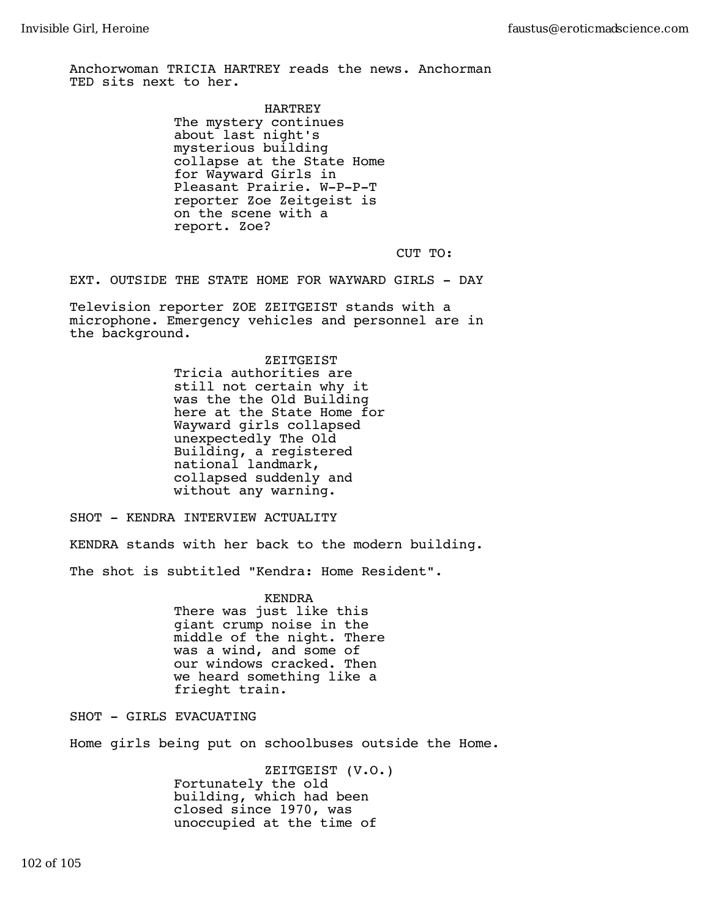Anchorwoman TRICIA HARTREY reads the news. Anchorman TED sits next to her.

HARTREY
The mystery continues about last night's mysterious building collapse at the State Home for Wayward Girls in Pleasant Prairie. W-P-P-T reporter Zoe Zeitgeist is on the scene with a report. Zoe?

CUT TO:

EXT. OUTSIDE THE STATE HOME FOR WAYWARD GIRLS - DAY

Television reporter ZOE ZEITGEIST stands with a microphone. Emergency vehicles and personnel are in the background.

ZEITGEIST
Tricia authorities are still not certain why it was the the Old Building here at the State Home for Wayward girls collapsed unexpectedly The Old Building, a registered national landmark, collapsed suddenly and without any warning.

SHOT - KENDRA INTERVIEW ACTUALITY

KENDRA stands with her back to the modern building.

The shot is subtitled "Kendra: Home Resident".

KENDRA
There was just like this giant crump noise in the middle of the night. There was a wind, and some of our windows cracked. Then we heard something like a frieght train.

SHOT - GIRLS EVACUATING

Home girls being put on schoolbuses outside the Home.

ZEITGEIST (V.O.)
Fortunately the old building, which had been closed since 1970, was unoccupied at the time of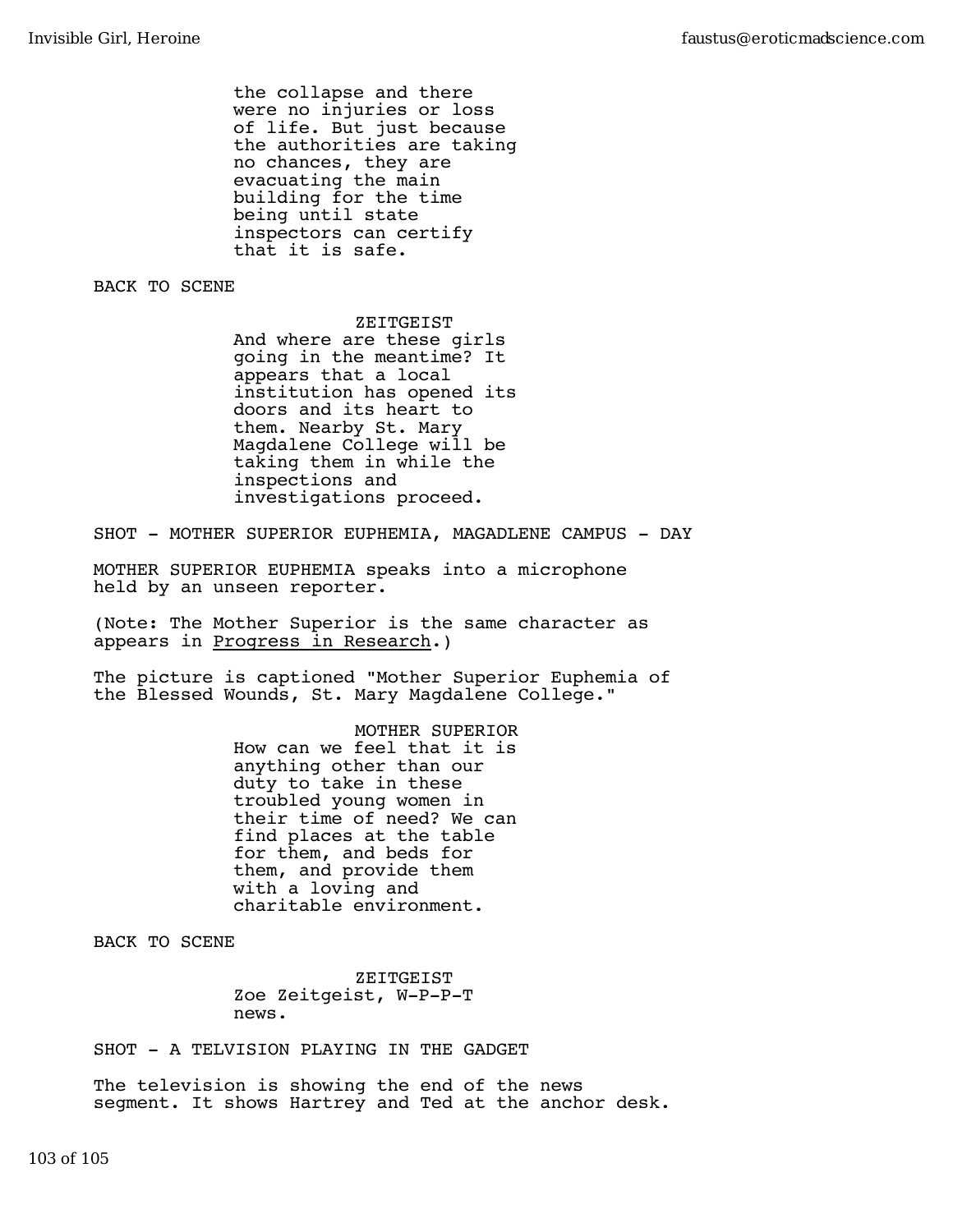the collapse and there were no injuries or loss of life. But just because the authorities are taking no chances, they are evacuating the main building for the time being until state inspectors can certify that it is safe.

BACK TO SCENE

ZEITGEIST
And where are these girls going in the meantime? It appears that a local institution has opened its doors and its heart to them. Nearby St. Mary Magdalene College will be taking them in while the inspections and investigations proceed.

SHOT - MOTHER SUPERIOR EUPHEMIA, MAGADLENE CAMPUS - DAY

MOTHER SUPERIOR EUPHEMIA speaks into a microphone held by an unseen reporter.

(Note: The Mother Superior is the same character as appears in Progress in Research.)

The picture is captioned "Mother Superior Euphemia of the Blessed Wounds, St. Mary Magdalene College."

MOTHER SUPERIOR
How can we feel that it is anything other than our duty to take in these troubled young women in their time of need? We can find places at the table for them, and beds for them, and provide them with a loving and charitable environment.

BACK TO SCENE

ZEITGEIST
Zoe Zeitgeist, W-P-P-T news.

SHOT - A TELVISION PLAYING IN THE GADGET

The television is showing the end of the news segment. It shows Hartrey and Ted at the anchor desk.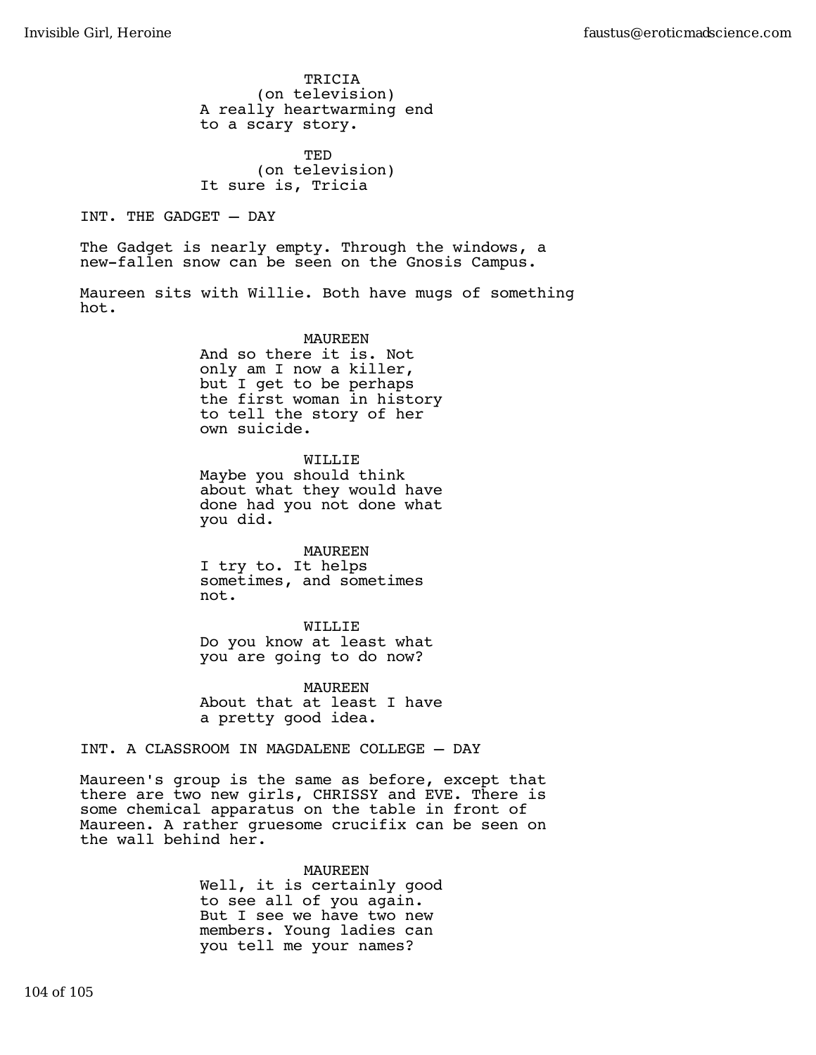TRICIA
(on television)
A really heartwarming end to a scary story.

TED
(on television)
It sure is, Tricia

INT. THE GADGET — DAY

The Gadget is nearly empty. Through the windows, a new-fallen snow can be seen on the Gnosis Campus.

Maureen sits with Willie. Both have mugs of something hot.

MAUREEN
And so there it is. Not only am I now a killer, but I get to be perhaps the first woman in history to tell the story of her own suicide.

WILLIE
Maybe you should think about what they would have done had you not done what you did.

MAUREEN
I try to. It helps sometimes, and sometimes not.

WILLIE
Do you know at least what you are going to do now?

MAUREEN
About that at least I have a pretty good idea.

INT. A CLASSROOM IN MAGDALENE COLLEGE — DAY

Maureen's group is the same as before, except that there are two new girls, CHRISSY and EVE. There is some chemical apparatus on the table in front of Maureen. A rather gruesome crucifix can be seen on the wall behind her.

MAUREEN
Well, it is certainly good to see all of you again. But I see we have two new members. Young ladies can you tell me your names?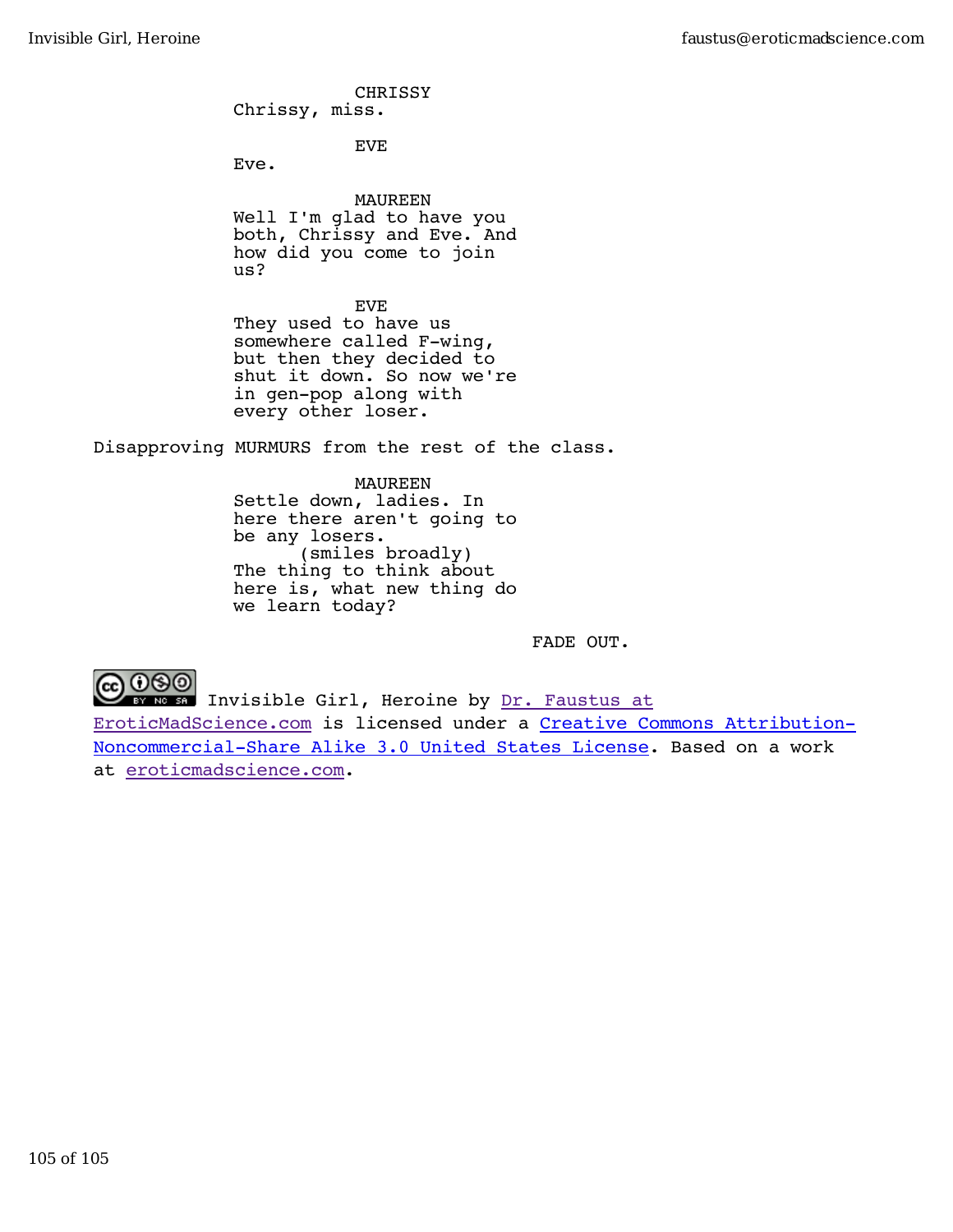CHRISSY
Chrissy, miss.

EVE
Eve.

MAUREEN
Well I'm glad to have you both, Chrissy and Eve. And how did you come to join us?

EVE
They used to have us somewhere called F-wing, but then they decided to shut it down. So now we're in gen-pop along with every other loser.

Disapproving MURMURS from the rest of the class.

MAUREEN
Settle down, ladies. In here there aren't going to be any losers.
(smiles broadly)
The thing to think about here is, what new thing do we learn today?

FADE OUT.

Invisible Girl, Heroine by Dr. Faustus at EroticMadScience.com is licensed under a Creative Commons Attribution-Noncommercial-Share Alike 3.0 United States License. Based on a work at eroticmadscience.com.